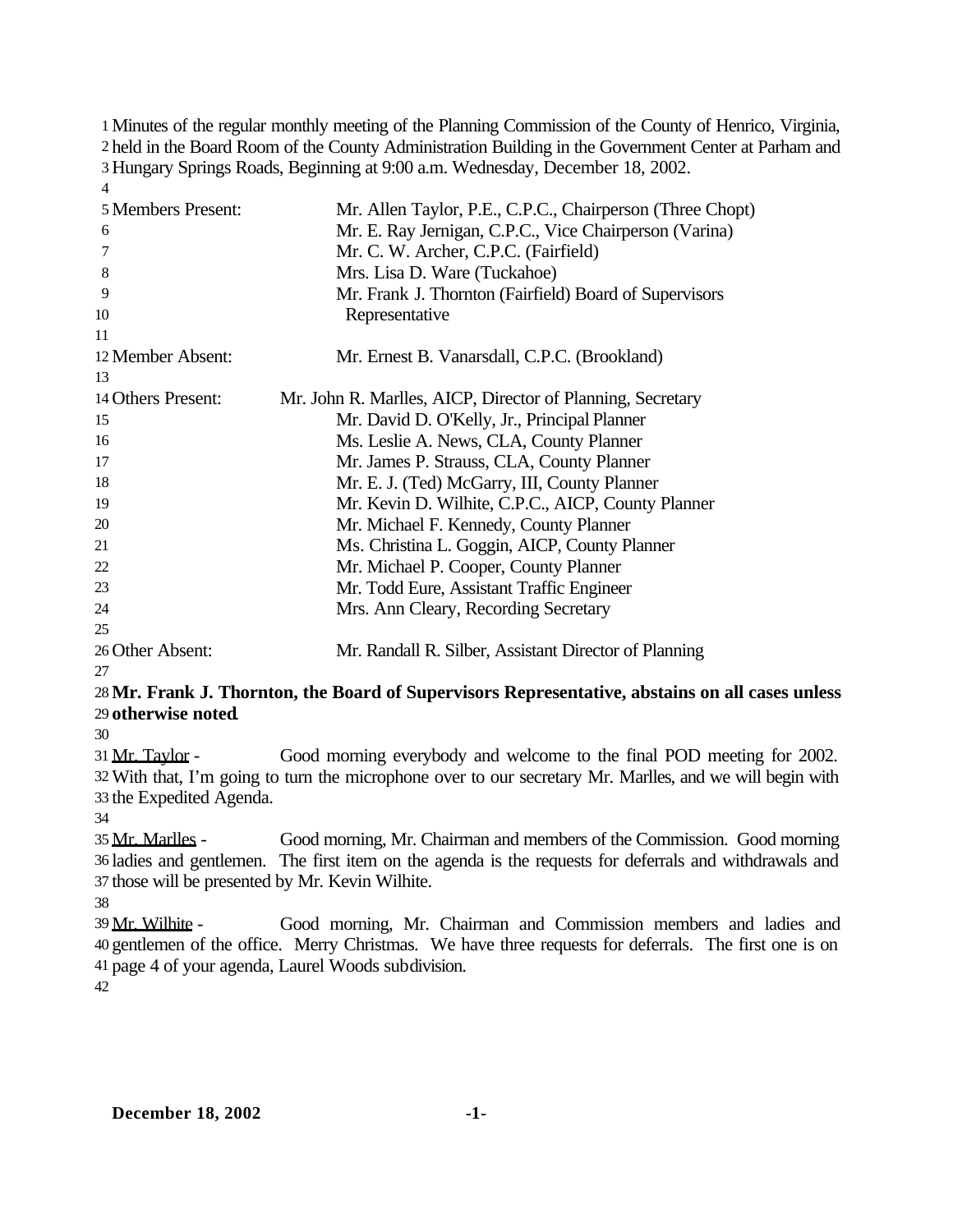Minutes of the regular monthly meeting of the Planning Commission of the County of Henrico, Virginia, held in the Board Room of the County Administration Building in the Government Center at Parham and Hungary Springs Roads, Beginning at 9:00 a.m. Wednesday, December 18, 2002.

| | |
|---|---|
| Members Present: | Mr. Allen Taylor, P.E., C.P.C., Chairperson (Three Chopt) |
| | Mr. E. Ray Jernigan, C.P.C., Vice Chairperson (Varina) |
| | Mr. C. W. Archer, C.P.C. (Fairfield) |
| | Mrs. Lisa D. Ware (Tuckahoe) |
| | Mr. Frank J. Thornton (Fairfield) Board of Supervisors Representative |
| Member Absent: | Mr. Ernest B. Vanarsdall, C.P.C. (Brookland) |
| Others Present: | Mr. John R. Marlles, AICP, Director of Planning, Secretary |
| | Mr. David D. O'Kelly, Jr., Principal Planner |
| | Ms. Leslie A. News, CLA, County Planner |
| | Mr. James P. Strauss, CLA, County Planner |
| | Mr. E. J. (Ted) McGarry, III, County Planner |
| | Mr. Kevin D. Wilhite, C.P.C., AICP, County Planner |
| | Mr. Michael F. Kennedy, County Planner |
| | Ms. Christina L. Goggin, AICP, County Planner |
| | Mr. Michael P. Cooper, County Planner |
| | Mr. Todd Eure, Assistant Traffic Engineer |
| | Mrs. Ann Cleary, Recording Secretary |
| Other Absent: | Mr. Randall R. Silber, Assistant Director of Planning |

**Mr. Frank J. Thornton, the Board of Supervisors Representative, abstains on all cases unless otherwise noted.**

Mr. Taylor - Good morning everybody and welcome to the final POD meeting for 2002. With that, I'm going to turn the microphone over to our secretary Mr. Marlles, and we will begin with the Expedited Agenda.

Mr. Marlles - Good morning, Mr. Chairman and members of the Commission. Good morning ladies and gentlemen. The first item on the agenda is the requests for deferrals and withdrawals and those will be presented by Mr. Kevin Wilhite.

Mr. Wilhite - Good morning, Mr. Chairman and Commission members and ladies and gentlemen of the office. Merry Christmas. We have three requests for deferrals. The first one is on page 4 of your agenda, Laurel Woods subdivision.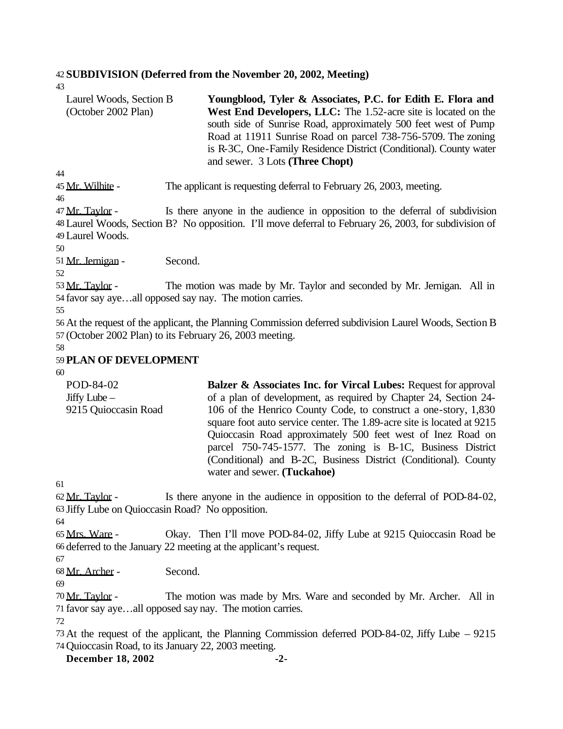**SUBDIVISION (Deferred from the November 20, 2002, Meeting)**

Laurel Woods, Section B (October 2002 Plan) — **Youngblood, Tyler & Associates, P.C. for Edith E. Flora and West End Developers, LLC:** The 1.52-acre site is located on the south side of Sunrise Road, approximately 500 feet west of Pump Road at 11911 Sunrise Road on parcel 738-756-5709. The zoning is R-3C, One-Family Residence District (Conditional). County water and sewer. 3 Lots **(Three Chopt)**

Mr. Wilhite - The applicant is requesting deferral to February 26, 2003, meeting.

Mr. Taylor - Is there anyone in the audience in opposition to the deferral of subdivision Laurel Woods, Section B? No opposition. I'll move deferral to February 26, 2003, for subdivision of Laurel Woods.

Mr. Jernigan - Second.

Mr. Taylor - The motion was made by Mr. Taylor and seconded by Mr. Jernigan. All in favor say aye…all opposed say nay. The motion carries.

At the request of the applicant, the Planning Commission deferred subdivision Laurel Woods, Section B (October 2002 Plan) to its February 26, 2003 meeting.

**PLAN OF DEVELOPMENT**

POD-84-02
Jiffy Lube – 9215 Quioccasin Road — **Balzer & Associates Inc. for Vircal Lubes:** Request for approval of a plan of development, as required by Chapter 24, Section 24-106 of the Henrico County Code, to construct a one-story, 1,830 square foot auto service center. The 1.89-acre site is located at 9215 Quioccasin Road approximately 500 feet west of Inez Road on parcel 750-745-1577. The zoning is B-1C, Business District (Conditional) and B-2C, Business District (Conditional). County water and sewer. **(Tuckahoe)**

Mr. Taylor - Is there anyone in the audience in opposition to the deferral of POD-84-02, Jiffy Lube on Quioccasin Road? No opposition.

Mrs. Ware - Okay. Then I'll move POD-84-02, Jiffy Lube at 9215 Quioccasin Road be deferred to the January 22 meeting at the applicant's request.

Mr. Archer - Second.

Mr. Taylor - The motion was made by Mrs. Ware and seconded by Mr. Archer. All in favor say aye…all opposed say nay. The motion carries.

At the request of the applicant, the Planning Commission deferred POD-84-02, Jiffy Lube – 9215 Quioccasin Road, to its January 22, 2003 meeting.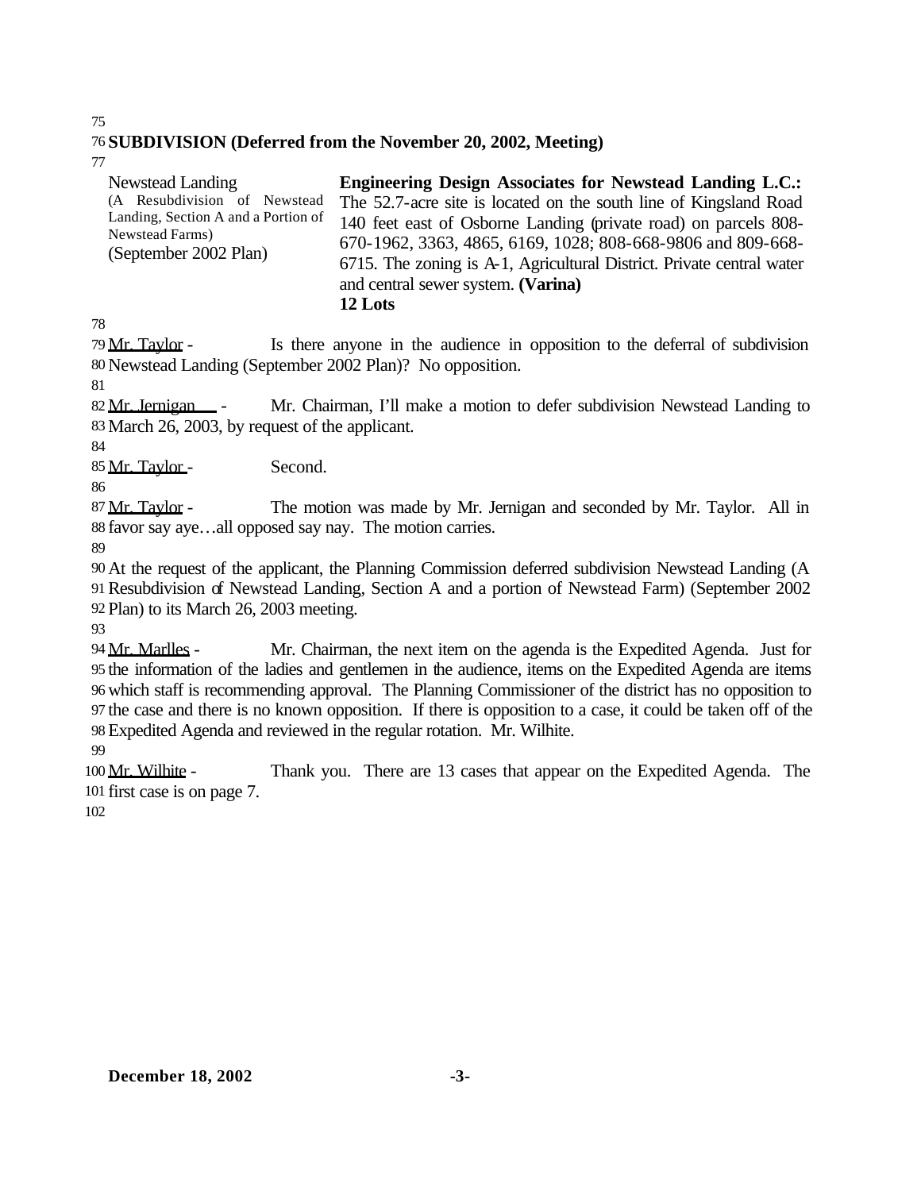## SUBDIVISION (Deferred from the November 20, 2002, Meeting)

| | |
|---|---|
| Newstead Landing (A Resubdivision of Newstead Landing, Section A and a Portion of Newstead Farms) (September 2002 Plan) | **Engineering Design Associates for Newstead Landing L.C.:** The 52.7-acre site is located on the south line of Kingsland Road 140 feet east of Osborne Landing (private road) on parcels 808-670-1962, 3363, 4865, 6169, 1028; 808-668-9806 and 809-668-6715. The zoning is A-1, Agricultural District. Private central water and central sewer system. **(Varina)** **12 Lots** |

Mr. Taylor - Is there anyone in the audience in opposition to the deferral of subdivision Newstead Landing (September 2002 Plan)? No opposition.

Mr. Jernigan - Mr. Chairman, I'll make a motion to defer subdivision Newstead Landing to March 26, 2003, by request of the applicant.

Mr. Taylor - Second.

Mr. Taylor - The motion was made by Mr. Jernigan and seconded by Mr. Taylor. All in favor say aye…all opposed say nay. The motion carries.

At the request of the applicant, the Planning Commission deferred subdivision Newstead Landing (A Resubdivision of Newstead Landing, Section A and a portion of Newstead Farm) (September 2002 Plan) to its March 26, 2003 meeting.

Mr. Marlles - Mr. Chairman, the next item on the agenda is the Expedited Agenda. Just for the information of the ladies and gentlemen in the audience, items on the Expedited Agenda are items which staff is recommending approval. The Planning Commissioner of the district has no opposition to the case and there is no known opposition. If there is opposition to a case, it could be taken off of the Expedited Agenda and reviewed in the regular rotation. Mr. Wilhite.

Mr. Wilhite - Thank you. There are 13 cases that appear on the Expedited Agenda. The first case is on page 7.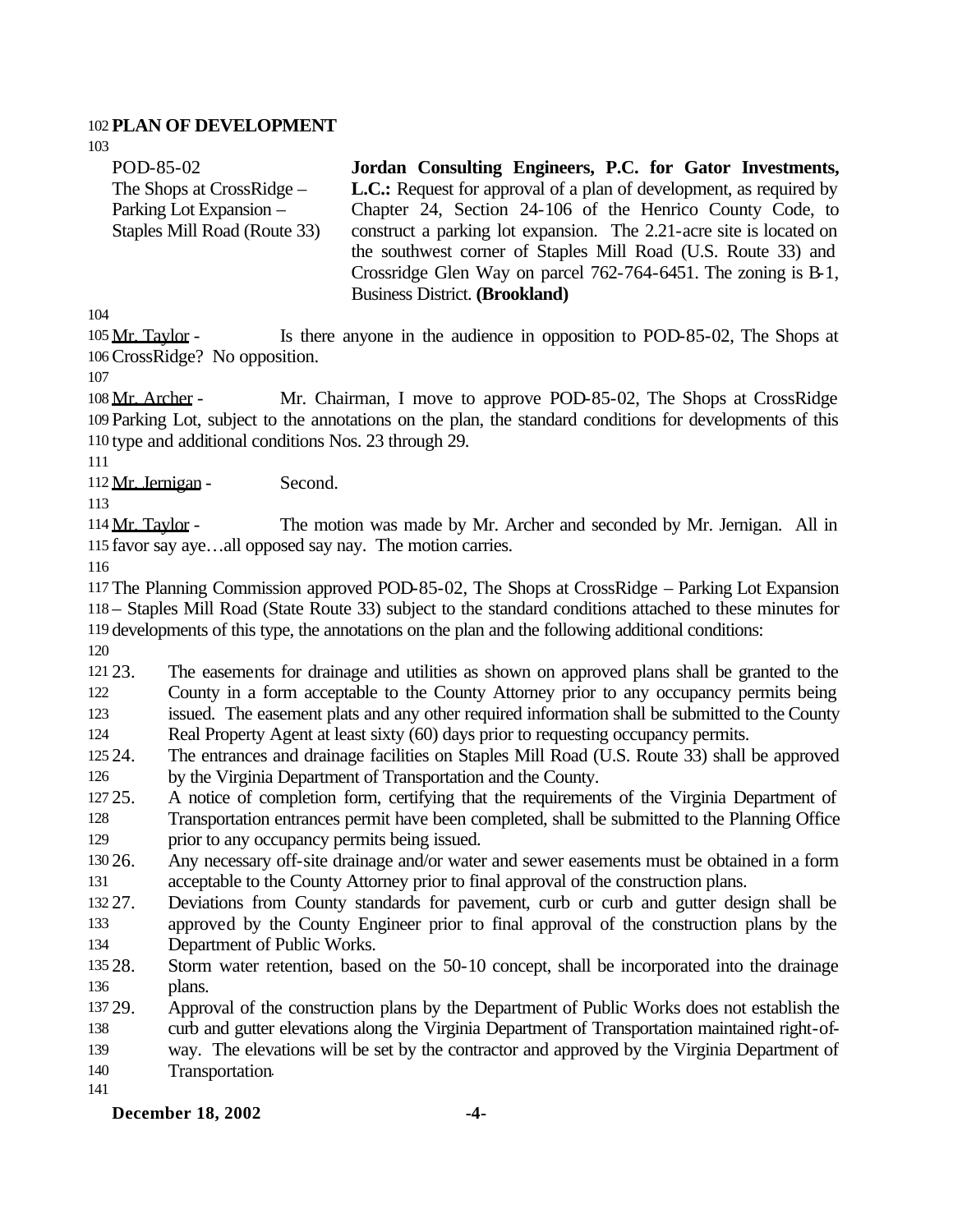**PLAN OF DEVELOPMENT**

| | |
|---|---|
| POD-85-02<br>The Shops at CrossRidge – Parking Lot Expansion – Staples Mill Road (Route 33) | **Jordan Consulting Engineers, P.C. for Gator Investments, L.C.:** Request for approval of a plan of development, as required by Chapter 24, Section 24-106 of the Henrico County Code, to construct a parking lot expansion. The 2.21-acre site is located on the southwest corner of Staples Mill Road (U.S. Route 33) and Crossridge Glen Way on parcel 762-764-6451. The zoning is B-1, Business District. **(Brookland)** |

Mr. Taylor - Is there anyone in the audience in opposition to POD-85-02, The Shops at CrossRidge? No opposition.

Mr. Archer - Mr. Chairman, I move to approve POD-85-02, The Shops at CrossRidge Parking Lot, subject to the annotations on the plan, the standard conditions for developments of this type and additional conditions Nos. 23 through 29.

Mr. Jernigan - Second.

Mr. Taylor - The motion was made by Mr. Archer and seconded by Mr. Jernigan. All in favor say aye…all opposed say nay. The motion carries.

The Planning Commission approved POD-85-02, The Shops at CrossRidge – Parking Lot Expansion – Staples Mill Road (State Route 33) subject to the standard conditions attached to these minutes for developments of this type, the annotations on the plan and the following additional conditions:

23. The easements for drainage and utilities as shown on approved plans shall be granted to the County in a form acceptable to the County Attorney prior to any occupancy permits being issued. The easement plats and any other required information shall be submitted to the County Real Property Agent at least sixty (60) days prior to requesting occupancy permits.
24. The entrances and drainage facilities on Staples Mill Road (U.S. Route 33) shall be approved by the Virginia Department of Transportation and the County.
25. A notice of completion form, certifying that the requirements of the Virginia Department of Transportation entrances permit have been completed, shall be submitted to the Planning Office prior to any occupancy permits being issued.
26. Any necessary off-site drainage and/or water and sewer easements must be obtained in a form acceptable to the County Attorney prior to final approval of the construction plans.
27. Deviations from County standards for pavement, curb or curb and gutter design shall be approved by the County Engineer prior to final approval of the construction plans by the Department of Public Works.
28. Storm water retention, based on the 50-10 concept, shall be incorporated into the drainage plans.
29. Approval of the construction plans by the Department of Public Works does not establish the curb and gutter elevations along the Virginia Department of Transportation maintained right-of-way. The elevations will be set by the contractor and approved by the Virginia Department of Transportation.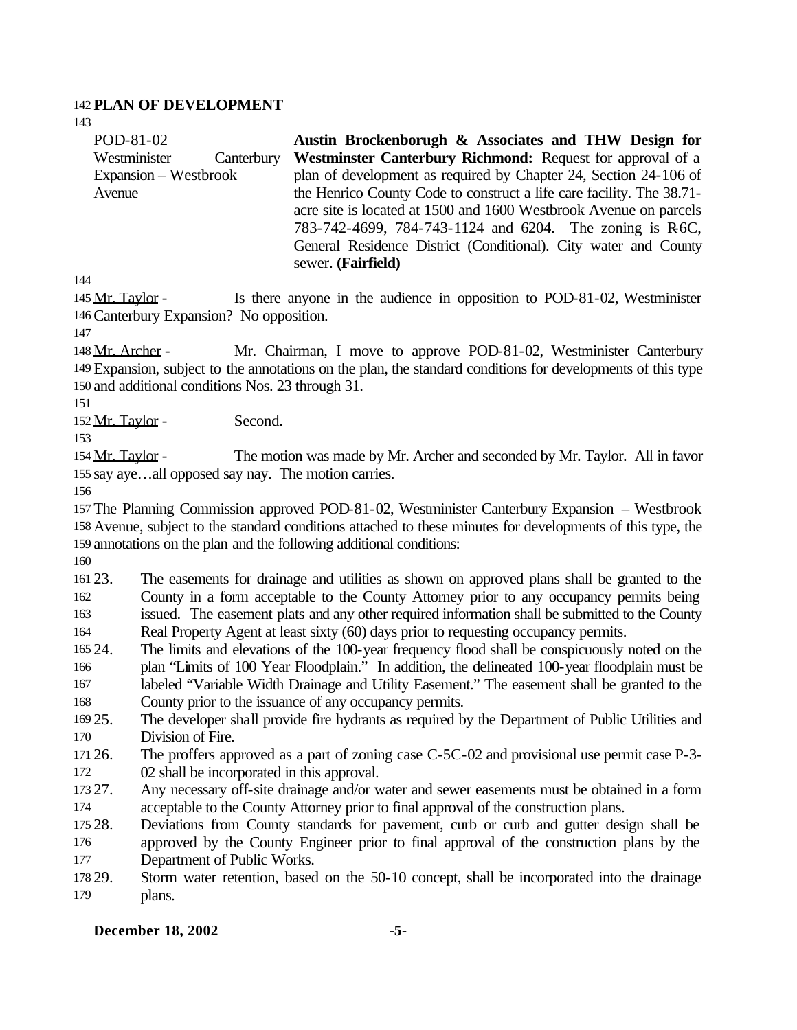**PLAN OF DEVELOPMENT**

| | |
|---|---|
| POD-81-02 Westminister Canterbury Expansion – Westbrook Avenue | **Austin Brockenborugh & Associates and THW Design for Westminster Canterbury Richmond:** Request for approval of a plan of development as required by Chapter 24, Section 24-106 of the Henrico County Code to construct a life care facility. The 38.71-acre site is located at 1500 and 1600 Westbrook Avenue on parcels 783-742-4699, 784-743-1124 and 6204. The zoning is R-6C, General Residence District (Conditional). City water and County sewer. **(Fairfield)** |

Mr. Taylor - Is there anyone in the audience in opposition to POD-81-02, Westminister Canterbury Expansion? No opposition.

Mr. Archer - Mr. Chairman, I move to approve POD-81-02, Westminister Canterbury Expansion, subject to the annotations on the plan, the standard conditions for developments of this type and additional conditions Nos. 23 through 31.

Mr. Taylor - Second.

Mr. Taylor - The motion was made by Mr. Archer and seconded by Mr. Taylor. All in favor say aye…all opposed say nay. The motion carries.

The Planning Commission approved POD-81-02, Westminister Canterbury Expansion – Westbrook Avenue, subject to the standard conditions attached to these minutes for developments of this type, the annotations on the plan and the following additional conditions:

23. The easements for drainage and utilities as shown on approved plans shall be granted to the County in a form acceptable to the County Attorney prior to any occupancy permits being issued. The easement plats and any other required information shall be submitted to the County Real Property Agent at least sixty (60) days prior to requesting occupancy permits.
24. The limits and elevations of the 100-year frequency flood shall be conspicuously noted on the plan "Limits of 100 Year Floodplain." In addition, the delineated 100-year floodplain must be labeled "Variable Width Drainage and Utility Easement." The easement shall be granted to the County prior to the issuance of any occupancy permits.
25. The developer shall provide fire hydrants as required by the Department of Public Utilities and Division of Fire.
26. The proffers approved as a part of zoning case C-5C-02 and provisional use permit case P-3-02 shall be incorporated in this approval.
27. Any necessary off-site drainage and/or water and sewer easements must be obtained in a form acceptable to the County Attorney prior to final approval of the construction plans.
28. Deviations from County standards for pavement, curb or curb and gutter design shall be approved by the County Engineer prior to final approval of the construction plans by the Department of Public Works.
29. Storm water retention, based on the 50-10 concept, shall be incorporated into the drainage plans.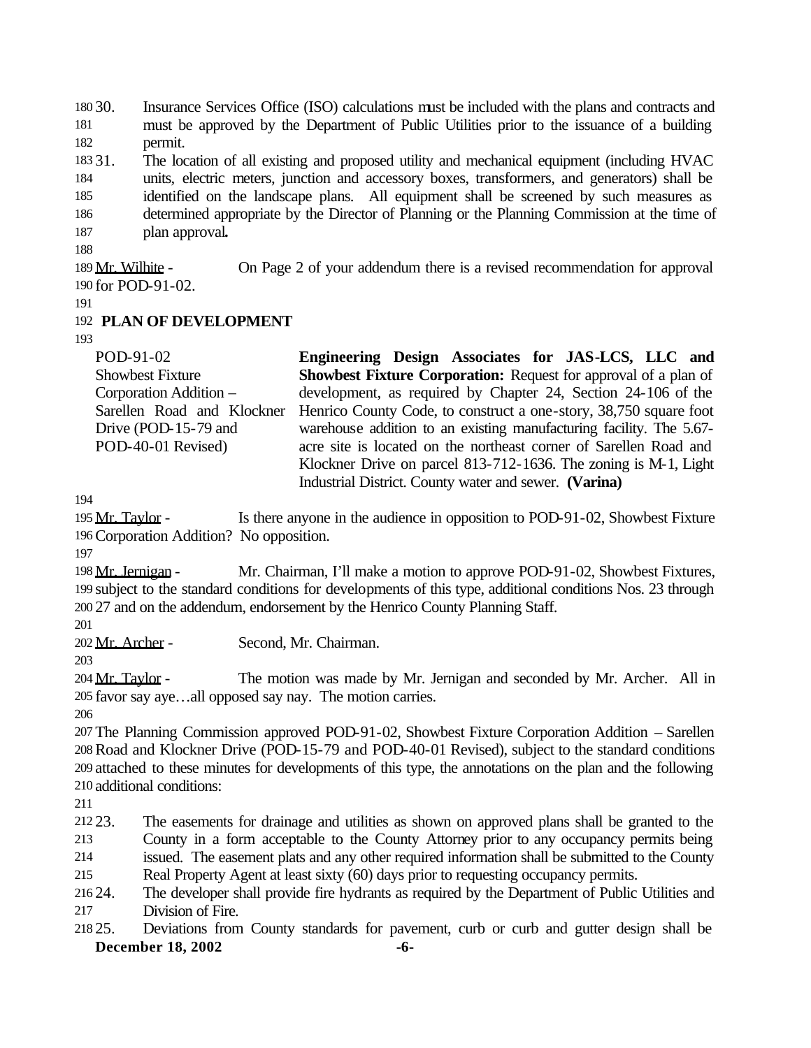30. Insurance Services Office (ISO) calculations must be included with the plans and contracts and must be approved by the Department of Public Utilities prior to the issuance of a building permit.
31. The location of all existing and proposed utility and mechanical equipment (including HVAC units, electric meters, junction and accessory boxes, transformers, and generators) shall be identified on the landscape plans. All equipment shall be screened by such measures as determined appropriate by the Director of Planning or the Planning Commission at the time of plan approval**.**

Mr. Wilhite - On Page 2 of your addendum there is a revised recommendation for approval for POD-91-02.

## PLAN OF DEVELOPMENT

| | |
|---|---|
| POD-91-02<br>Showbest Fixture Corporation Addition – Sarellen Road and Klockner Drive (POD-15-79 and POD-40-01 Revised) | **Engineering Design Associates for JAS-LCS, LLC and Showbest Fixture Corporation:** Request for approval of a plan of development, as required by Chapter 24, Section 24-106 of the Henrico County Code, to construct a one-story, 38,750 square foot warehouse addition to an existing manufacturing facility. The 5.67-acre site is located on the northeast corner of Sarellen Road and Klockner Drive on parcel 813-712-1636. The zoning is M-1, Light Industrial District. County water and sewer. **(Varina)** |

Mr. Taylor - Is there anyone in the audience in opposition to POD-91-02, Showbest Fixture Corporation Addition? No opposition.

Mr. Jernigan - Mr. Chairman, I'll make a motion to approve POD-91-02, Showbest Fixtures, subject to the standard conditions for developments of this type, additional conditions Nos. 23 through 27 and on the addendum, endorsement by the Henrico County Planning Staff.

Mr. Archer - Second, Mr. Chairman.

Mr. Taylor - The motion was made by Mr. Jernigan and seconded by Mr. Archer. All in favor say aye…all opposed say nay. The motion carries.

The Planning Commission approved POD-91-02, Showbest Fixture Corporation Addition – Sarellen Road and Klockner Drive (POD-15-79 and POD-40-01 Revised), subject to the standard conditions attached to these minutes for developments of this type, the annotations on the plan and the following additional conditions:

23. The easements for drainage and utilities as shown on approved plans shall be granted to the County in a form acceptable to the County Attorney prior to any occupancy permits being issued. The easement plats and any other required information shall be submitted to the County Real Property Agent at least sixty (60) days prior to requesting occupancy permits.
24. The developer shall provide fire hydrants as required by the Department of Public Utilities and Division of Fire.
25. Deviations from County standards for pavement, curb or curb and gutter design shall be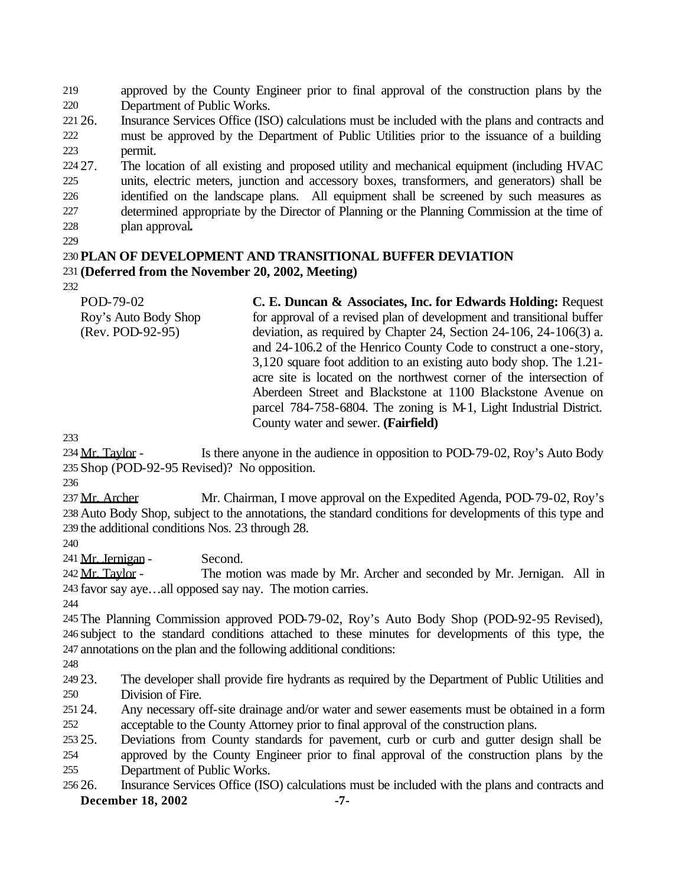approved by the County Engineer prior to final approval of the construction plans by the Department of Public Works.

26. Insurance Services Office (ISO) calculations must be included with the plans and contracts and must be approved by the Department of Public Utilities prior to the issuance of a building permit.

27. The location of all existing and proposed utility and mechanical equipment (including HVAC units, electric meters, junction and accessory boxes, transformers, and generators) shall be identified on the landscape plans. All equipment shall be screened by such measures as determined appropriate by the Director of Planning or the Planning Commission at the time of plan approval**.**

**PLAN OF DEVELOPMENT AND TRANSITIONAL BUFFER DEVIATION**
**(Deferred from the November 20, 2002, Meeting)**

| | |
|---|---|
| POD-79-02<br>Roy's Auto Body Shop<br>(Rev. POD-92-95) | **C. E. Duncan & Associates, Inc. for Edwards Holding:** Request for approval of a revised plan of development and transitional buffer deviation, as required by Chapter 24, Section 24-106, 24-106(3) a. and 24-106.2 of the Henrico County Code to construct a one-story, 3,120 square foot addition to an existing auto body shop. The 1.21-acre site is located on the northwest corner of the intersection of Aberdeen Street and Blackstone at 1100 Blackstone Avenue on parcel 784-758-6804. The zoning is M-1, Light Industrial District. County water and sewer. **(Fairfield)** |

Mr. Taylor - Is there anyone in the audience in opposition to POD-79-02, Roy's Auto Body Shop (POD-92-95 Revised)? No opposition.

Mr. Archer Mr. Chairman, I move approval on the Expedited Agenda, POD-79-02, Roy's Auto Body Shop, subject to the annotations, the standard conditions for developments of this type and the additional conditions Nos. 23 through 28.

Mr. Jernigan - Second.

Mr. Taylor - The motion was made by Mr. Archer and seconded by Mr. Jernigan. All in favor say aye…all opposed say nay. The motion carries.

The Planning Commission approved POD-79-02, Roy's Auto Body Shop (POD-92-95 Revised), subject to the standard conditions attached to these minutes for developments of this type, the annotations on the plan and the following additional conditions:

23. The developer shall provide fire hydrants as required by the Department of Public Utilities and Division of Fire.

24. Any necessary off-site drainage and/or water and sewer easements must be obtained in a form acceptable to the County Attorney prior to final approval of the construction plans.

25. Deviations from County standards for pavement, curb or curb and gutter design shall be approved by the County Engineer prior to final approval of the construction plans by the Department of Public Works.

26. Insurance Services Office (ISO) calculations must be included with the plans and contracts and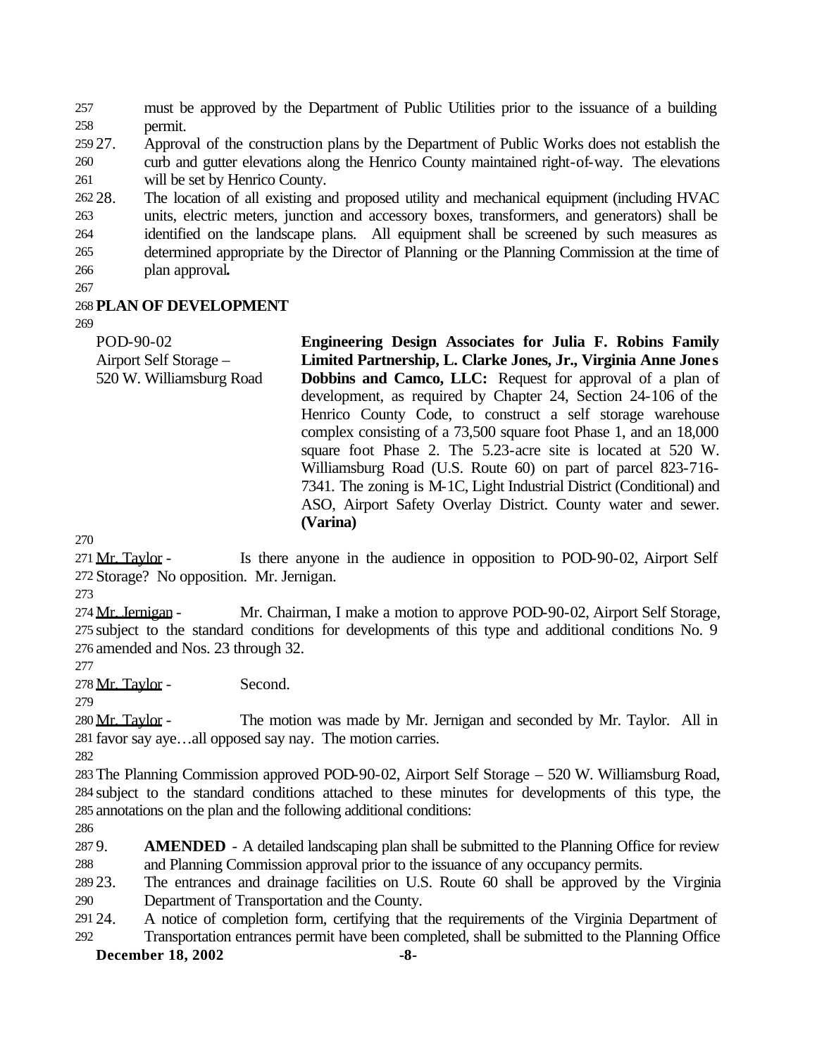must be approved by the Department of Public Utilities prior to the issuance of a building permit.

27. Approval of the construction plans by the Department of Public Works does not establish the curb and gutter elevations along the Henrico County maintained right-of-way. The elevations will be set by Henrico County.

28. The location of all existing and proposed utility and mechanical equipment (including HVAC units, electric meters, junction and accessory boxes, transformers, and generators) shall be identified on the landscape plans. All equipment shall be screened by such measures as determined appropriate by the Director of Planning or the Planning Commission at the time of plan approval**.**

## PLAN OF DEVELOPMENT

POD-90-02
Airport Self Storage –
520 W. Williamsburg Road

**Engineering Design Associates for Julia F. Robins Family Limited Partnership, L. Clarke Jones, Jr., Virginia Anne Jones Dobbins and Camco, LLC:** Request for approval of a plan of development, as required by Chapter 24, Section 24-106 of the Henrico County Code, to construct a self storage warehouse complex consisting of a 73,500 square foot Phase 1, and an 18,000 square foot Phase 2. The 5.23-acre site is located at 520 W. Williamsburg Road (U.S. Route 60) on part of parcel 823-716-7341. The zoning is M-1C, Light Industrial District (Conditional) and ASO, Airport Safety Overlay District. County water and sewer. **(Varina)**

Mr. Taylor - Is there anyone in the audience in opposition to POD-90-02, Airport Self Storage? No opposition. Mr. Jernigan.

Mr. Jernigan - Mr. Chairman, I make a motion to approve POD-90-02, Airport Self Storage, subject to the standard conditions for developments of this type and additional conditions No. 9 amended and Nos. 23 through 32.

Mr. Taylor - Second.

Mr. Taylor - The motion was made by Mr. Jernigan and seconded by Mr. Taylor. All in favor say aye…all opposed say nay. The motion carries.

The Planning Commission approved POD-90-02, Airport Self Storage – 520 W. Williamsburg Road, subject to the standard conditions attached to these minutes for developments of this type, the annotations on the plan and the following additional conditions:

9. **AMENDED** - A detailed landscaping plan shall be submitted to the Planning Office for review and Planning Commission approval prior to the issuance of any occupancy permits.

23. The entrances and drainage facilities on U.S. Route 60 shall be approved by the Virginia Department of Transportation and the County.

24. A notice of completion form, certifying that the requirements of the Virginia Department of Transportation entrances permit have been completed, shall be submitted to the Planning Office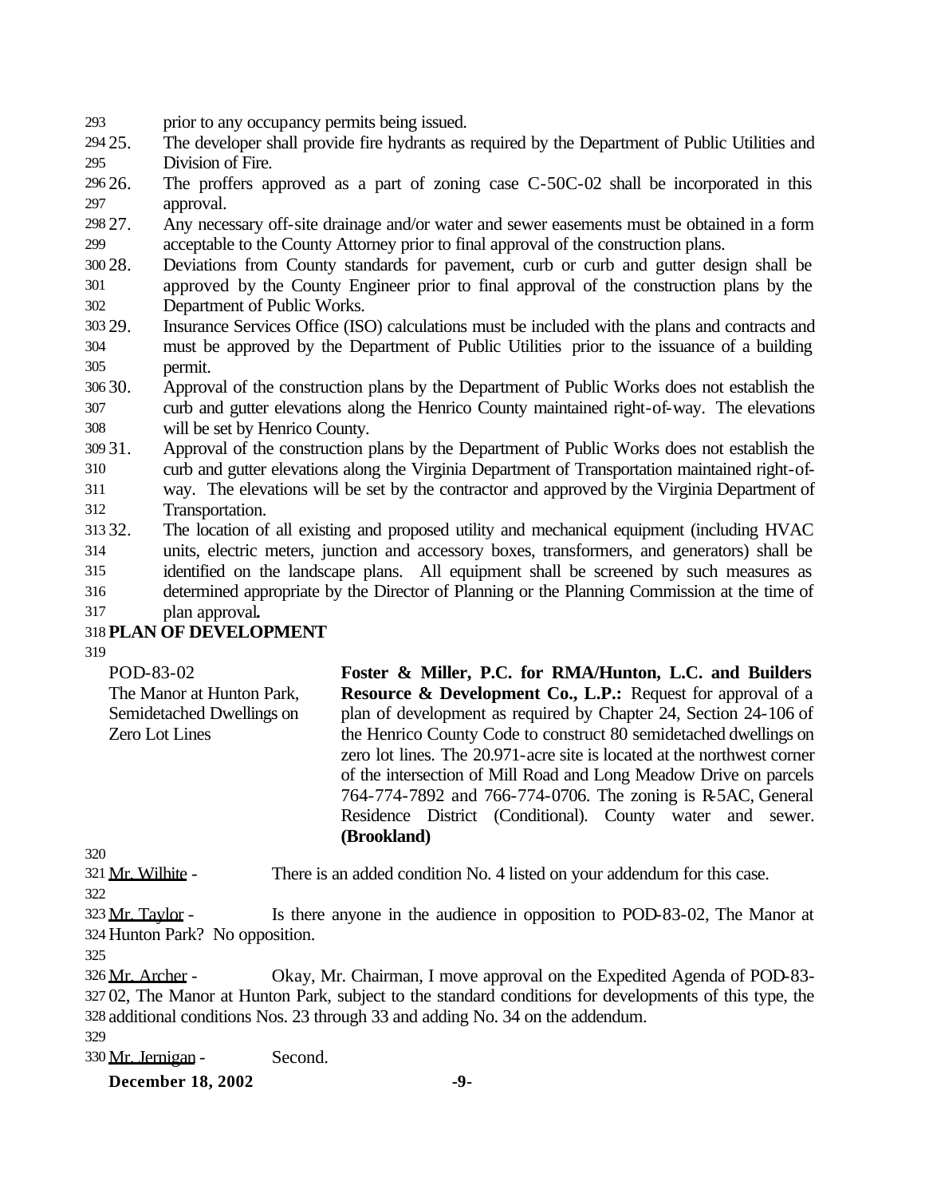prior to any occupancy permits being issued.

25. The developer shall provide fire hydrants as required by the Department of Public Utilities and Division of Fire.
26. The proffers approved as a part of zoning case C-50C-02 shall be incorporated in this approval.
27. Any necessary off-site drainage and/or water and sewer easements must be obtained in a form acceptable to the County Attorney prior to final approval of the construction plans.
28. Deviations from County standards for pavement, curb or curb and gutter design shall be approved by the County Engineer prior to final approval of the construction plans by the Department of Public Works.
29. Insurance Services Office (ISO) calculations must be included with the plans and contracts and must be approved by the Department of Public Utilities prior to the issuance of a building permit.
30. Approval of the construction plans by the Department of Public Works does not establish the curb and gutter elevations along the Henrico County maintained right-of-way. The elevations will be set by Henrico County.
31. Approval of the construction plans by the Department of Public Works does not establish the curb and gutter elevations along the Virginia Department of Transportation maintained right-of-way. The elevations will be set by the contractor and approved by the Virginia Department of Transportation.
32. The location of all existing and proposed utility and mechanical equipment (including HVAC units, electric meters, junction and accessory boxes, transformers, and generators) shall be identified on the landscape plans. All equipment shall be screened by such measures as determined appropriate by the Director of Planning or the Planning Commission at the time of plan approval**.**

**PLAN OF DEVELOPMENT**

POD-83-02
The Manor at Hunton Park, Semidetached Dwellings on Zero Lot Lines

**Foster & Miller, P.C. for RMA/Hunton, L.C. and Builders Resource & Development Co., L.P.:** Request for approval of a plan of development as required by Chapter 24, Section 24-106 of the Henrico County Code to construct 80 semidetached dwellings on zero lot lines. The 20.971-acre site is located at the northwest corner of the intersection of Mill Road and Long Meadow Drive on parcels 764-774-7892 and 766-774-0706. The zoning is R-5AC, General Residence District (Conditional). County water and sewer. **(Brookland)**

Mr. Wilhite - There is an added condition No. 4 listed on your addendum for this case.

Mr. Taylor - Is there anyone in the audience in opposition to POD-83-02, The Manor at Hunton Park? No opposition.

Mr. Archer - Okay, Mr. Chairman, I move approval on the Expedited Agenda of POD-83-02, The Manor at Hunton Park, subject to the standard conditions for developments of this type, the additional conditions Nos. 23 through 33 and adding No. 34 on the addendum.

Mr. Jernigan - Second.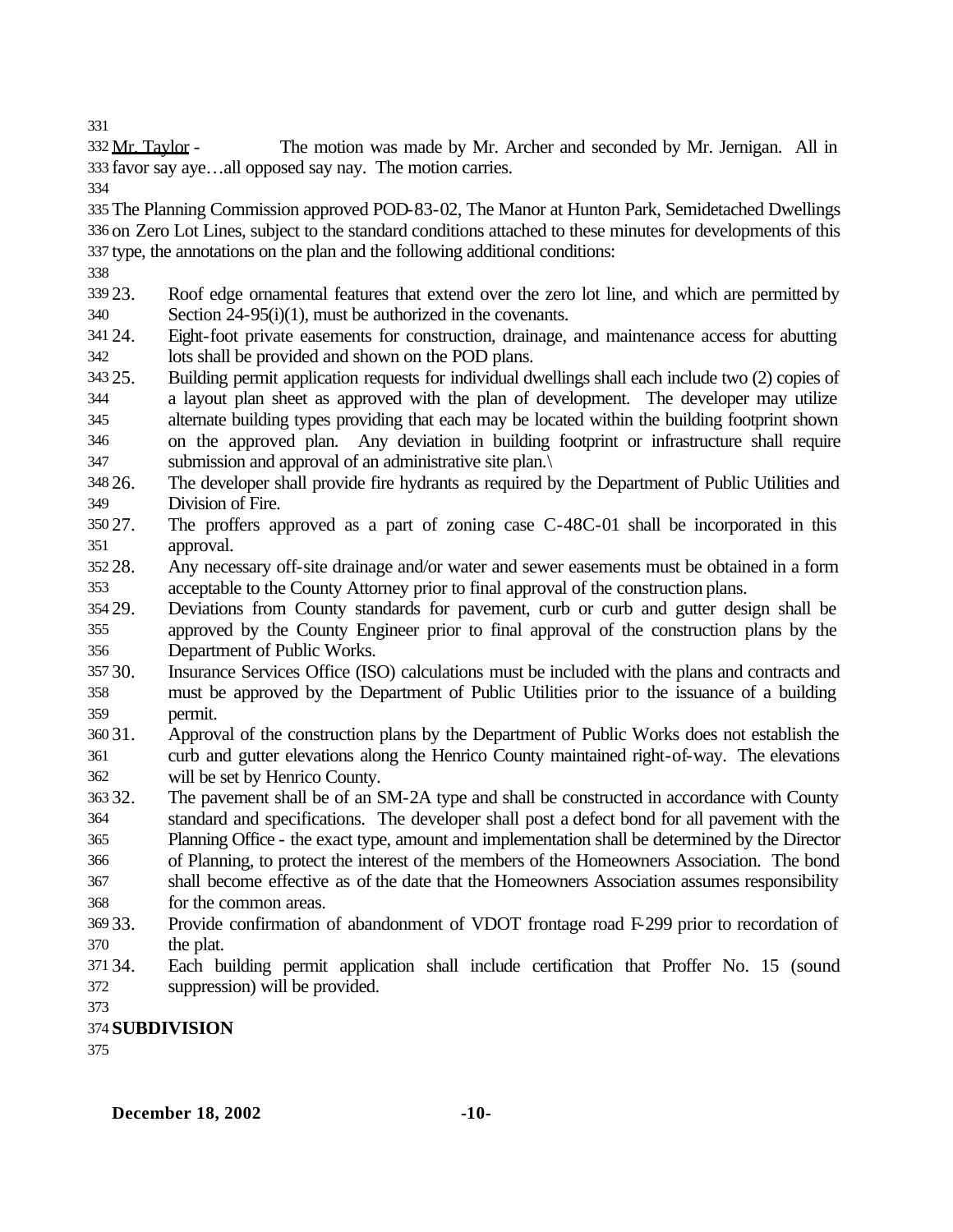Mr. Taylor - The motion was made by Mr. Archer and seconded by Mr. Jernigan. All in favor say aye…all opposed say nay. The motion carries.

The Planning Commission approved POD-83-02, The Manor at Hunton Park, Semidetached Dwellings on Zero Lot Lines, subject to the standard conditions attached to these minutes for developments of this type, the annotations on the plan and the following additional conditions:

23. Roof edge ornamental features that extend over the zero lot line, and which are permitted by Section 24-95(i)(1), must be authorized in the covenants.
24. Eight-foot private easements for construction, drainage, and maintenance access for abutting lots shall be provided and shown on the POD plans.
25. Building permit application requests for individual dwellings shall each include two (2) copies of a layout plan sheet as approved with the plan of development. The developer may utilize alternate building types providing that each may be located within the building footprint shown on the approved plan. Any deviation in building footprint or infrastructure shall require submission and approval of an administrative site plan.\
26. The developer shall provide fire hydrants as required by the Department of Public Utilities and Division of Fire.
27. The proffers approved as a part of zoning case C-48C-01 shall be incorporated in this approval.
28. Any necessary off-site drainage and/or water and sewer easements must be obtained in a form acceptable to the County Attorney prior to final approval of the construction plans.
29. Deviations from County standards for pavement, curb or curb and gutter design shall be approved by the County Engineer prior to final approval of the construction plans by the Department of Public Works.
30. Insurance Services Office (ISO) calculations must be included with the plans and contracts and must be approved by the Department of Public Utilities prior to the issuance of a building permit.
31. Approval of the construction plans by the Department of Public Works does not establish the curb and gutter elevations along the Henrico County maintained right-of-way. The elevations will be set by Henrico County.
32. The pavement shall be of an SM-2A type and shall be constructed in accordance with County standard and specifications. The developer shall post a defect bond for all pavement with the Planning Office - the exact type, amount and implementation shall be determined by the Director of Planning, to protect the interest of the members of the Homeowners Association. The bond shall become effective as of the date that the Homeowners Association assumes responsibility for the common areas.
33. Provide confirmation of abandonment of VDOT frontage road F-299 prior to recordation of the plat.
34. Each building permit application shall include certification that Proffer No. 15 (sound suppression) will be provided.

**SUBDIVISION**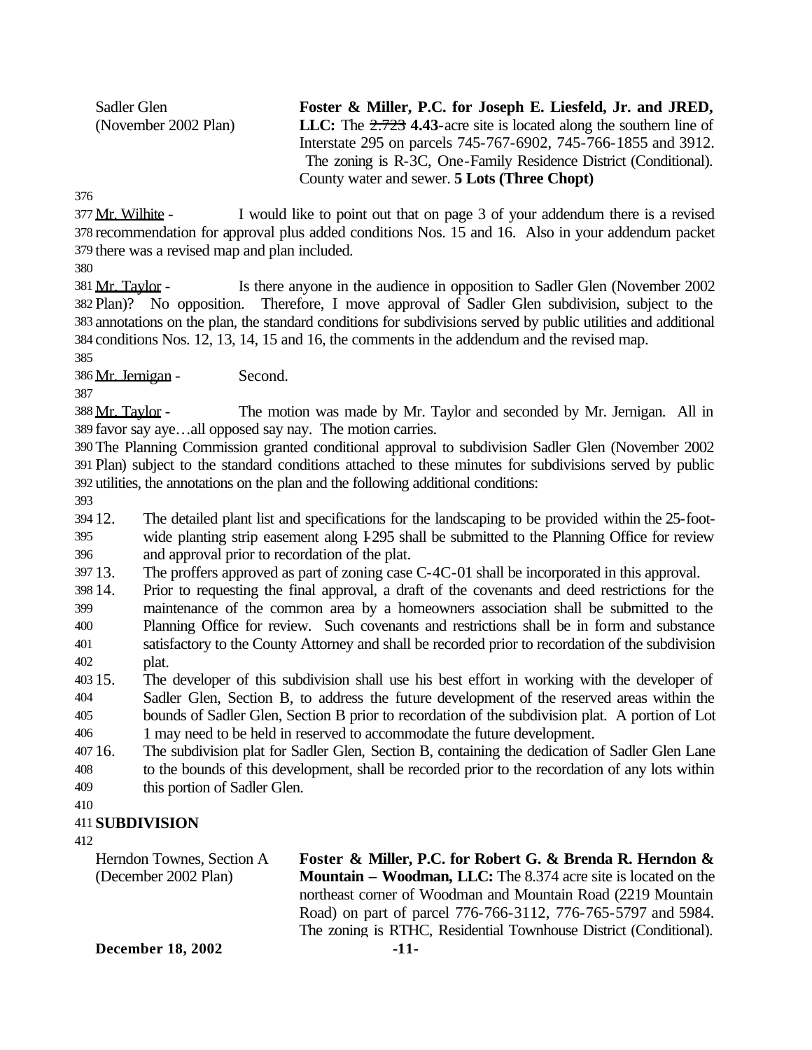Sadler Glen (November 2002 Plan)

**Foster & Miller, P.C. for Joseph E. Liesfeld, Jr. and JRED, LLC:** The ~~2.723~~ **4.43**-acre site is located along the southern line of Interstate 295 on parcels 745-767-6902, 745-766-1855 and 3912. The zoning is R-3C, One-Family Residence District (Conditional). County water and sewer. **5 Lots (Three Chopt)**

376
377 Mr. Wilhite - I would like to point out that on page 3 of your addendum there is a revised
378 recommendation for approval plus added conditions Nos. 15 and 16. Also in your addendum packet
379 there was a revised map and plan included.
380
381 Mr. Taylor - Is there anyone in the audience in opposition to Sadler Glen (November 2002
382 Plan)? No opposition. Therefore, I move approval of Sadler Glen subdivision, subject to the
383 annotations on the plan, the standard conditions for subdivisions served by public utilities and additional
384 conditions Nos. 12, 13, 14, 15 and 16, the comments in the addendum and the revised map.
385
386 Mr. Jernigan - Second.
387
388 Mr. Taylor - The motion was made by Mr. Taylor and seconded by Mr. Jernigan. All in
389 favor say aye…all opposed say nay. The motion carries.
390 The Planning Commission granted conditional approval to subdivision Sadler Glen (November 2002
391 Plan) subject to the standard conditions attached to these minutes for subdivisions served by public
392 utilities, the annotations on the plan and the following additional conditions:
393
394 12. The detailed plant list and specifications for the landscaping to be provided within the 25-foot-
395 wide planting strip easement along I-295 shall be submitted to the Planning Office for review
396 and approval prior to recordation of the plat.
397 13. The proffers approved as part of zoning case C-4C-01 shall be incorporated in this approval.
398 14. Prior to requesting the final approval, a draft of the covenants and deed restrictions for the
399 maintenance of the common area by a homeowners association shall be submitted to the
400 Planning Office for review. Such covenants and restrictions shall be in form and substance
401 satisfactory to the County Attorney and shall be recorded prior to recordation of the subdivision
402 plat.
403 15. The developer of this subdivision shall use his best effort in working with the developer of
404 Sadler Glen, Section B, to address the future development of the reserved areas within the
405 bounds of Sadler Glen, Section B prior to recordation of the subdivision plat. A portion of Lot
406 1 may need to be held in reserved to accommodate the future development.
407 16. The subdivision plat for Sadler Glen, Section B, containing the dedication of Sadler Glen Lane
408 to the bounds of this development, shall be recorded prior to the recordation of any lots within
409 this portion of Sadler Glen.
410
411 **SUBDIVISION**
412

Herndon Townes, Section A (December 2002 Plan)

**Foster & Miller, P.C. for Robert G. & Brenda R. Herndon & Mountain – Woodman, LLC:** The 8.374 acre site is located on the northeast corner of Woodman and Mountain Road (2219 Mountain Road) on part of parcel 776-766-3112, 776-765-5797 and 5984. The zoning is RTHC, Residential Townhouse District (Conditional).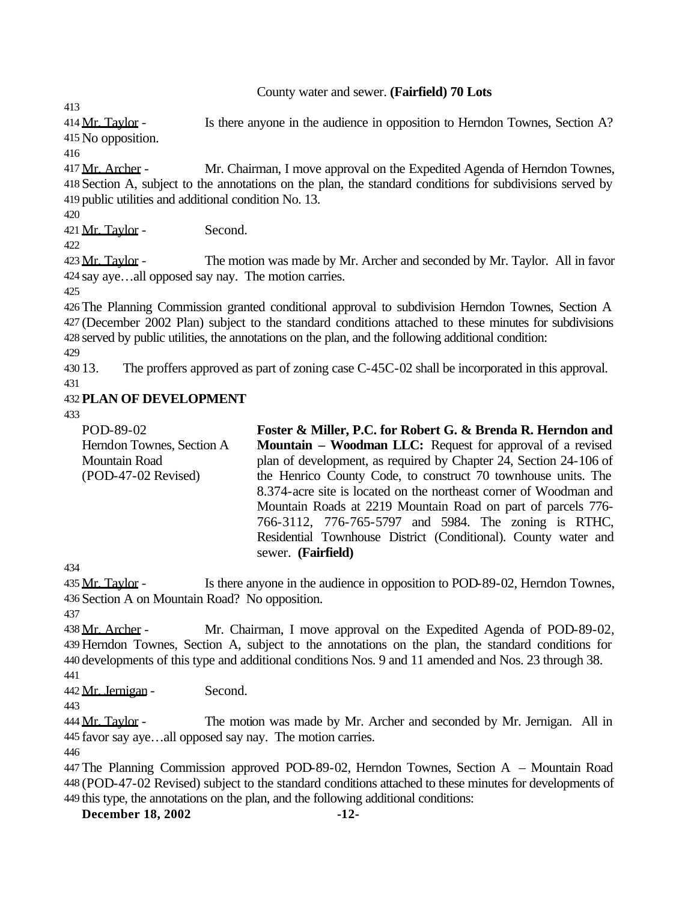County water and sewer. **(Fairfield) 70 Lots**

Mr. Taylor - Is there anyone in the audience in opposition to Herndon Townes, Section A? No opposition.

Mr. Archer - Mr. Chairman, I move approval on the Expedited Agenda of Herndon Townes, Section A, subject to the annotations on the plan, the standard conditions for subdivisions served by public utilities and additional condition No. 13.

Mr. Taylor - Second.

Mr. Taylor - The motion was made by Mr. Archer and seconded by Mr. Taylor. All in favor say aye…all opposed say nay. The motion carries.

The Planning Commission granted conditional approval to subdivision Herndon Townes, Section A (December 2002 Plan) subject to the standard conditions attached to these minutes for subdivisions served by public utilities, the annotations on the plan, and the following additional condition:

13. The proffers approved as part of zoning case C-45C-02 shall be incorporated in this approval.

**PLAN OF DEVELOPMENT**

| | |
|---|---|
| POD-89-02<br>Herndon Townes, Section A<br>Mountain Road<br>(POD-47-02 Revised) | **Foster & Miller, P.C. for Robert G. & Brenda R. Herndon and Mountain – Woodman LLC:** Request for approval of a revised plan of development, as required by Chapter 24, Section 24-106 of the Henrico County Code, to construct 70 townhouse units. The 8.374-acre site is located on the northeast corner of Woodman and Mountain Roads at 2219 Mountain Road on part of parcels 776-766-3112, 776-765-5797 and 5984. The zoning is RTHC, Residential Townhouse District (Conditional). County water and sewer. **(Fairfield)** |

Mr. Taylor - Is there anyone in the audience in opposition to POD-89-02, Herndon Townes, Section A on Mountain Road? No opposition.

Mr. Archer - Mr. Chairman, I move approval on the Expedited Agenda of POD-89-02, Herndon Townes, Section A, subject to the annotations on the plan, the standard conditions for developments of this type and additional conditions Nos. 9 and 11 amended and Nos. 23 through 38.

Mr. Jernigan - Second.

Mr. Taylor - The motion was made by Mr. Archer and seconded by Mr. Jernigan. All in favor say aye…all opposed say nay. The motion carries.

The Planning Commission approved POD-89-02, Herndon Townes, Section A – Mountain Road (POD-47-02 Revised) subject to the standard conditions attached to these minutes for developments of this type, the annotations on the plan, and the following additional conditions: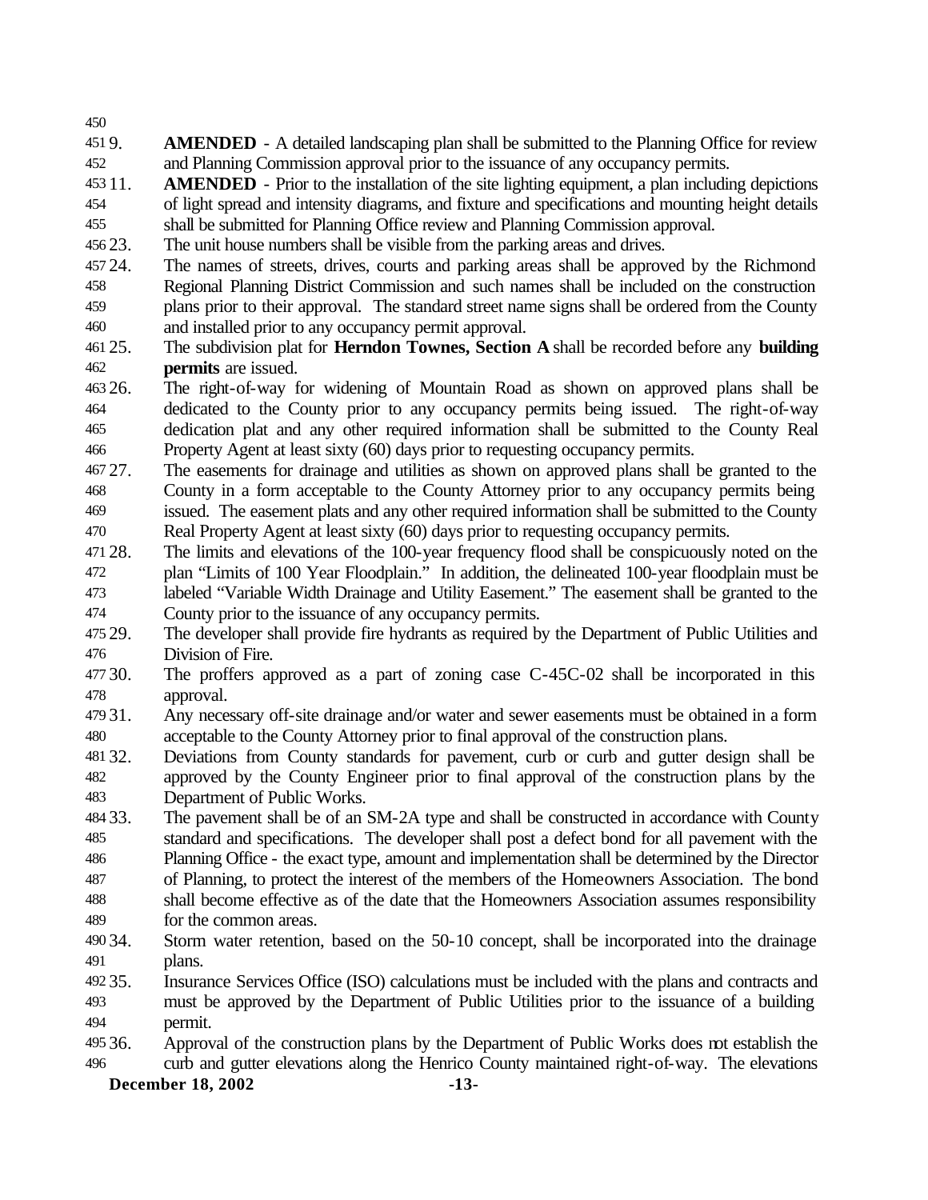9. **AMENDED** - A detailed landscaping plan shall be submitted to the Planning Office for review and Planning Commission approval prior to the issuance of any occupancy permits.

11. **AMENDED** - Prior to the installation of the site lighting equipment, a plan including depictions of light spread and intensity diagrams, and fixture and specifications and mounting height details shall be submitted for Planning Office review and Planning Commission approval.

23. The unit house numbers shall be visible from the parking areas and drives.

24. The names of streets, drives, courts and parking areas shall be approved by the Richmond Regional Planning District Commission and such names shall be included on the construction plans prior to their approval. The standard street name signs shall be ordered from the County and installed prior to any occupancy permit approval.

25. The subdivision plat for **Herndon Townes, Section A** shall be recorded before any **building permits** are issued.

26. The right-of-way for widening of Mountain Road as shown on approved plans shall be dedicated to the County prior to any occupancy permits being issued. The right-of-way dedication plat and any other required information shall be submitted to the County Real Property Agent at least sixty (60) days prior to requesting occupancy permits.

27. The easements for drainage and utilities as shown on approved plans shall be granted to the County in a form acceptable to the County Attorney prior to any occupancy permits being issued. The easement plats and any other required information shall be submitted to the County Real Property Agent at least sixty (60) days prior to requesting occupancy permits.

28. The limits and elevations of the 100-year frequency flood shall be conspicuously noted on the plan "Limits of 100 Year Floodplain." In addition, the delineated 100-year floodplain must be labeled "Variable Width Drainage and Utility Easement." The easement shall be granted to the County prior to the issuance of any occupancy permits.

29. The developer shall provide fire hydrants as required by the Department of Public Utilities and Division of Fire.

30. The proffers approved as a part of zoning case C-45C-02 shall be incorporated in this approval.

31. Any necessary off-site drainage and/or water and sewer easements must be obtained in a form acceptable to the County Attorney prior to final approval of the construction plans.

32. Deviations from County standards for pavement, curb or curb and gutter design shall be approved by the County Engineer prior to final approval of the construction plans by the Department of Public Works.

33. The pavement shall be of an SM-2A type and shall be constructed in accordance with County standard and specifications. The developer shall post a defect bond for all pavement with the Planning Office - the exact type, amount and implementation shall be determined by the Director of Planning, to protect the interest of the members of the Homeowners Association. The bond shall become effective as of the date that the Homeowners Association assumes responsibility for the common areas.

34. Storm water retention, based on the 50-10 concept, shall be incorporated into the drainage plans.

35. Insurance Services Office (ISO) calculations must be included with the plans and contracts and must be approved by the Department of Public Utilities prior to the issuance of a building permit.

36. Approval of the construction plans by the Department of Public Works does not establish the curb and gutter elevations along the Henrico County maintained right-of-way. The elevations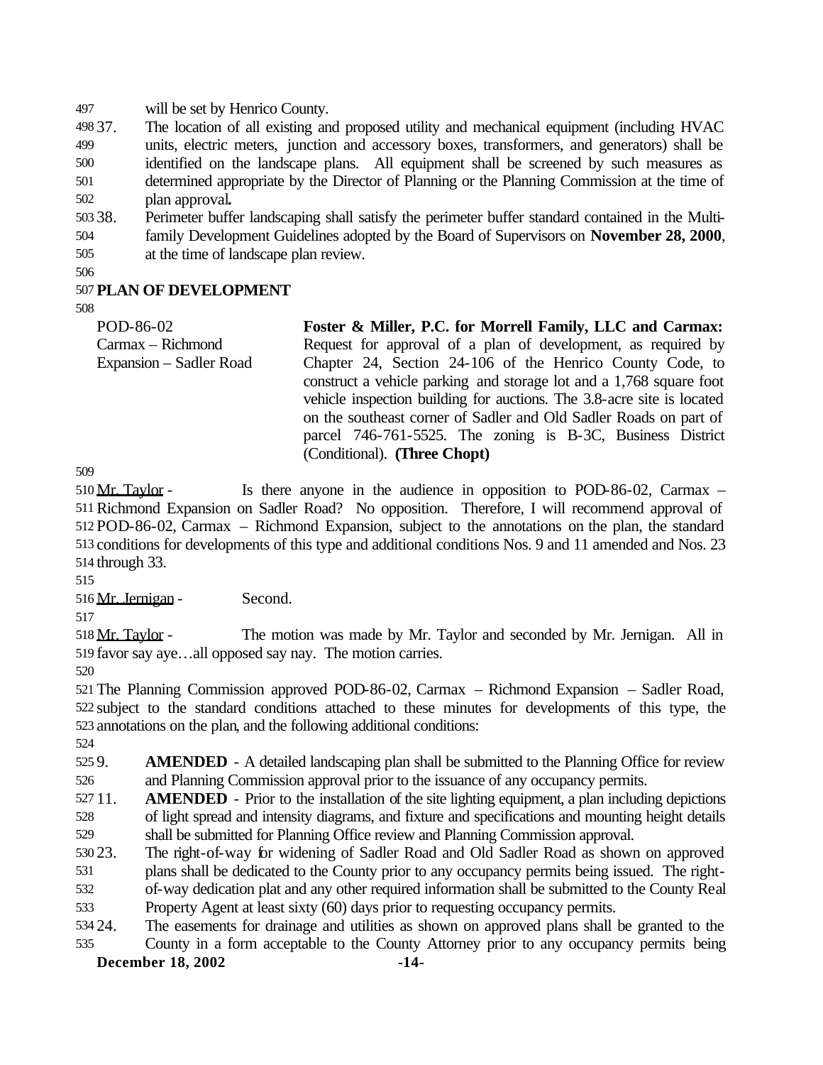will be set by Henrico County.

37. The location of all existing and proposed utility and mechanical equipment (including HVAC units, electric meters, junction and accessory boxes, transformers, and generators) shall be identified on the landscape plans. All equipment shall be screened by such measures as determined appropriate by the Director of Planning or the Planning Commission at the time of plan approval**.**
38. Perimeter buffer landscaping shall satisfy the perimeter buffer standard contained in the Multi-family Development Guidelines adopted by the Board of Supervisors on **November 28, 2000**, at the time of landscape plan review.

## PLAN OF DEVELOPMENT

| | |
|---|---|
| POD-86-02<br>Carmax – Richmond<br>Expansion – Sadler Road | **Foster & Miller, P.C. for Morrell Family, LLC and Carmax:** Request for approval of a plan of development, as required by Chapter 24, Section 24-106 of the Henrico County Code, to construct a vehicle parking and storage lot and a 1,768 square foot vehicle inspection building for auctions. The 3.8-acre site is located on the southeast corner of Sadler and Old Sadler Roads on part of parcel 746-761-5525. The zoning is B-3C, Business District (Conditional). **(Three Chopt)** |

Mr. Taylor - Is there anyone in the audience in opposition to POD-86-02, Carmax – Richmond Expansion on Sadler Road? No opposition. Therefore, I will recommend approval of POD-86-02, Carmax – Richmond Expansion, subject to the annotations on the plan, the standard conditions for developments of this type and additional conditions Nos. 9 and 11 amended and Nos. 23 through 33.

Mr. Jernigan - Second.

Mr. Taylor - The motion was made by Mr. Taylor and seconded by Mr. Jernigan. All in favor say aye…all opposed say nay. The motion carries.

The Planning Commission approved POD-86-02, Carmax – Richmond Expansion – Sadler Road, subject to the standard conditions attached to these minutes for developments of this type, the annotations on the plan, and the following additional conditions:

9. **AMENDED** - A detailed landscaping plan shall be submitted to the Planning Office for review and Planning Commission approval prior to the issuance of any occupancy permits.
11. **AMENDED** - Prior to the installation of the site lighting equipment, a plan including depictions of light spread and intensity diagrams, and fixture and specifications and mounting height details shall be submitted for Planning Office review and Planning Commission approval.
23. The right-of-way for widening of Sadler Road and Old Sadler Road as shown on approved plans shall be dedicated to the County prior to any occupancy permits being issued. The right-of-way dedication plat and any other required information shall be submitted to the County Real Property Agent at least sixty (60) days prior to requesting occupancy permits.
24. The easements for drainage and utilities as shown on approved plans shall be granted to the County in a form acceptable to the County Attorney prior to any occupancy permits being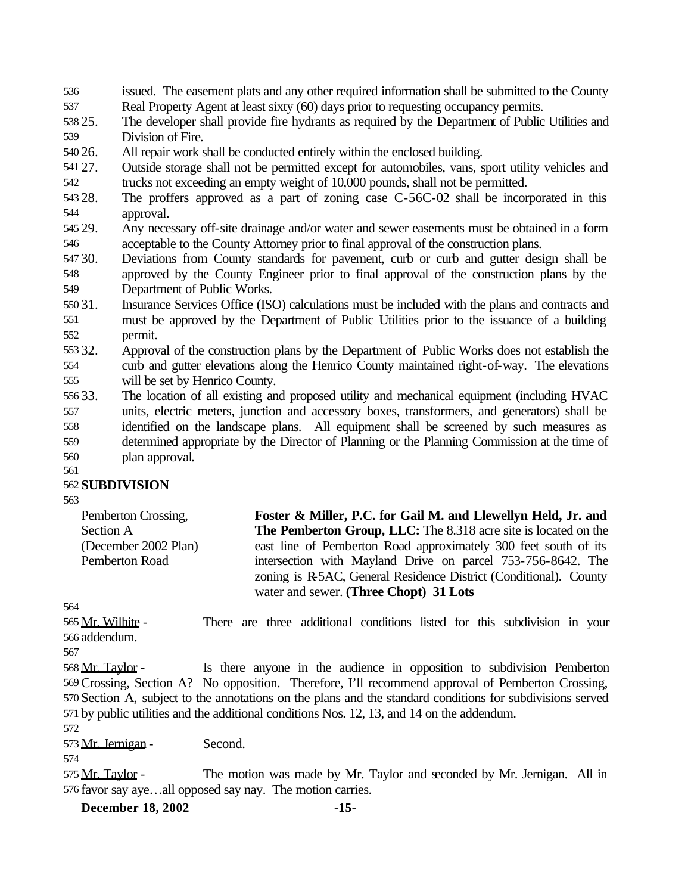issued. The easement plats and any other required information shall be submitted to the County Real Property Agent at least sixty (60) days prior to requesting occupancy permits.

25. The developer shall provide fire hydrants as required by the Department of Public Utilities and Division of Fire.
26. All repair work shall be conducted entirely within the enclosed building.
27. Outside storage shall not be permitted except for automobiles, vans, sport utility vehicles and trucks not exceeding an empty weight of 10,000 pounds, shall not be permitted.
28. The proffers approved as a part of zoning case C-56C-02 shall be incorporated in this approval.
29. Any necessary off-site drainage and/or water and sewer easements must be obtained in a form acceptable to the County Attorney prior to final approval of the construction plans.
30. Deviations from County standards for pavement, curb or curb and gutter design shall be approved by the County Engineer prior to final approval of the construction plans by the Department of Public Works.
31. Insurance Services Office (ISO) calculations must be included with the plans and contracts and must be approved by the Department of Public Utilities prior to the issuance of a building permit.
32. Approval of the construction plans by the Department of Public Works does not establish the curb and gutter elevations along the Henrico County maintained right-of-way. The elevations will be set by Henrico County.
33. The location of all existing and proposed utility and mechanical equipment (including HVAC units, electric meters, junction and accessory boxes, transformers, and generators) shall be identified on the landscape plans. All equipment shall be screened by such measures as determined appropriate by the Director of Planning or the Planning Commission at the time of plan approval**.**

## SUBDIVISION

Pemberton Crossing, Section A (December 2002 Plan) Pemberton Road

**Foster & Miller, P.C. for Gail M. and Llewellyn Held, Jr. and The Pemberton Group, LLC:** The 8.318 acre site is located on the east line of Pemberton Road approximately 300 feet south of its intersection with Mayland Drive on parcel 753-756-8642. The zoning is R-5AC, General Residence District (Conditional). County water and sewer. **(Three Chopt) 31 Lots**

Mr. Wilhite - There are three additional conditions listed for this subdivision in your addendum.

Mr. Taylor - Is there anyone in the audience in opposition to subdivision Pemberton Crossing, Section A? No opposition. Therefore, I'll recommend approval of Pemberton Crossing, Section A, subject to the annotations on the plans and the standard conditions for subdivisions served by public utilities and the additional conditions Nos. 12, 13, and 14 on the addendum.

Mr. Jernigan - Second.

Mr. Taylor - The motion was made by Mr. Taylor and seconded by Mr. Jernigan. All in favor say aye…all opposed say nay. The motion carries.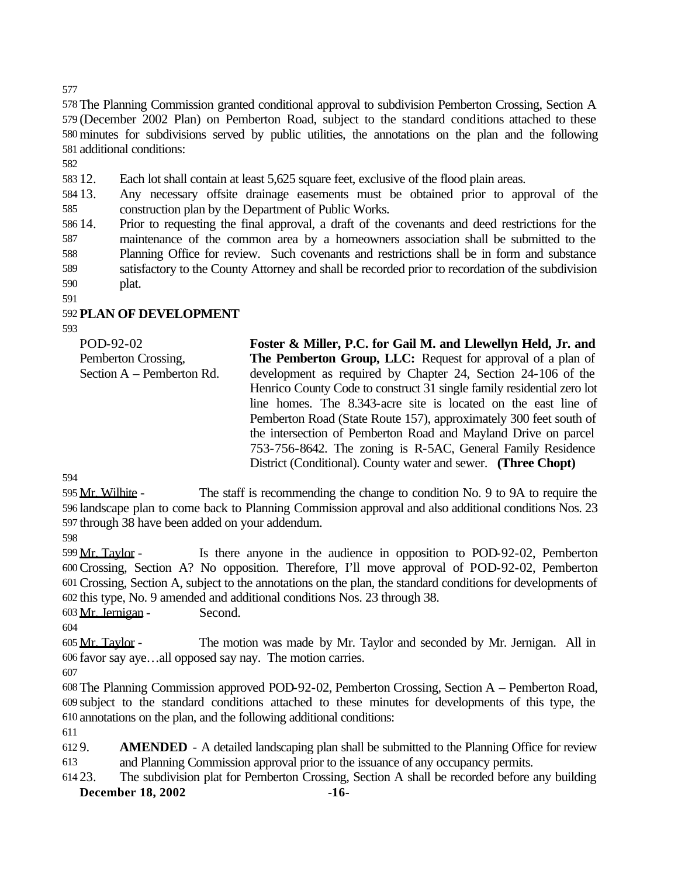The Planning Commission granted conditional approval to subdivision Pemberton Crossing, Section A (December 2002 Plan) on Pemberton Road, subject to the standard conditions attached to these minutes for subdivisions served by public utilities, the annotations on the plan and the following additional conditions:

12. Each lot shall contain at least 5,625 square feet, exclusive of the flood plain areas.
13. Any necessary offsite drainage easements must be obtained prior to approval of the construction plan by the Department of Public Works.
14. Prior to requesting the final approval, a draft of the covenants and deed restrictions for the maintenance of the common area by a homeowners association shall be submitted to the Planning Office for review. Such covenants and restrictions shall be in form and substance satisfactory to the County Attorney and shall be recorded prior to recordation of the subdivision plat.

**PLAN OF DEVELOPMENT**

| | |
|---|---|
| POD-92-02<br>Pemberton Crossing,<br>Section A – Pemberton Rd. | **Foster & Miller, P.C. for Gail M. and Llewellyn Held, Jr. and The Pemberton Group, LLC:** Request for approval of a plan of development as required by Chapter 24, Section 24-106 of the Henrico County Code to construct 31 single family residential zero lot line homes. The 8.343-acre site is located on the east line of Pemberton Road (State Route 157), approximately 300 feet south of the intersection of Pemberton Road and Mayland Drive on parcel 753-756-8642. The zoning is R-5AC, General Family Residence District (Conditional). County water and sewer. **(Three Chopt)** |

Mr. Wilhite - The staff is recommending the change to condition No. 9 to 9A to require the landscape plan to come back to Planning Commission approval and also additional conditions Nos. 23 through 38 have been added on your addendum.

Mr. Taylor - Is there anyone in the audience in opposition to POD-92-02, Pemberton Crossing, Section A? No opposition. Therefore, I'll move approval of POD-92-02, Pemberton Crossing, Section A, subject to the annotations on the plan, the standard conditions for developments of this type, No. 9 amended and additional conditions Nos. 23 through 38.

Mr. Jernigan - Second.

Mr. Taylor - The motion was made by Mr. Taylor and seconded by Mr. Jernigan. All in favor say aye…all opposed say nay. The motion carries.

The Planning Commission approved POD-92-02, Pemberton Crossing, Section A – Pemberton Road, subject to the standard conditions attached to these minutes for developments of this type, the annotations on the plan, and the following additional conditions:

9. **AMENDED** - A detailed landscaping plan shall be submitted to the Planning Office for review and Planning Commission approval prior to the issuance of any occupancy permits.
23. The subdivision plat for Pemberton Crossing, Section A shall be recorded before any building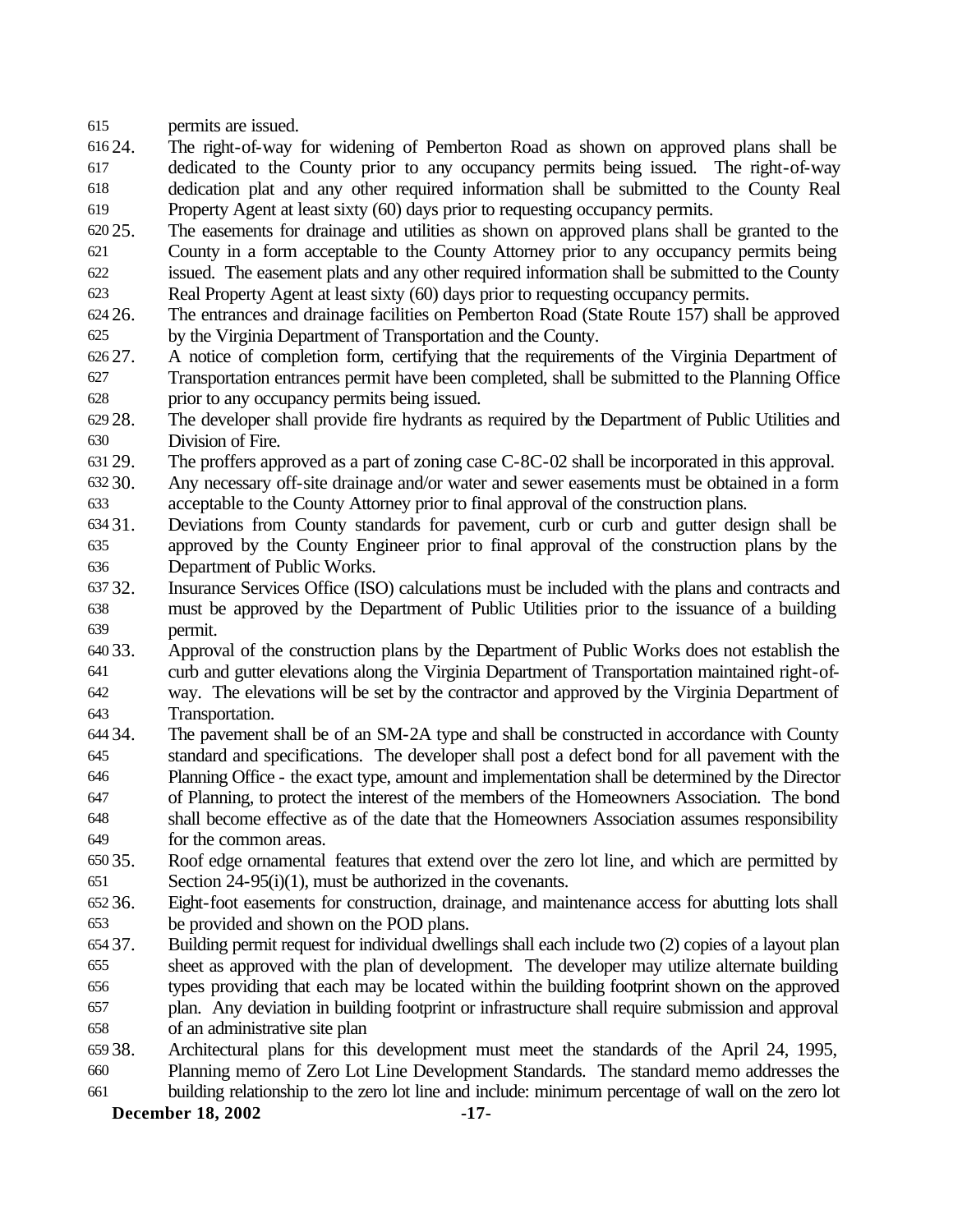permits are issued.

24. The right-of-way for widening of Pemberton Road as shown on approved plans shall be dedicated to the County prior to any occupancy permits being issued. The right-of-way dedication plat and any other required information shall be submitted to the County Real Property Agent at least sixty (60) days prior to requesting occupancy permits.
25. The easements for drainage and utilities as shown on approved plans shall be granted to the County in a form acceptable to the County Attorney prior to any occupancy permits being issued. The easement plats and any other required information shall be submitted to the County Real Property Agent at least sixty (60) days prior to requesting occupancy permits.
26. The entrances and drainage facilities on Pemberton Road (State Route 157) shall be approved by the Virginia Department of Transportation and the County.
27. A notice of completion form, certifying that the requirements of the Virginia Department of Transportation entrances permit have been completed, shall be submitted to the Planning Office prior to any occupancy permits being issued.
28. The developer shall provide fire hydrants as required by the Department of Public Utilities and Division of Fire.
29. The proffers approved as a part of zoning case C-8C-02 shall be incorporated in this approval.
30. Any necessary off-site drainage and/or water and sewer easements must be obtained in a form acceptable to the County Attorney prior to final approval of the construction plans.
31. Deviations from County standards for pavement, curb or curb and gutter design shall be approved by the County Engineer prior to final approval of the construction plans by the Department of Public Works.
32. Insurance Services Office (ISO) calculations must be included with the plans and contracts and must be approved by the Department of Public Utilities prior to the issuance of a building permit.
33. Approval of the construction plans by the Department of Public Works does not establish the curb and gutter elevations along the Virginia Department of Transportation maintained right-of-way. The elevations will be set by the contractor and approved by the Virginia Department of Transportation.
34. The pavement shall be of an SM-2A type and shall be constructed in accordance with County standard and specifications. The developer shall post a defect bond for all pavement with the Planning Office - the exact type, amount and implementation shall be determined by the Director of Planning, to protect the interest of the members of the Homeowners Association. The bond shall become effective as of the date that the Homeowners Association assumes responsibility for the common areas.
35. Roof edge ornamental features that extend over the zero lot line, and which are permitted by Section 24-95(i)(1), must be authorized in the covenants.
36. Eight-foot easements for construction, drainage, and maintenance access for abutting lots shall be provided and shown on the POD plans.
37. Building permit request for individual dwellings shall each include two (2) copies of a layout plan sheet as approved with the plan of development. The developer may utilize alternate building types providing that each may be located within the building footprint shown on the approved plan. Any deviation in building footprint or infrastructure shall require submission and approval of an administrative site plan
38. Architectural plans for this development must meet the standards of the April 24, 1995, Planning memo of Zero Lot Line Development Standards. The standard memo addresses the building relationship to the zero lot line and include: minimum percentage of wall on the zero lot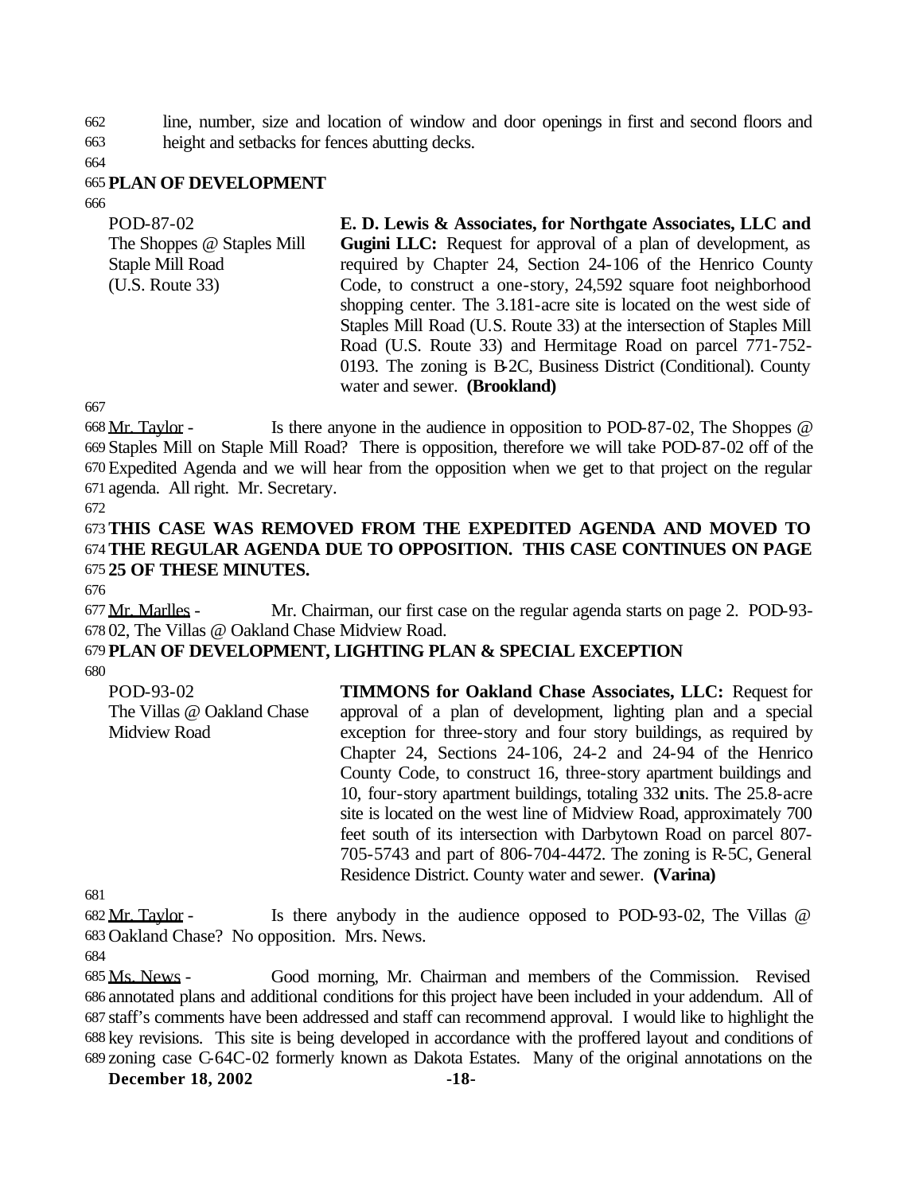line, number, size and location of window and door openings in first and second floors and height and setbacks for fences abutting decks.

## PLAN OF DEVELOPMENT

| | |
|---|---|
| POD-87-02<br>The Shoppes @ Staples Mill<br>Staple Mill Road<br>(U.S. Route 33) | **E. D. Lewis & Associates, for Northgate Associates, LLC and Gugini LLC:** Request for approval of a plan of development, as required by Chapter 24, Section 24-106 of the Henrico County Code, to construct a one-story, 24,592 square foot neighborhood shopping center. The 3.181-acre site is located on the west side of Staples Mill Road (U.S. Route 33) at the intersection of Staples Mill Road (U.S. Route 33) and Hermitage Road on parcel 771-752-0193. The zoning is B-2C, Business District (Conditional). County water and sewer. **(Brookland)** |

Mr. Taylor - Is there anyone in the audience in opposition to POD-87-02, The Shoppes @ Staples Mill on Staple Mill Road? There is opposition, therefore we will take POD-87-02 off of the Expedited Agenda and we will hear from the opposition when we get to that project on the regular agenda. All right. Mr. Secretary.

**THIS CASE WAS REMOVED FROM THE EXPEDITED AGENDA AND MOVED TO THE REGULAR AGENDA DUE TO OPPOSITION. THIS CASE CONTINUES ON PAGE 25 OF THESE MINUTES.**

Mr. Marlles - Mr. Chairman, our first case on the regular agenda starts on page 2. POD-93-02, The Villas @ Oakland Chase Midview Road.

## PLAN OF DEVELOPMENT, LIGHTING PLAN & SPECIAL EXCEPTION

| | |
|---|---|
| POD-93-02<br>The Villas @ Oakland Chase<br>Midview Road | **TIMMONS for Oakland Chase Associates, LLC:** Request for approval of a plan of development, lighting plan and a special exception for three-story and four story buildings, as required by Chapter 24, Sections 24-106, 24-2 and 24-94 of the Henrico County Code, to construct 16, three-story apartment buildings and 10, four-story apartment buildings, totaling 332 units. The 25.8-acre site is located on the west line of Midview Road, approximately 700 feet south of its intersection with Darbytown Road on parcel 807-705-5743 and part of 806-704-4472. The zoning is R-5C, General Residence District. County water and sewer. **(Varina)** |

Mr. Taylor - Is there anybody in the audience opposed to POD-93-02, The Villas @ Oakland Chase? No opposition. Mrs. News.

Ms. News - Good morning, Mr. Chairman and members of the Commission. Revised annotated plans and additional conditions for this project have been included in your addendum. All of staff's comments have been addressed and staff can recommend approval. I would like to highlight the key revisions. This site is being developed in accordance with the proffered layout and conditions of zoning case C-64C-02 formerly known as Dakota Estates. Many of the original annotations on the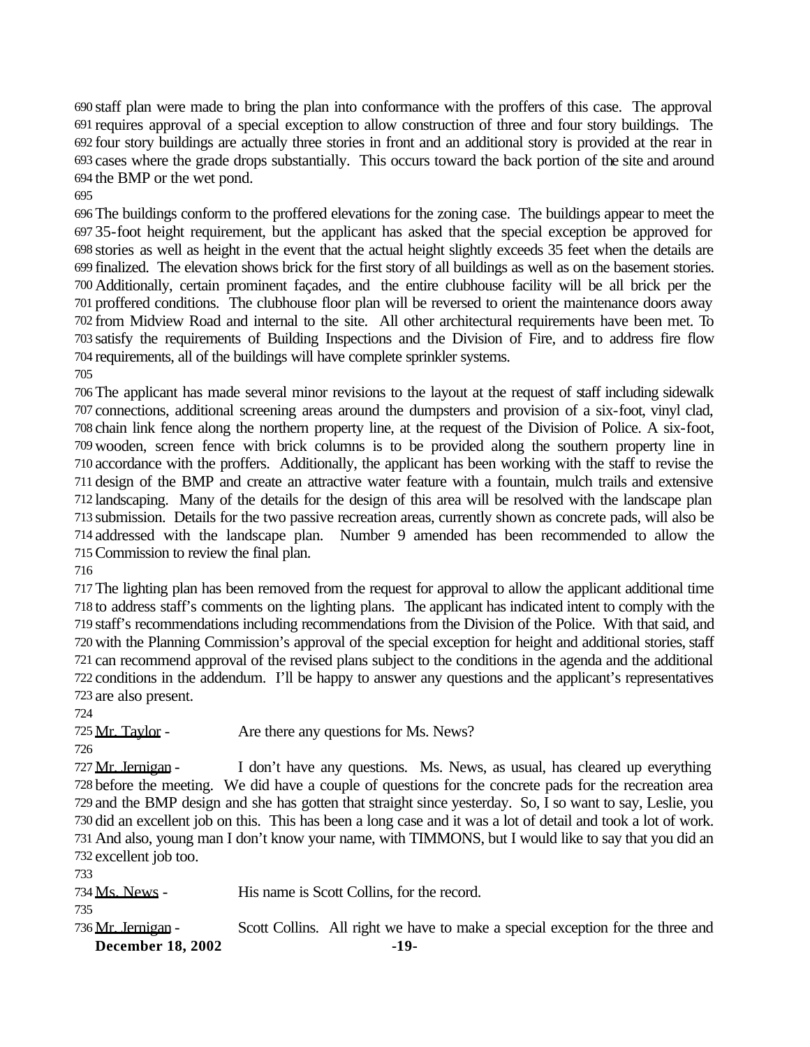staff plan were made to bring the plan into conformance with the proffers of this case. The approval requires approval of a special exception to allow construction of three and four story buildings. The four story buildings are actually three stories in front and an additional story is provided at the rear in cases where the grade drops substantially. This occurs toward the back portion of the site and around the BMP or the wet pond.

The buildings conform to the proffered elevations for the zoning case. The buildings appear to meet the 35-foot height requirement, but the applicant has asked that the special exception be approved for stories as well as height in the event that the actual height slightly exceeds 35 feet when the details are finalized. The elevation shows brick for the first story of all buildings as well as on the basement stories. Additionally, certain prominent façades, and the entire clubhouse facility will be all brick per the proffered conditions. The clubhouse floor plan will be reversed to orient the maintenance doors away from Midview Road and internal to the site. All other architectural requirements have been met. To satisfy the requirements of Building Inspections and the Division of Fire, and to address fire flow requirements, all of the buildings will have complete sprinkler systems.

The applicant has made several minor revisions to the layout at the request of staff including sidewalk connections, additional screening areas around the dumpsters and provision of a six-foot, vinyl clad, chain link fence along the northern property line, at the request of the Division of Police. A six-foot, wooden, screen fence with brick columns is to be provided along the southern property line in accordance with the proffers. Additionally, the applicant has been working with the staff to revise the design of the BMP and create an attractive water feature with a fountain, mulch trails and extensive landscaping. Many of the details for the design of this area will be resolved with the landscape plan submission. Details for the two passive recreation areas, currently shown as concrete pads, will also be addressed with the landscape plan. Number 9 amended has been recommended to allow the Commission to review the final plan.

The lighting plan has been removed from the request for approval to allow the applicant additional time to address staff's comments on the lighting plans. The applicant has indicated intent to comply with the staff's recommendations including recommendations from the Division of the Police. With that said, and with the Planning Commission's approval of the special exception for height and additional stories, staff can recommend approval of the revised plans subject to the conditions in the agenda and the additional conditions in the addendum. I'll be happy to answer any questions and the applicant's representatives are also present.

Mr. Taylor - Are there any questions for Ms. News?

Mr. Jernigan - I don't have any questions. Ms. News, as usual, has cleared up everything before the meeting. We did have a couple of questions for the concrete pads for the recreation area and the BMP design and she has gotten that straight since yesterday. So, I so want to say, Leslie, you did an excellent job on this. This has been a long case and it was a lot of detail and took a lot of work. And also, young man I don't know your name, with TIMMONS, but I would like to say that you did an excellent job too.

Ms. News - His name is Scott Collins, for the record.

Mr. Jernigan - Scott Collins. All right we have to make a special exception for the three and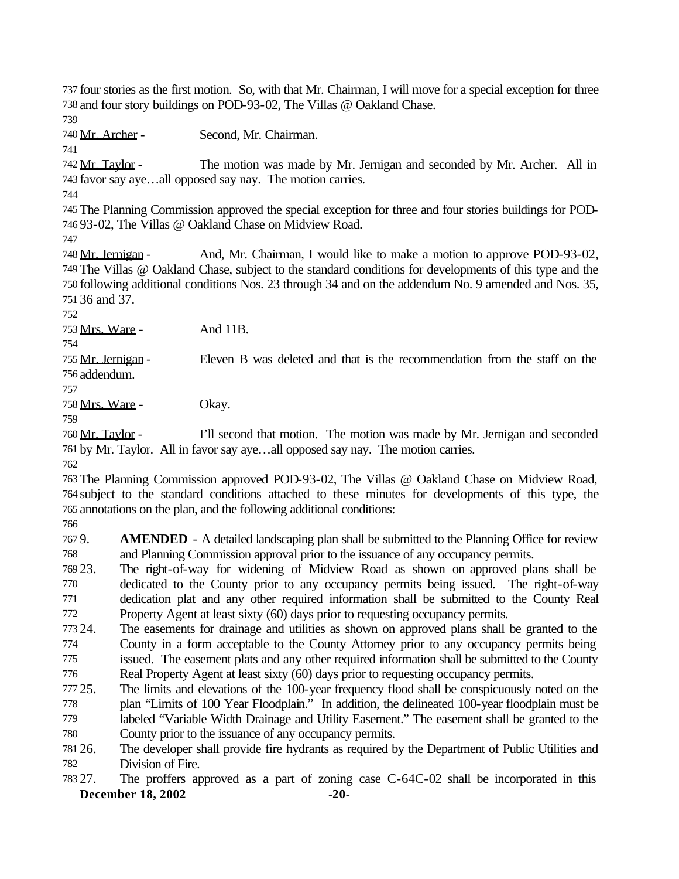four stories as the first motion. So, with that Mr. Chairman, I will move for a special exception for three and four story buildings on POD-93-02, The Villas @ Oakland Chase.

Mr. Archer - Second, Mr. Chairman.

Mr. Taylor - The motion was made by Mr. Jernigan and seconded by Mr. Archer. All in favor say aye…all opposed say nay. The motion carries.

The Planning Commission approved the special exception for three and four stories buildings for POD-93-02, The Villas @ Oakland Chase on Midview Road.

Mr. Jernigan - And, Mr. Chairman, I would like to make a motion to approve POD-93-02, The Villas @ Oakland Chase, subject to the standard conditions for developments of this type and the following additional conditions Nos. 23 through 34 and on the addendum No. 9 amended and Nos. 35, 36 and 37.

Mrs. Ware - And 11B.

Mr. Jernigan - Eleven B was deleted and that is the recommendation from the staff on the addendum.

Mrs. Ware - Okay.

Mr. Taylor - I'll second that motion. The motion was made by Mr. Jernigan and seconded by Mr. Taylor. All in favor say aye…all opposed say nay. The motion carries.

The Planning Commission approved POD-93-02, The Villas @ Oakland Chase on Midview Road, subject to the standard conditions attached to these minutes for developments of this type, the annotations on the plan, and the following additional conditions:

9. **AMENDED** - A detailed landscaping plan shall be submitted to the Planning Office for review and Planning Commission approval prior to the issuance of any occupancy permits.
23. The right-of-way for widening of Midview Road as shown on approved plans shall be dedicated to the County prior to any occupancy permits being issued. The right-of-way dedication plat and any other required information shall be submitted to the County Real Property Agent at least sixty (60) days prior to requesting occupancy permits.
24. The easements for drainage and utilities as shown on approved plans shall be granted to the County in a form acceptable to the County Attorney prior to any occupancy permits being issued. The easement plats and any other required information shall be submitted to the County Real Property Agent at least sixty (60) days prior to requesting occupancy permits.
25. The limits and elevations of the 100-year frequency flood shall be conspicuously noted on the plan "Limits of 100 Year Floodplain." In addition, the delineated 100-year floodplain must be labeled "Variable Width Drainage and Utility Easement." The easement shall be granted to the County prior to the issuance of any occupancy permits.
26. The developer shall provide fire hydrants as required by the Department of Public Utilities and Division of Fire.
27. The proffers approved as a part of zoning case C-64C-02 shall be incorporated in this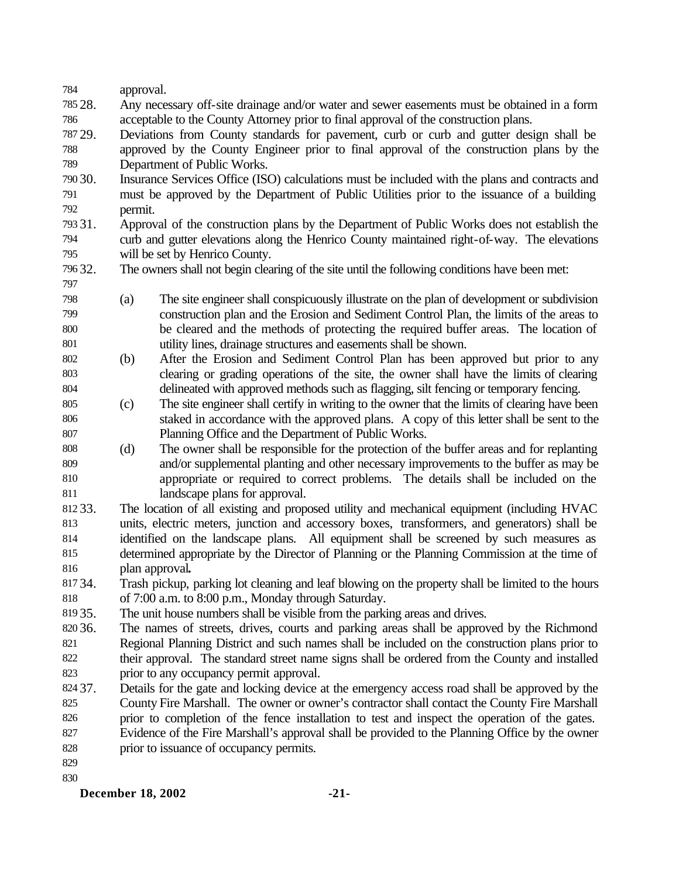approval.

28. Any necessary off-site drainage and/or water and sewer easements must be obtained in a form acceptable to the County Attorney prior to final approval of the construction plans.
29. Deviations from County standards for pavement, curb or curb and gutter design shall be approved by the County Engineer prior to final approval of the construction plans by the Department of Public Works.
30. Insurance Services Office (ISO) calculations must be included with the plans and contracts and must be approved by the Department of Public Utilities prior to the issuance of a building permit.
31. Approval of the construction plans by the Department of Public Works does not establish the curb and gutter elevations along the Henrico County maintained right-of-way. The elevations will be set by Henrico County.
32. The owners shall not begin clearing of the site until the following conditions have been met:

    (a) The site engineer shall conspicuously illustrate on the plan of development or subdivision construction plan and the Erosion and Sediment Control Plan, the limits of the areas to be cleared and the methods of protecting the required buffer areas. The location of utility lines, drainage structures and easements shall be shown.
    (b) After the Erosion and Sediment Control Plan has been approved but prior to any clearing or grading operations of the site, the owner shall have the limits of clearing delineated with approved methods such as flagging, silt fencing or temporary fencing.
    (c) The site engineer shall certify in writing to the owner that the limits of clearing have been staked in accordance with the approved plans. A copy of this letter shall be sent to the Planning Office and the Department of Public Works.
    (d) The owner shall be responsible for the protection of the buffer areas and for replanting and/or supplemental planting and other necessary improvements to the buffer as may be appropriate or required to correct problems. The details shall be included on the landscape plans for approval.
33. The location of all existing and proposed utility and mechanical equipment (including HVAC units, electric meters, junction and accessory boxes, transformers, and generators) shall be identified on the landscape plans. All equipment shall be screened by such measures as determined appropriate by the Director of Planning or the Planning Commission at the time of plan approval**.**
34. Trash pickup, parking lot cleaning and leaf blowing on the property shall be limited to the hours of 7:00 a.m. to 8:00 p.m., Monday through Saturday.
35. The unit house numbers shall be visible from the parking areas and drives.
36. The names of streets, drives, courts and parking areas shall be approved by the Richmond Regional Planning District and such names shall be included on the construction plans prior to their approval. The standard street name signs shall be ordered from the County and installed prior to any occupancy permit approval.
37. Details for the gate and locking device at the emergency access road shall be approved by the County Fire Marshall. The owner or owner's contractor shall contact the County Fire Marshall prior to completion of the fence installation to test and inspect the operation of the gates. Evidence of the Fire Marshall's approval shall be provided to the Planning Office by the owner prior to issuance of occupancy permits.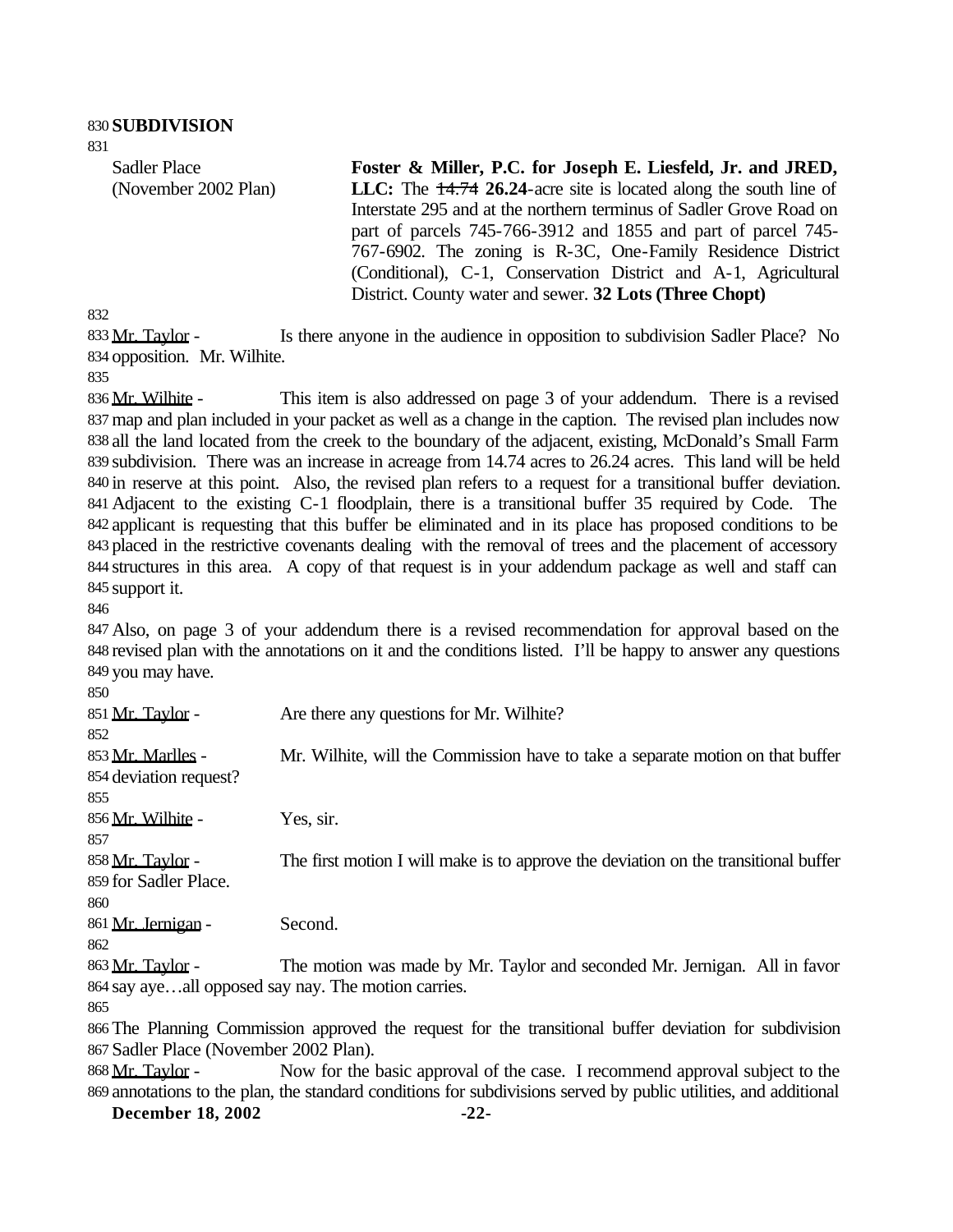**SUBDIVISION**

Sadler Place (November 2002 Plan)

**Foster & Miller, P.C. for Joseph E. Liesfeld, Jr. and JRED, LLC:** The ~~14.74~~ **26.24**-acre site is located along the south line of Interstate 295 and at the northern terminus of Sadler Grove Road on part of parcels 745-766-3912 and 1855 and part of parcel 745-767-6902. The zoning is R-3C, One-Family Residence District (Conditional), C-1, Conservation District and A-1, Agricultural District. County water and sewer. **32 Lots (Three Chopt)**

Mr. Taylor - Is there anyone in the audience in opposition to subdivision Sadler Place? No opposition. Mr. Wilhite.

Mr. Wilhite - This item is also addressed on page 3 of your addendum. There is a revised map and plan included in your packet as well as a change in the caption. The revised plan includes now all the land located from the creek to the boundary of the adjacent, existing, McDonald's Small Farm subdivision. There was an increase in acreage from 14.74 acres to 26.24 acres. This land will be held in reserve at this point. Also, the revised plan refers to a request for a transitional buffer deviation. Adjacent to the existing C-1 floodplain, there is a transitional buffer 35 required by Code. The applicant is requesting that this buffer be eliminated and in its place has proposed conditions to be placed in the restrictive covenants dealing with the removal of trees and the placement of accessory structures in this area. A copy of that request is in your addendum package as well and staff can support it.

Also, on page 3 of your addendum there is a revised recommendation for approval based on the revised plan with the annotations on it and the conditions listed. I'll be happy to answer any questions you may have.

Mr. Taylor - Are there any questions for Mr. Wilhite?

Mr. Marlles - Mr. Wilhite, will the Commission have to take a separate motion on that buffer deviation request?

Mr. Wilhite - Yes, sir.

Mr. Taylor - The first motion I will make is to approve the deviation on the transitional buffer for Sadler Place.

Mr. Jernigan - Second.

Mr. Taylor - The motion was made by Mr. Taylor and seconded Mr. Jernigan. All in favor say aye…all opposed say nay. The motion carries.

The Planning Commission approved the request for the transitional buffer deviation for subdivision Sadler Place (November 2002 Plan).

Mr. Taylor - Now for the basic approval of the case. I recommend approval subject to the annotations to the plan, the standard conditions for subdivisions served by public utilities, and additional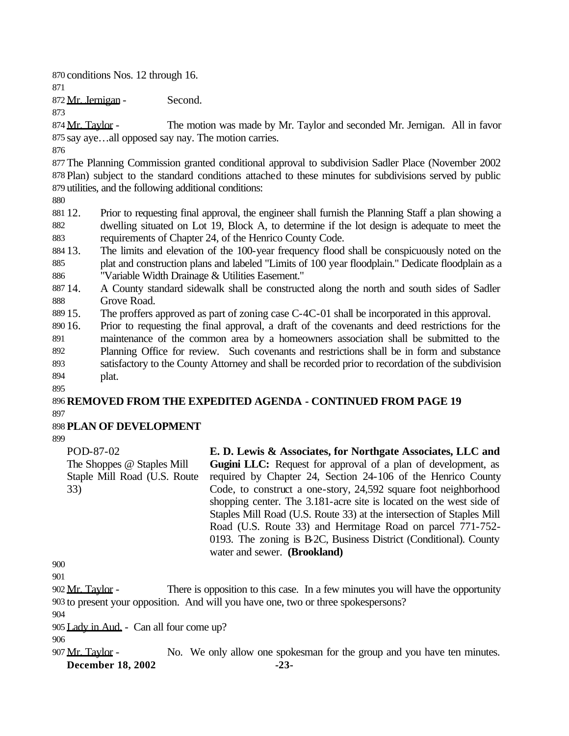conditions Nos. 12 through 16.

Mr. Jernigan - Second.

Mr. Taylor - The motion was made by Mr. Taylor and seconded Mr. Jernigan. All in favor say aye…all opposed say nay. The motion carries.

The Planning Commission granted conditional approval to subdivision Sadler Place (November 2002 Plan) subject to the standard conditions attached to these minutes for subdivisions served by public utilities, and the following additional conditions:

12. Prior to requesting final approval, the engineer shall furnish the Planning Staff a plan showing a dwelling situated on Lot 19, Block A, to determine if the lot design is adequate to meet the requirements of Chapter 24, of the Henrico County Code.
13. The limits and elevation of the 100-year frequency flood shall be conspicuously noted on the plat and construction plans and labeled "Limits of 100 year floodplain." Dedicate floodplain as a "Variable Width Drainage & Utilities Easement."
14. A County standard sidewalk shall be constructed along the north and south sides of Sadler Grove Road.
15. The proffers approved as part of zoning case C-4C-01 shall be incorporated in this approval.
16. Prior to requesting the final approval, a draft of the covenants and deed restrictions for the maintenance of the common area by a homeowners association shall be submitted to the Planning Office for review. Such covenants and restrictions shall be in form and substance satisfactory to the County Attorney and shall be recorded prior to recordation of the subdivision plat.

**REMOVED FROM THE EXPEDITED AGENDA - CONTINUED FROM PAGE 19**

**PLAN OF DEVELOPMENT**

POD-87-02
The Shoppes @ Staples Mill
Staple Mill Road (U.S. Route 33)

**E. D. Lewis & Associates, for Northgate Associates, LLC and Gugini LLC:** Request for approval of a plan of development, as required by Chapter 24, Section 24-106 of the Henrico County Code, to construct a one-story, 24,592 square foot neighborhood shopping center. The 3.181-acre site is located on the west side of Staples Mill Road (U.S. Route 33) at the intersection of Staples Mill Road (U.S. Route 33) and Hermitage Road on parcel 771-752-0193. The zoning is B-2C, Business District (Conditional). County water and sewer. **(Brookland)**

Mr. Taylor - There is opposition to this case. In a few minutes you will have the opportunity to present your opposition. And will you have one, two or three spokespersons?

Lady in Aud. - Can all four come up?

Mr. Taylor - No. We only allow one spokesman for the group and you have ten minutes.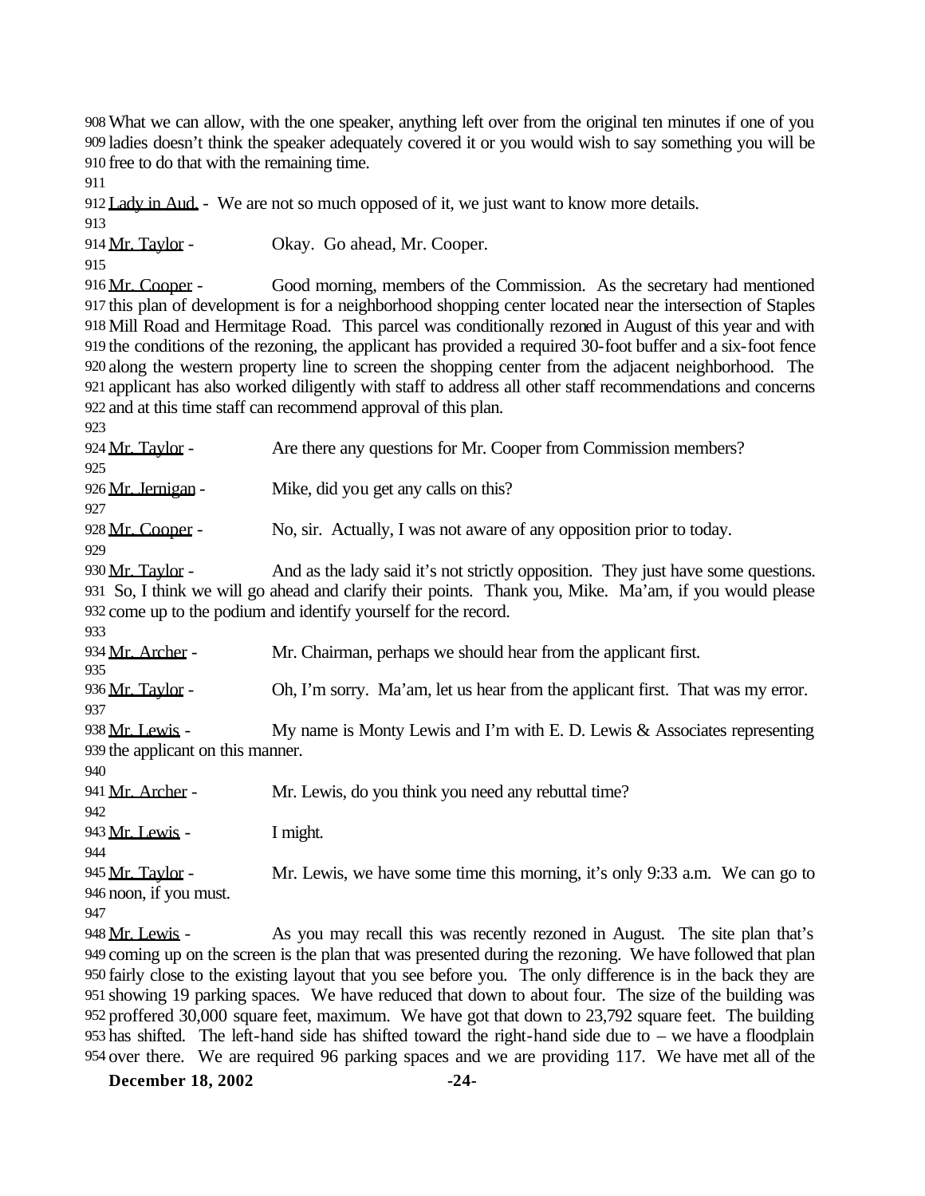What we can allow, with the one speaker, anything left over from the original ten minutes if one of you ladies doesn't think the speaker adequately covered it or you would wish to say something you will be free to do that with the remaining time.

Lady in Aud. - We are not so much opposed of it, we just want to know more details.

Mr. Taylor - Okay. Go ahead, Mr. Cooper.

Mr. Cooper - Good morning, members of the Commission. As the secretary had mentioned this plan of development is for a neighborhood shopping center located near the intersection of Staples Mill Road and Hermitage Road. This parcel was conditionally rezoned in August of this year and with the conditions of the rezoning, the applicant has provided a required 30-foot buffer and a six-foot fence along the western property line to screen the shopping center from the adjacent neighborhood. The applicant has also worked diligently with staff to address all other staff recommendations and concerns and at this time staff can recommend approval of this plan.

Mr. Taylor - Are there any questions for Mr. Cooper from Commission members?

Mr. Jernigan - Mike, did you get any calls on this?

Mr. Cooper - No, sir. Actually, I was not aware of any opposition prior to today.

Mr. Taylor - And as the lady said it's not strictly opposition. They just have some questions. So, I think we will go ahead and clarify their points. Thank you, Mike. Ma'am, if you would please come up to the podium and identify yourself for the record.

Mr. Archer - Mr. Chairman, perhaps we should hear from the applicant first.

Mr. Taylor - Oh, I'm sorry. Ma'am, let us hear from the applicant first. That was my error.

Mr. Lewis - My name is Monty Lewis and I'm with E. D. Lewis & Associates representing the applicant on this manner.

Mr. Archer - Mr. Lewis, do you think you need any rebuttal time?

Mr. Lewis - I might.

Mr. Taylor - Mr. Lewis, we have some time this morning, it's only 9:33 a.m. We can go to noon, if you must.

Mr. Lewis - As you may recall this was recently rezoned in August. The site plan that's coming up on the screen is the plan that was presented during the rezoning. We have followed that plan fairly close to the existing layout that you see before you. The only difference is in the back they are showing 19 parking spaces. We have reduced that down to about four. The size of the building was proffered 30,000 square feet, maximum. We have got that down to 23,792 square feet. The building has shifted. The left-hand side has shifted toward the right-hand side due to – we have a floodplain over there. We are required 96 parking spaces and we are providing 117. We have met all of the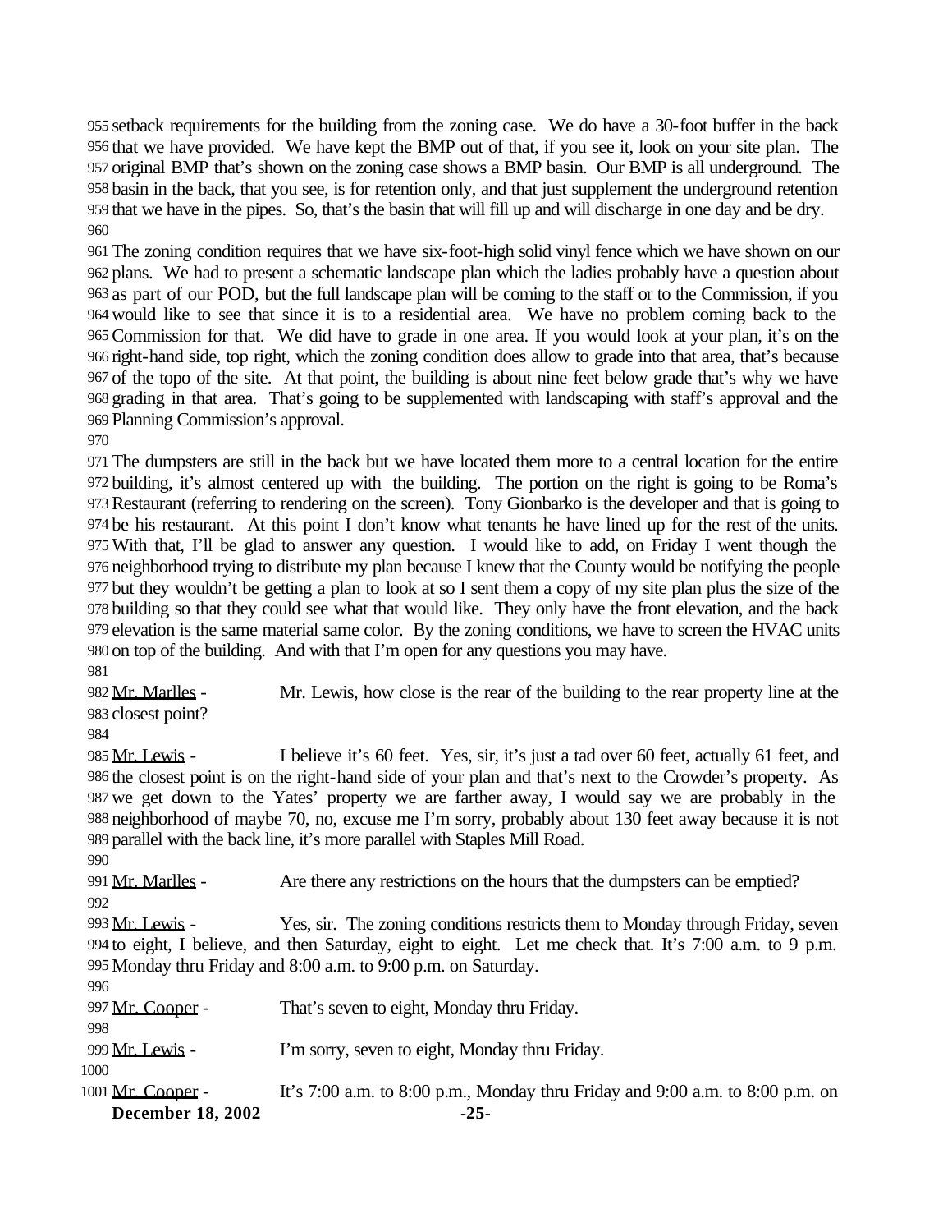setback requirements for the building from the zoning case. We do have a 30-foot buffer in the back that we have provided. We have kept the BMP out of that, if you see it, look on your site plan. The original BMP that's shown on the zoning case shows a BMP basin. Our BMP is all underground. The basin in the back, that you see, is for retention only, and that just supplement the underground retention that we have in the pipes. So, that's the basin that will fill up and will discharge in one day and be dry.

The zoning condition requires that we have six-foot-high solid vinyl fence which we have shown on our plans. We had to present a schematic landscape plan which the ladies probably have a question about as part of our POD, but the full landscape plan will be coming to the staff or to the Commission, if you would like to see that since it is to a residential area. We have no problem coming back to the Commission for that. We did have to grade in one area. If you would look at your plan, it's on the right-hand side, top right, which the zoning condition does allow to grade into that area, that's because of the topo of the site. At that point, the building is about nine feet below grade that's why we have grading in that area. That's going to be supplemented with landscaping with staff's approval and the Planning Commission's approval.

The dumpsters are still in the back but we have located them more to a central location for the entire building, it's almost centered up with the building. The portion on the right is going to be Roma's Restaurant (referring to rendering on the screen). Tony Gionbarko is the developer and that is going to be his restaurant. At this point I don't know what tenants he have lined up for the rest of the units. With that, I'll be glad to answer any question. I would like to add, on Friday I went though the neighborhood trying to distribute my plan because I knew that the County would be notifying the people but they wouldn't be getting a plan to look at so I sent them a copy of my site plan plus the size of the building so that they could see what that would like. They only have the front elevation, and the back elevation is the same material same color. By the zoning conditions, we have to screen the HVAC units on top of the building. And with that I'm open for any questions you may have.

Mr. Marlles - Mr. Lewis, how close is the rear of the building to the rear property line at the closest point?

Mr. Lewis - I believe it's 60 feet. Yes, sir, it's just a tad over 60 feet, actually 61 feet, and the closest point is on the right-hand side of your plan and that's next to the Crowder's property. As we get down to the Yates' property we are farther away, I would say we are probably in the neighborhood of maybe 70, no, excuse me I'm sorry, probably about 130 feet away because it is not parallel with the back line, it's more parallel with Staples Mill Road.

Mr. Marlles - Are there any restrictions on the hours that the dumpsters can be emptied?

Mr. Lewis - Yes, sir. The zoning conditions restricts them to Monday through Friday, seven to eight, I believe, and then Saturday, eight to eight. Let me check that. It's 7:00 a.m. to 9 p.m. Monday thru Friday and 8:00 a.m. to 9:00 p.m. on Saturday.

Mr. Cooper - That's seven to eight, Monday thru Friday.

Mr. Lewis - I'm sorry, seven to eight, Monday thru Friday.

Mr. Cooper - It's 7:00 a.m. to 8:00 p.m., Monday thru Friday and 9:00 a.m. to 8:00 p.m. on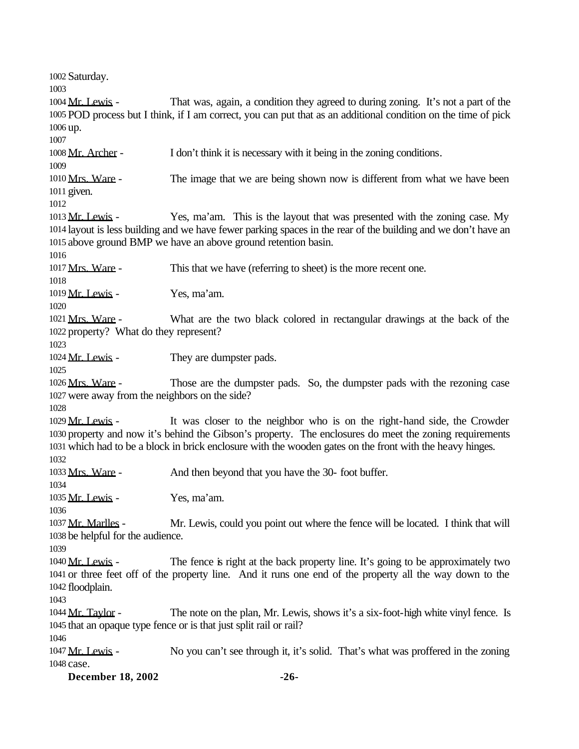Saturday.

Mr. Lewis - That was, again, a condition they agreed to during zoning. It's not a part of the POD process but I think, if I am correct, you can put that as an additional condition on the time of pick up.

Mr. Archer - I don't think it is necessary with it being in the zoning conditions.

Mrs. Ware - The image that we are being shown now is different from what we have been given.

Mr. Lewis - Yes, ma'am. This is the layout that was presented with the zoning case. My layout is less building and we have fewer parking spaces in the rear of the building and we don't have an above ground BMP we have an above ground retention basin.

Mrs. Ware - This that we have (referring to sheet) is the more recent one.

Mr. Lewis - Yes, ma'am.

Mrs. Ware - What are the two black colored in rectangular drawings at the back of the property? What do they represent?

Mr. Lewis - They are dumpster pads.

Mrs. Ware - Those are the dumpster pads. So, the dumpster pads with the rezoning case were away from the neighbors on the side?

Mr. Lewis - It was closer to the neighbor who is on the right-hand side, the Crowder property and now it's behind the Gibson's property. The enclosures do meet the zoning requirements which had to be a block in brick enclosure with the wooden gates on the front with the heavy hinges.

Mrs. Ware - And then beyond that you have the 30- foot buffer.

Mr. Lewis - Yes, ma'am.

Mr. Marlles - Mr. Lewis, could you point out where the fence will be located. I think that will be helpful for the audience.

Mr. Lewis - The fence is right at the back property line. It's going to be approximately two or three feet off of the property line. And it runs one end of the property all the way down to the floodplain.

Mr. Taylor - The note on the plan, Mr. Lewis, shows it's a six-foot-high white vinyl fence. Is that an opaque type fence or is that just split rail or rail?

Mr. Lewis - No you can't see through it, it's solid. That's what was proffered in the zoning case.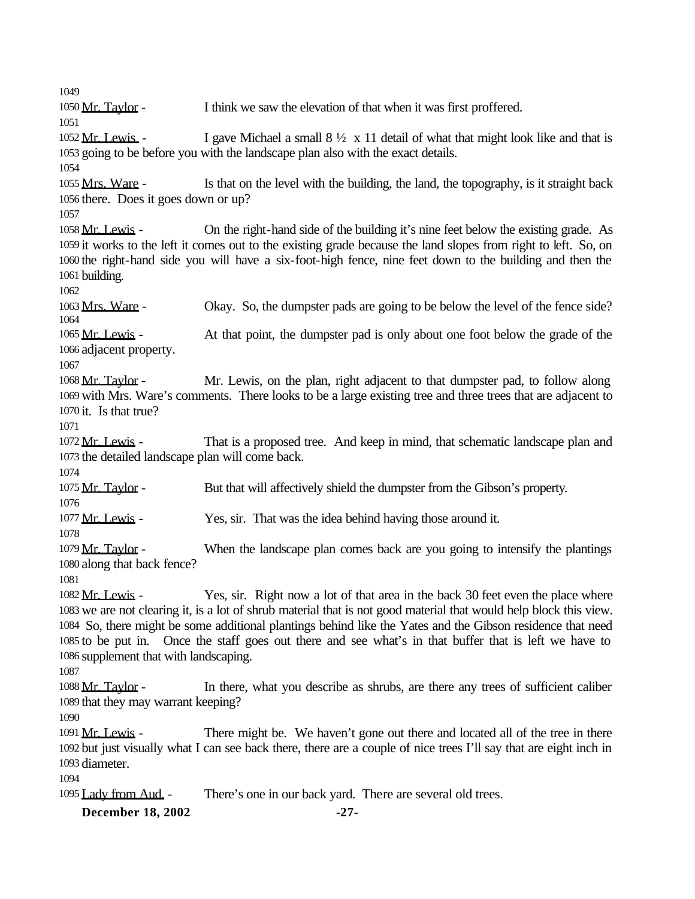Mr. Taylor - I think we saw the elevation of that when it was first proffered.

Mr. Lewis - I gave Michael a small 8 ½ x 11 detail of what that might look like and that is going to be before you with the landscape plan also with the exact details.

Mrs. Ware - Is that on the level with the building, the land, the topography, is it straight back there. Does it goes down or up?

Mr. Lewis - On the right-hand side of the building it's nine feet below the existing grade. As it works to the left it comes out to the existing grade because the land slopes from right to left. So, on the right-hand side you will have a six-foot-high fence, nine feet down to the building and then the building.

Mrs. Ware - Okay. So, the dumpster pads are going to be below the level of the fence side?

Mr. Lewis - At that point, the dumpster pad is only about one foot below the grade of the adjacent property.

Mr. Taylor - Mr. Lewis, on the plan, right adjacent to that dumpster pad, to follow along with Mrs. Ware's comments. There looks to be a large existing tree and three trees that are adjacent to it. Is that true?

Mr. Lewis - That is a proposed tree. And keep in mind, that schematic landscape plan and the detailed landscape plan will come back.

Mr. Taylor - But that will affectively shield the dumpster from the Gibson's property.

Mr. Lewis - Yes, sir. That was the idea behind having those around it.

Mr. Taylor - When the landscape plan comes back are you going to intensify the plantings along that back fence?

Mr. Lewis - Yes, sir. Right now a lot of that area in the back 30 feet even the place where we are not clearing it, is a lot of shrub material that is not good material that would help block this view. So, there might be some additional plantings behind like the Yates and the Gibson residence that need to be put in. Once the staff goes out there and see what's in that buffer that is left we have to supplement that with landscaping.

Mr. Taylor - In there, what you describe as shrubs, are there any trees of sufficient caliber that they may warrant keeping?

Mr. Lewis - There might be. We haven't gone out there and located all of the tree in there but just visually what I can see back there, there are a couple of nice trees I'll say that are eight inch in diameter.

Lady from Aud. - There's one in our back yard. There are several old trees.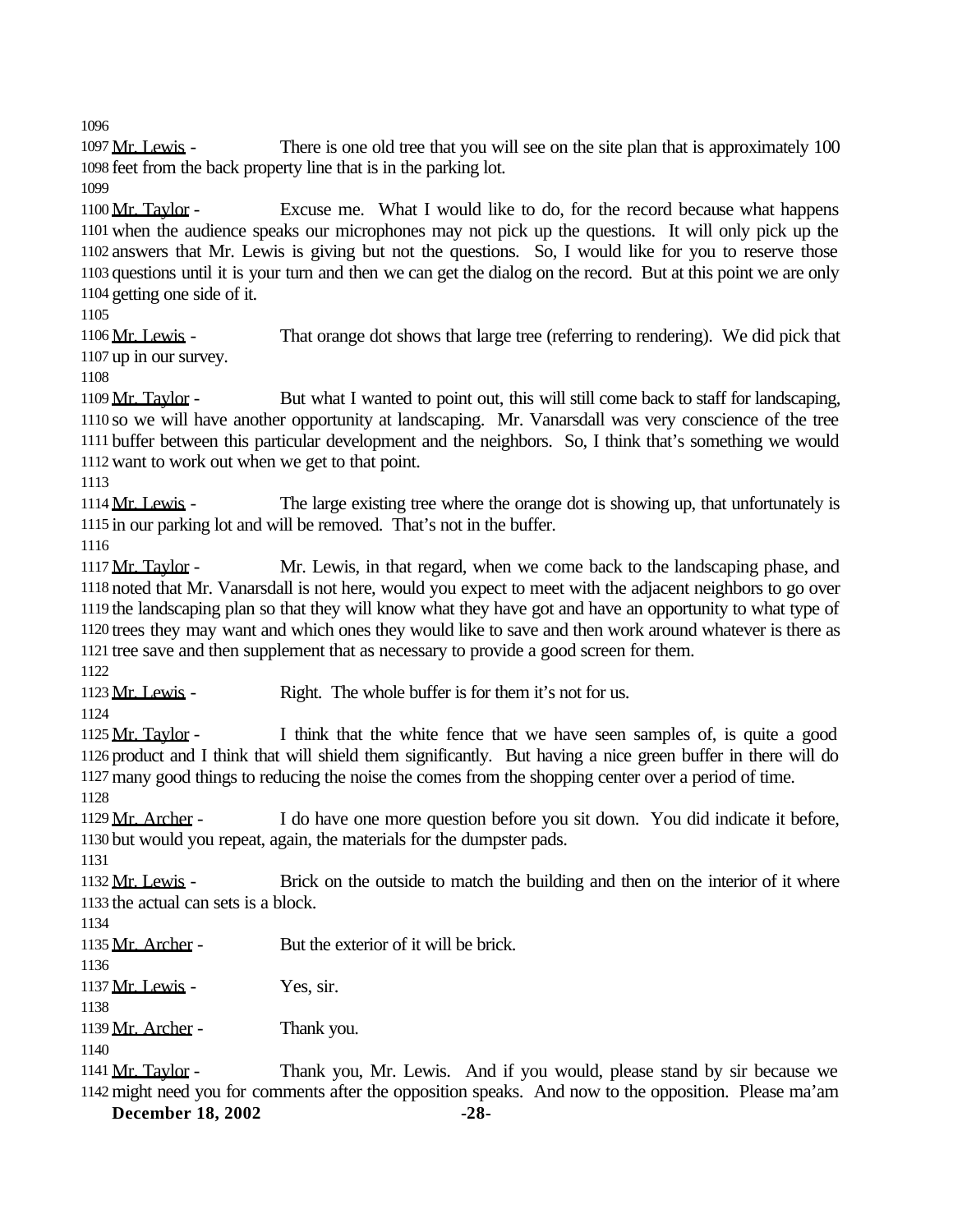Mr. Lewis - There is one old tree that you will see on the site plan that is approximately 100 feet from the back property line that is in the parking lot.

Mr. Taylor - Excuse me. What I would like to do, for the record because what happens when the audience speaks our microphones may not pick up the questions. It will only pick up the answers that Mr. Lewis is giving but not the questions. So, I would like for you to reserve those questions until it is your turn and then we can get the dialog on the record. But at this point we are only getting one side of it.

Mr. Lewis - That orange dot shows that large tree (referring to rendering). We did pick that up in our survey.

Mr. Taylor - But what I wanted to point out, this will still come back to staff for landscaping, so we will have another opportunity at landscaping. Mr. Vanarsdall was very conscience of the tree buffer between this particular development and the neighbors. So, I think that's something we would want to work out when we get to that point.

Mr. Lewis - The large existing tree where the orange dot is showing up, that unfortunately is in our parking lot and will be removed. That's not in the buffer.

Mr. Taylor - Mr. Lewis, in that regard, when we come back to the landscaping phase, and noted that Mr. Vanarsdall is not here, would you expect to meet with the adjacent neighbors to go over the landscaping plan so that they will know what they have got and have an opportunity to what type of trees they may want and which ones they would like to save and then work around whatever is there as tree save and then supplement that as necessary to provide a good screen for them.

Mr. Lewis - Right. The whole buffer is for them it's not for us.

Mr. Taylor - I think that the white fence that we have seen samples of, is quite a good product and I think that will shield them significantly. But having a nice green buffer in there will do many good things to reducing the noise the comes from the shopping center over a period of time.

Mr. Archer - I do have one more question before you sit down. You did indicate it before, but would you repeat, again, the materials for the dumpster pads.

Mr. Lewis - Brick on the outside to match the building and then on the interior of it where the actual can sets is a block.

Mr. Archer - But the exterior of it will be brick.

Mr. Lewis - Yes, sir.

Mr. Archer - Thank you.

Mr. Taylor - Thank you, Mr. Lewis. And if you would, please stand by sir because we might need you for comments after the opposition speaks. And now to the opposition. Please ma'am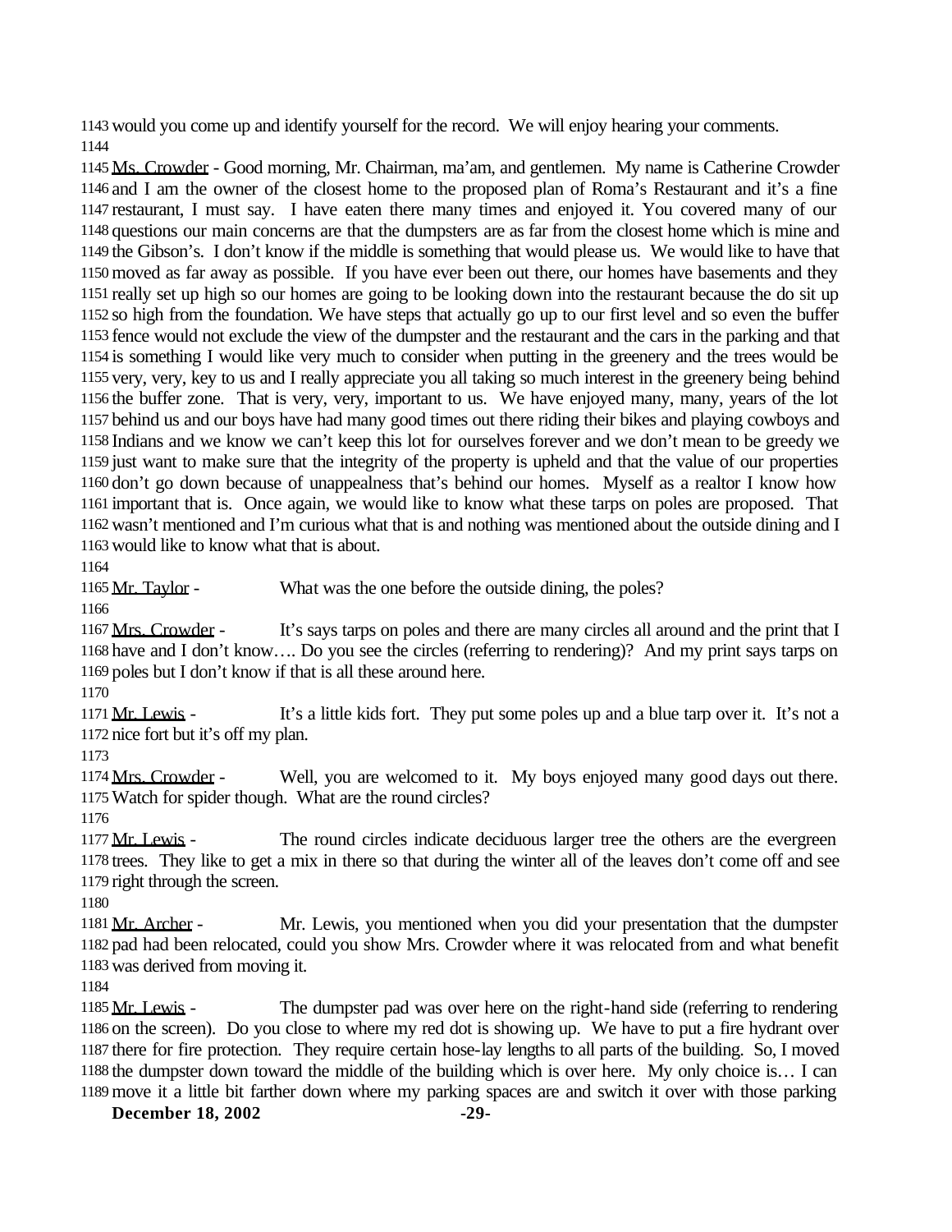would you come up and identify yourself for the record. We will enjoy hearing your comments.

Ms. Crowder - Good morning, Mr. Chairman, ma'am, and gentlemen. My name is Catherine Crowder and I am the owner of the closest home to the proposed plan of Roma's Restaurant and it's a fine restaurant, I must say. I have eaten there many times and enjoyed it. You covered many of our questions our main concerns are that the dumpsters are as far from the closest home which is mine and the Gibson's. I don't know if the middle is something that would please us. We would like to have that moved as far away as possible. If you have ever been out there, our homes have basements and they really set up high so our homes are going to be looking down into the restaurant because the do sit up so high from the foundation. We have steps that actually go up to our first level and so even the buffer fence would not exclude the view of the dumpster and the restaurant and the cars in the parking and that is something I would like very much to consider when putting in the greenery and the trees would be very, very, key to us and I really appreciate you all taking so much interest in the greenery being behind the buffer zone. That is very, very, important to us. We have enjoyed many, many, years of the lot behind us and our boys have had many good times out there riding their bikes and playing cowboys and Indians and we know we can't keep this lot for ourselves forever and we don't mean to be greedy we just want to make sure that the integrity of the property is upheld and that the value of our properties don't go down because of unappealness that's behind our homes. Myself as a realtor I know how important that is. Once again, we would like to know what these tarps on poles are proposed. That wasn't mentioned and I'm curious what that is and nothing was mentioned about the outside dining and I would like to know what that is about.

Mr. Taylor - What was the one before the outside dining, the poles?

Mrs. Crowder - It's says tarps on poles and there are many circles all around and the print that I have and I don't know…. Do you see the circles (referring to rendering)? And my print says tarps on poles but I don't know if that is all these around here.

Mr. Lewis - It's a little kids fort. They put some poles up and a blue tarp over it. It's not a nice fort but it's off my plan.

Mrs. Crowder - Well, you are welcomed to it. My boys enjoyed many good days out there. Watch for spider though. What are the round circles?

Mr. Lewis - The round circles indicate deciduous larger tree the others are the evergreen trees. They like to get a mix in there so that during the winter all of the leaves don't come off and see right through the screen.

Mr. Archer - Mr. Lewis, you mentioned when you did your presentation that the dumpster pad had been relocated, could you show Mrs. Crowder where it was relocated from and what benefit was derived from moving it.

Mr. Lewis - The dumpster pad was over here on the right-hand side (referring to rendering on the screen). Do you close to where my red dot is showing up. We have to put a fire hydrant over there for fire protection. They require certain hose-lay lengths to all parts of the building. So, I moved the dumpster down toward the middle of the building which is over here. My only choice is… I can move it a little bit farther down where my parking spaces are and switch it over with those parking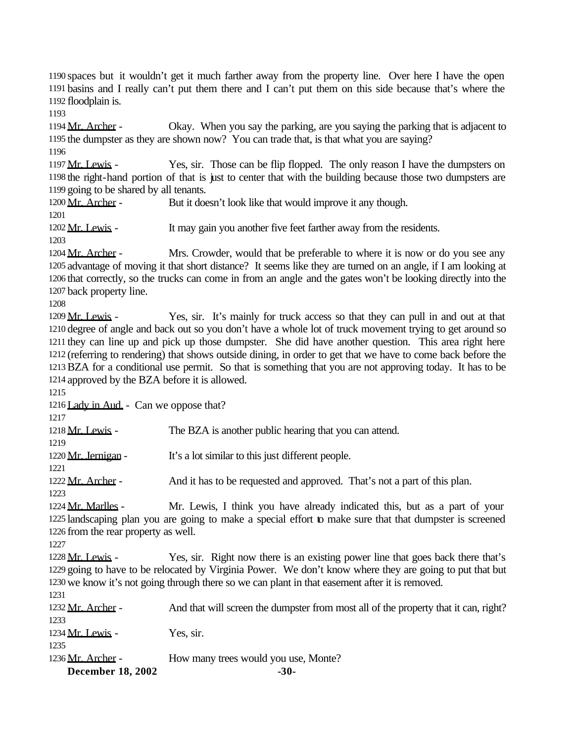spaces but it wouldn't get it much farther away from the property line. Over here I have the open basins and I really can't put them there and I can't put them on this side because that's where the floodplain is.

Mr. Archer - Okay. When you say the parking, are you saying the parking that is adjacent to the dumpster as they are shown now? You can trade that, is that what you are saying?

Mr. Lewis - Yes, sir. Those can be flip flopped. The only reason I have the dumpsters on the right-hand portion of that is just to center that with the building because those two dumpsters are going to be shared by all tenants.

Mr. Archer - But it doesn't look like that would improve it any though.

Mr. Lewis - It may gain you another five feet farther away from the residents.

Mr. Archer - Mrs. Crowder, would that be preferable to where it is now or do you see any advantage of moving it that short distance? It seems like they are turned on an angle, if I am looking at that correctly, so the trucks can come in from an angle and the gates won't be looking directly into the back property line.

Mr. Lewis - Yes, sir. It's mainly for truck access so that they can pull in and out at that degree of angle and back out so you don't have a whole lot of truck movement trying to get around so they can line up and pick up those dumpster. She did have another question. This area right here (referring to rendering) that shows outside dining, in order to get that we have to come back before the BZA for a conditional use permit. So that is something that you are not approving today. It has to be approved by the BZA before it is allowed.

Lady in Aud. - Can we oppose that?

Mr. Lewis - The BZA is another public hearing that you can attend.

Mr. Jernigan - It's a lot similar to this just different people.

Mr. Archer - And it has to be requested and approved. That's not a part of this plan.

Mr. Marlles - Mr. Lewis, I think you have already indicated this, but as a part of your landscaping plan you are going to make a special effort to make sure that that dumpster is screened from the rear property as well.

Mr. Lewis - Yes, sir. Right now there is an existing power line that goes back there that's going to have to be relocated by Virginia Power. We don't know where they are going to put that but we know it's not going through there so we can plant in that easement after it is removed.

Mr. Archer - And that will screen the dumpster from most all of the property that it can, right?

Mr. Lewis - Yes, sir.

Mr. Archer - How many trees would you use, Monte?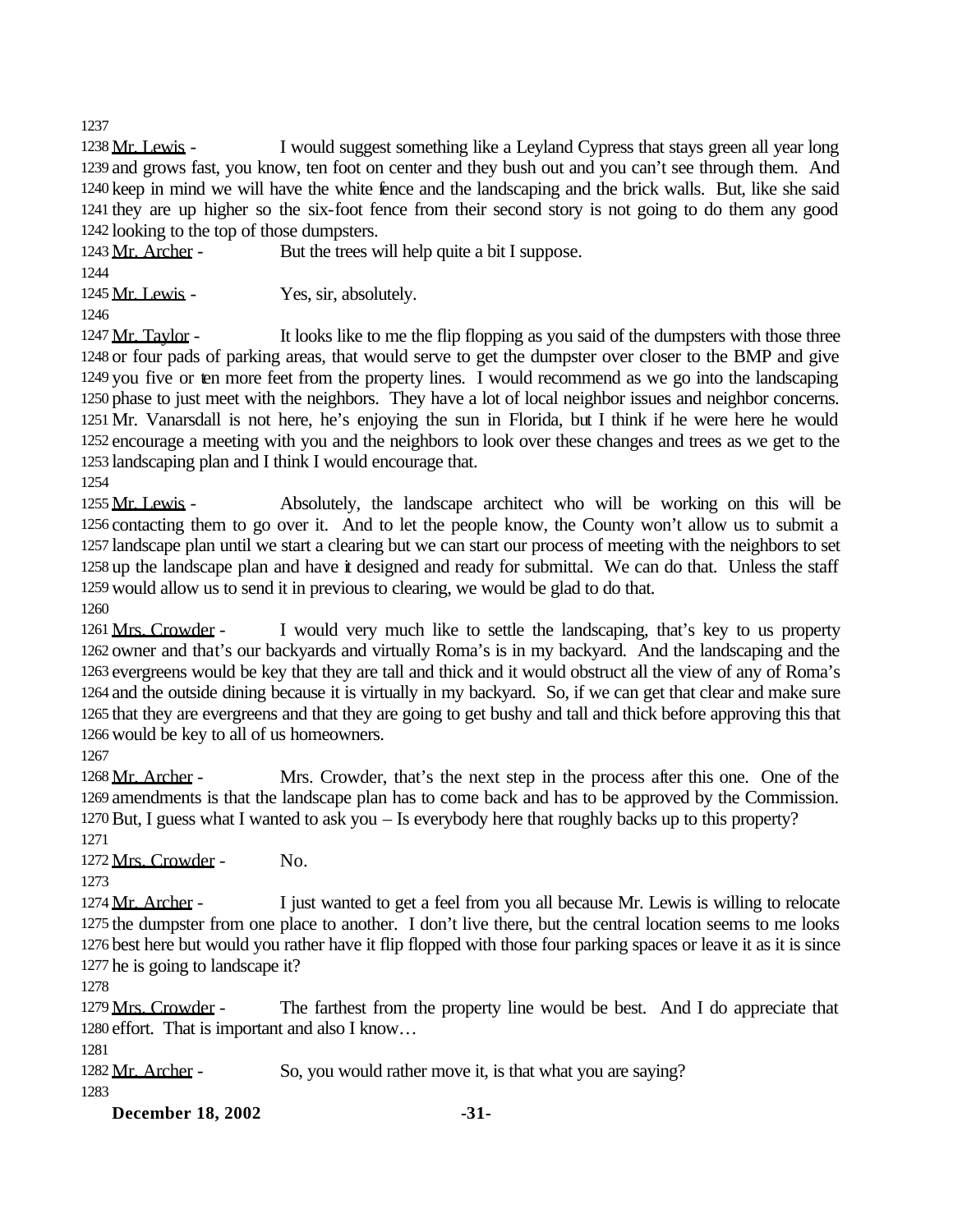Mr. Lewis - I would suggest something like a Leyland Cypress that stays green all year long and grows fast, you know, ten foot on center and they bush out and you can't see through them. And keep in mind we will have the white fence and the landscaping and the brick walls. But, like she said they are up higher so the six-foot fence from their second story is not going to do them any good looking to the top of those dumpsters.

Mr. Archer - But the trees will help quite a bit I suppose.

Mr. Lewis - Yes, sir, absolutely.

Mr. Taylor - It looks like to me the flip flopping as you said of the dumpsters with those three or four pads of parking areas, that would serve to get the dumpster over closer to the BMP and give you five or ten more feet from the property lines. I would recommend as we go into the landscaping phase to just meet with the neighbors. They have a lot of local neighbor issues and neighbor concerns. Mr. Vanarsdall is not here, he's enjoying the sun in Florida, but I think if he were here he would encourage a meeting with you and the neighbors to look over these changes and trees as we get to the landscaping plan and I think I would encourage that.

Mr. Lewis - Absolutely, the landscape architect who will be working on this will be contacting them to go over it. And to let the people know, the County won't allow us to submit a landscape plan until we start a clearing but we can start our process of meeting with the neighbors to set up the landscape plan and have it designed and ready for submittal. We can do that. Unless the staff would allow us to send it in previous to clearing, we would be glad to do that.

Mrs. Crowder - I would very much like to settle the landscaping, that's key to us property owner and that's our backyards and virtually Roma's is in my backyard. And the landscaping and the evergreens would be key that they are tall and thick and it would obstruct all the view of any of Roma's and the outside dining because it is virtually in my backyard. So, if we can get that clear and make sure that they are evergreens and that they are going to get bushy and tall and thick before approving this that would be key to all of us homeowners.

Mr. Archer - Mrs. Crowder, that's the next step in the process after this one. One of the amendments is that the landscape plan has to come back and has to be approved by the Commission. But, I guess what I wanted to ask you – Is everybody here that roughly backs up to this property?

Mrs. Crowder - No.

Mr. Archer - I just wanted to get a feel from you all because Mr. Lewis is willing to relocate the dumpster from one place to another. I don't live there, but the central location seems to me looks best here but would you rather have it flip flopped with those four parking spaces or leave it as it is since he is going to landscape it?

Mrs. Crowder - The farthest from the property line would be best. And I do appreciate that effort. That is important and also I know…

Mr. Archer - So, you would rather move it, is that what you are saying?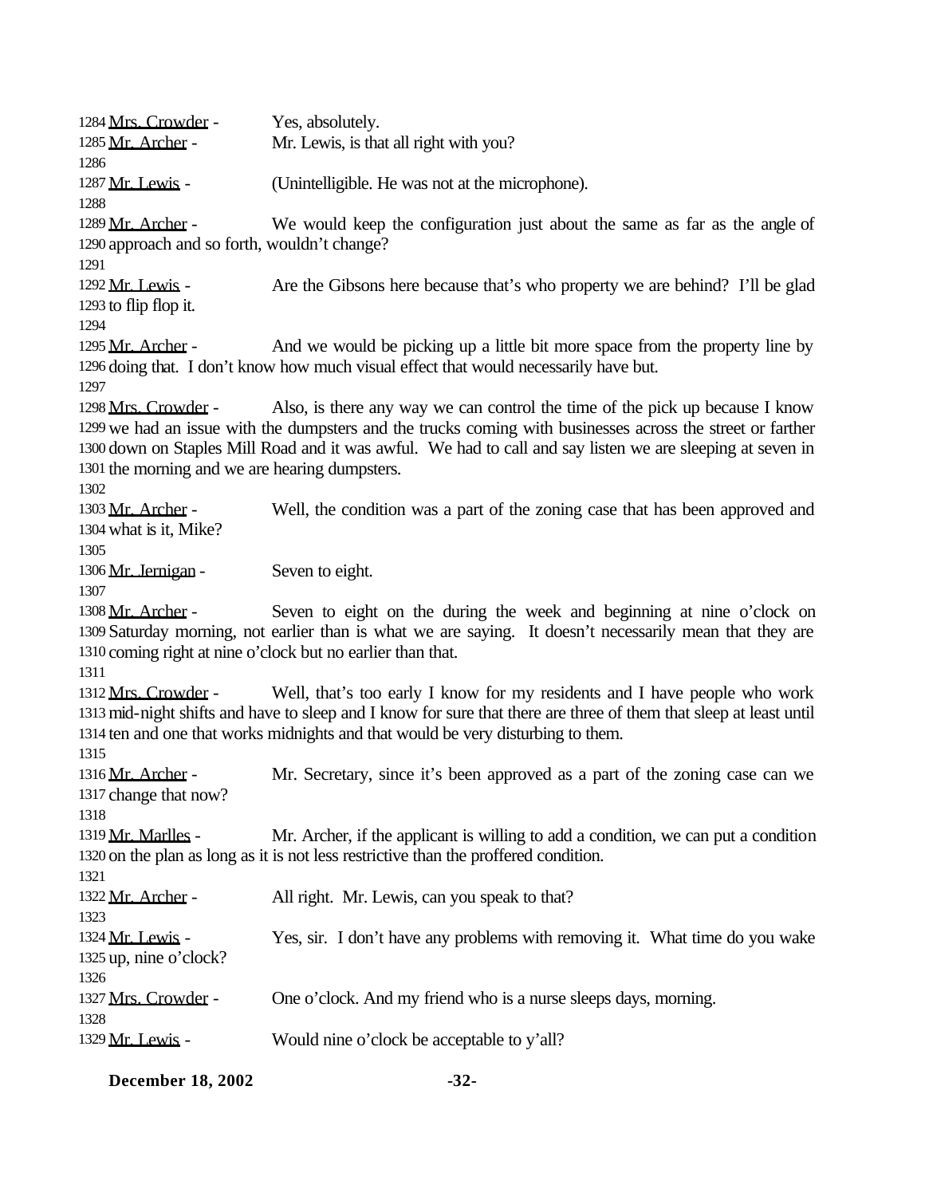1284 Mrs. Crowder - Yes, absolutely.
1285 Mr. Archer - Mr. Lewis, is that all right with you?
1286
1287 Mr. Lewis - (Unintelligible. He was not at the microphone).
1288
1289 Mr. Archer - We would keep the configuration just about the same as far as the angle of
1290 approach and so forth, wouldn't change?
1291
1292 Mr. Lewis - Are the Gibsons here because that's who property we are behind? I'll be glad
1293 to flip flop it.
1294
1295 Mr. Archer - And we would be picking up a little bit more space from the property line by
1296 doing that. I don't know how much visual effect that would necessarily have but.
1297
1298 Mrs. Crowder - Also, is there any way we can control the time of the pick up because I know
1299 we had an issue with the dumpsters and the trucks coming with businesses across the street or farther
1300 down on Staples Mill Road and it was awful. We had to call and say listen we are sleeping at seven in
1301 the morning and we are hearing dumpsters.
1302
1303 Mr. Archer - Well, the condition was a part of the zoning case that has been approved and
1304 what is it, Mike?
1305
1306 Mr. Jernigan - Seven to eight.
1307
1308 Mr. Archer - Seven to eight on the during the week and beginning at nine o'clock on
1309 Saturday morning, not earlier than is what we are saying. It doesn't necessarily mean that they are
1310 coming right at nine o'clock but no earlier than that.
1311
1312 Mrs. Crowder - Well, that's too early I know for my residents and I have people who work
1313 mid-night shifts and have to sleep and I know for sure that there are three of them that sleep at least until
1314 ten and one that works midnights and that would be very disturbing to them.
1315
1316 Mr. Archer - Mr. Secretary, since it's been approved as a part of the zoning case can we
1317 change that now?
1318
1319 Mr. Marlles - Mr. Archer, if the applicant is willing to add a condition, we can put a condition
1320 on the plan as long as it is not less restrictive than the proffered condition.
1321
1322 Mr. Archer - All right. Mr. Lewis, can you speak to that?
1323
1324 Mr. Lewis - Yes, sir. I don't have any problems with removing it. What time do you wake
1325 up, nine o'clock?
1326
1327 Mrs. Crowder - One o'clock. And my friend who is a nurse sleeps days, morning.
1328
1329 Mr. Lewis - Would nine o'clock be acceptable to y'all?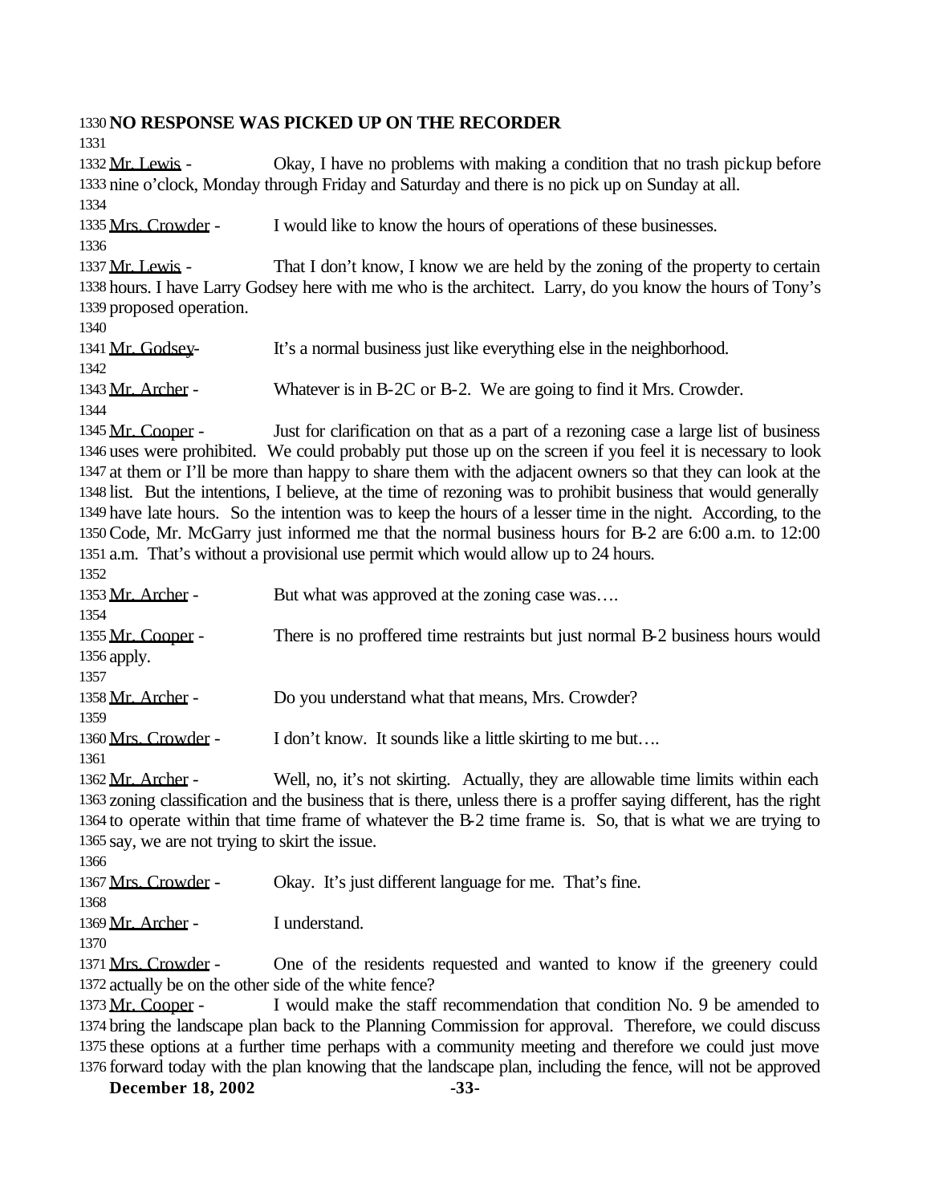**NO RESPONSE WAS PICKED UP ON THE RECORDER**

Mr. Lewis - Okay, I have no problems with making a condition that no trash pickup before nine o'clock, Monday through Friday and Saturday and there is no pick up on Sunday at all.

Mrs. Crowder - I would like to know the hours of operations of these businesses.

Mr. Lewis - That I don't know, I know we are held by the zoning of the property to certain hours. I have Larry Godsey here with me who is the architect. Larry, do you know the hours of Tony's proposed operation.

Mr. Godsey- It's a normal business just like everything else in the neighborhood.

Mr. Archer - Whatever is in B-2C or B-2. We are going to find it Mrs. Crowder.

Mr. Cooper - Just for clarification on that as a part of a rezoning case a large list of business uses were prohibited. We could probably put those up on the screen if you feel it is necessary to look at them or I'll be more than happy to share them with the adjacent owners so that they can look at the list. But the intentions, I believe, at the time of rezoning was to prohibit business that would generally have late hours. So the intention was to keep the hours of a lesser time in the night. According, to the Code, Mr. McGarry just informed me that the normal business hours for B-2 are 6:00 a.m. to 12:00 a.m. That's without a provisional use permit which would allow up to 24 hours.

Mr. Archer - But what was approved at the zoning case was….

Mr. Cooper - There is no proffered time restraints but just normal B-2 business hours would apply.

Mr. Archer - Do you understand what that means, Mrs. Crowder?

Mrs. Crowder - I don't know. It sounds like a little skirting to me but….

Mr. Archer - Well, no, it's not skirting. Actually, they are allowable time limits within each zoning classification and the business that is there, unless there is a proffer saying different, has the right to operate within that time frame of whatever the B-2 time frame is. So, that is what we are trying to say, we are not trying to skirt the issue.

Mrs. Crowder - Okay. It's just different language for me. That's fine.

Mr. Archer - I understand.

Mrs. Crowder - One of the residents requested and wanted to know if the greenery could actually be on the other side of the white fence?

Mr. Cooper - I would make the staff recommendation that condition No. 9 be amended to bring the landscape plan back to the Planning Commission for approval. Therefore, we could discuss these options at a further time perhaps with a community meeting and therefore we could just move forward today with the plan knowing that the landscape plan, including the fence, will not be approved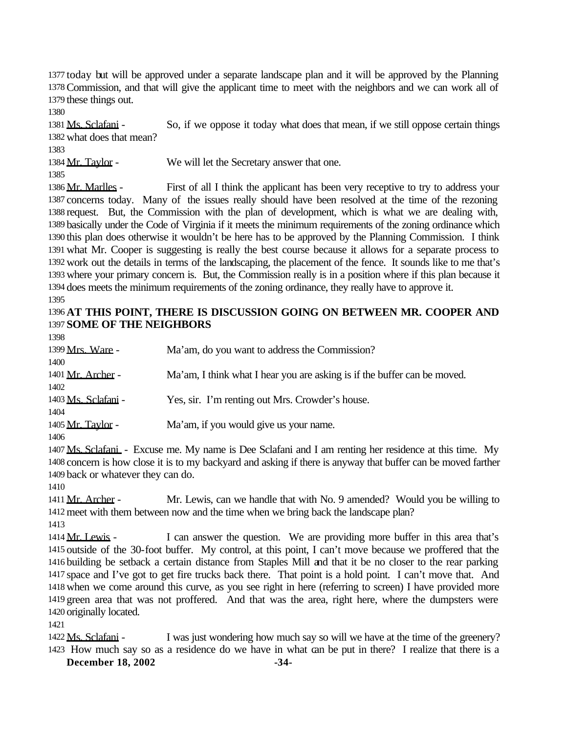today but will be approved under a separate landscape plan and it will be approved by the Planning Commission, and that will give the applicant time to meet with the neighbors and we can work all of these things out.

Ms. Sclafani - So, if we oppose it today what does that mean, if we still oppose certain things what does that mean?

Mr. Taylor - We will let the Secretary answer that one.

Mr. Marlles - First of all I think the applicant has been very receptive to try to address your concerns today. Many of the issues really should have been resolved at the time of the rezoning request. But, the Commission with the plan of development, which is what we are dealing with, basically under the Code of Virginia if it meets the minimum requirements of the zoning ordinance which this plan does otherwise it wouldn't be here has to be approved by the Planning Commission. I think what Mr. Cooper is suggesting is really the best course because it allows for a separate process to work out the details in terms of the landscaping, the placement of the fence. It sounds like to me that's where your primary concern is. But, the Commission really is in a position where if this plan because it does meets the minimum requirements of the zoning ordinance, they really have to approve it.

**AT THIS POINT, THERE IS DISCUSSION GOING ON BETWEEN MR. COOPER AND SOME OF THE NEIGHBORS**

Mrs. Ware - Ma'am, do you want to address the Commission?

Mr. Archer - Ma'am, I think what I hear you are asking is if the buffer can be moved.

Ms. Sclafani - Yes, sir. I'm renting out Mrs. Crowder's house.

Mr. Taylor - Ma'am, if you would give us your name.

Ms. Sclafani - Excuse me. My name is Dee Sclafani and I am renting her residence at this time. My concern is how close it is to my backyard and asking if there is anyway that buffer can be moved farther back or whatever they can do.

Mr. Archer - Mr. Lewis, can we handle that with No. 9 amended? Would you be willing to meet with them between now and the time when we bring back the landscape plan?

Mr. Lewis - I can answer the question. We are providing more buffer in this area that's outside of the 30-foot buffer. My control, at this point, I can't move because we proffered that the building be setback a certain distance from Staples Mill and that it be no closer to the rear parking space and I've got to get fire trucks back there. That point is a hold point. I can't move that. And when we come around this curve, as you see right in here (referring to screen) I have provided more green area that was not proffered. And that was the area, right here, where the dumpsters were originally located.

Ms. Sclafani - I was just wondering how much say so will we have at the time of the greenery? How much say so as a residence do we have in what can be put in there? I realize that there is a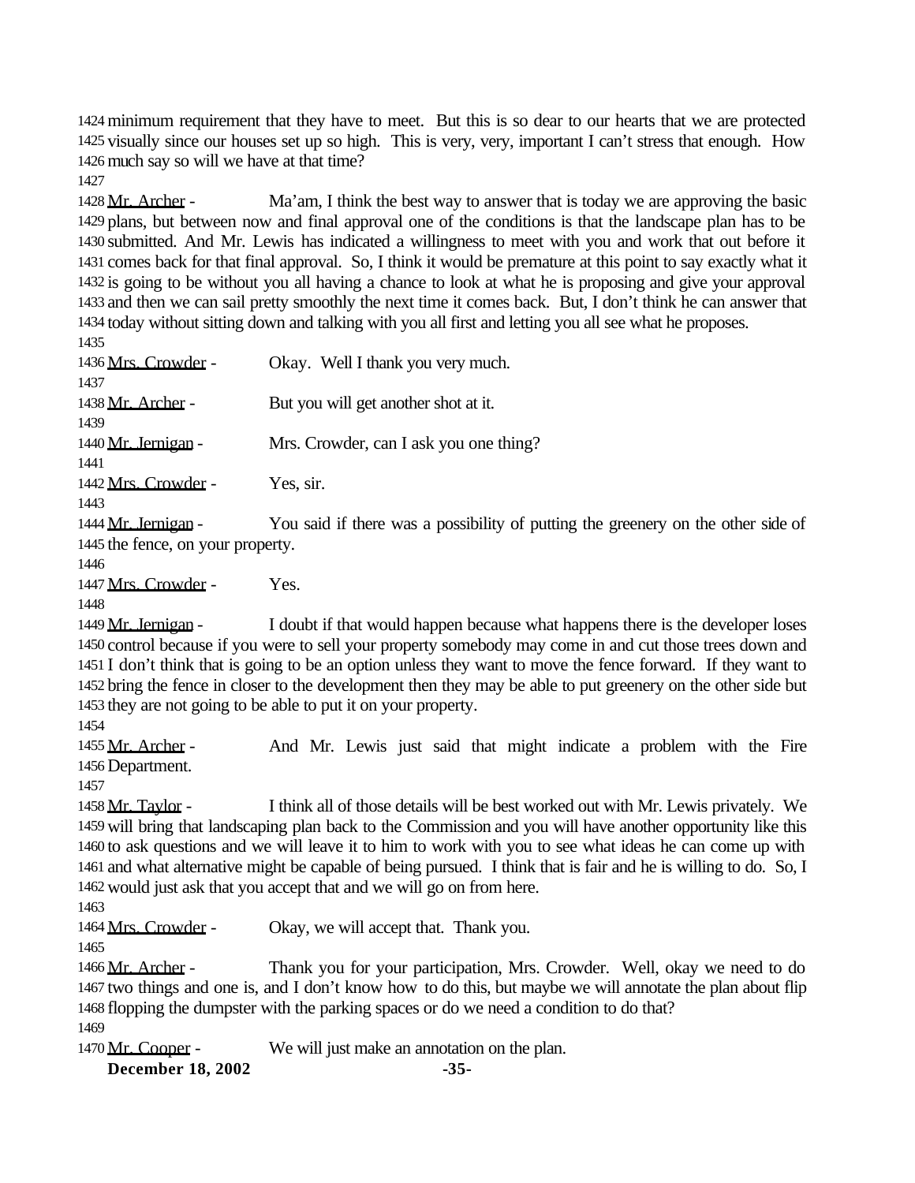minimum requirement that they have to meet. But this is so dear to our hearts that we are protected visually since our houses set up so high. This is very, very, important I can't stress that enough. How much say so will we have at that time?

Mr. Archer - Ma'am, I think the best way to answer that is today we are approving the basic plans, but between now and final approval one of the conditions is that the landscape plan has to be submitted. And Mr. Lewis has indicated a willingness to meet with you and work that out before it comes back for that final approval. So, I think it would be premature at this point to say exactly what it is going to be without you all having a chance to look at what he is proposing and give your approval and then we can sail pretty smoothly the next time it comes back. But, I don't think he can answer that today without sitting down and talking with you all first and letting you all see what he proposes.

Mrs. Crowder - Okay. Well I thank you very much.

Mr. Archer - But you will get another shot at it.

Mr. Jernigan - Mrs. Crowder, can I ask you one thing?

Mrs. Crowder - Yes, sir.

Mr. Jernigan - You said if there was a possibility of putting the greenery on the other side of the fence, on your property.

Mrs. Crowder - Yes.

Mr. Jernigan - I doubt if that would happen because what happens there is the developer loses control because if you were to sell your property somebody may come in and cut those trees down and I don't think that is going to be an option unless they want to move the fence forward. If they want to bring the fence in closer to the development then they may be able to put greenery on the other side but they are not going to be able to put it on your property.

Mr. Archer - And Mr. Lewis just said that might indicate a problem with the Fire Department.

Mr. Taylor - I think all of those details will be best worked out with Mr. Lewis privately. We will bring that landscaping plan back to the Commission and you will have another opportunity like this to ask questions and we will leave it to him to work with you to see what ideas he can come up with and what alternative might be capable of being pursued. I think that is fair and he is willing to do. So, I would just ask that you accept that and we will go on from here.

Mrs. Crowder - Okay, we will accept that. Thank you.

Mr. Archer - Thank you for your participation, Mrs. Crowder. Well, okay we need to do two things and one is, and I don't know how to do this, but maybe we will annotate the plan about flip flopping the dumpster with the parking spaces or do we need a condition to do that?

Mr. Cooper - We will just make an annotation on the plan.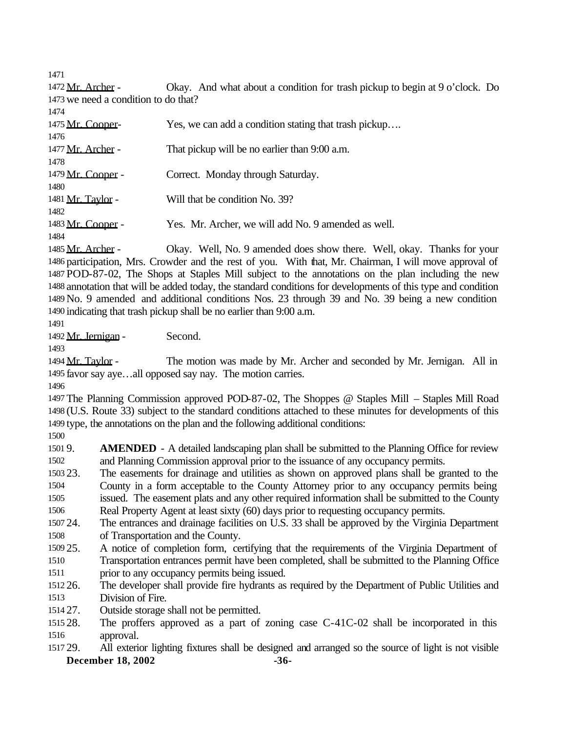Mr. Archer - Okay. And what about a condition for trash pickup to begin at 9 o'clock. Do we need a condition to do that?

Mr. Cooper- Yes, we can add a condition stating that trash pickup….

Mr. Archer - That pickup will be no earlier than 9:00 a.m.

Mr. Cooper - Correct. Monday through Saturday.

Mr. Taylor - Will that be condition No. 39?

Mr. Cooper - Yes. Mr. Archer, we will add No. 9 amended as well.

Mr. Archer - Okay. Well, No. 9 amended does show there. Well, okay. Thanks for your participation, Mrs. Crowder and the rest of you. With that, Mr. Chairman, I will move approval of POD-87-02, The Shops at Staples Mill subject to the annotations on the plan including the new annotation that will be added today, the standard conditions for developments of this type and condition No. 9 amended and additional conditions Nos. 23 through 39 and No. 39 being a new condition indicating that trash pickup shall be no earlier than 9:00 a.m.

Mr. Jernigan - Second.

Mr. Taylor - The motion was made by Mr. Archer and seconded by Mr. Jernigan. All in favor say aye…all opposed say nay. The motion carries.

The Planning Commission approved POD-87-02, The Shoppes @ Staples Mill – Staples Mill Road (U.S. Route 33) subject to the standard conditions attached to these minutes for developments of this type, the annotations on the plan and the following additional conditions:

9. **AMENDED** - A detailed landscaping plan shall be submitted to the Planning Office for review and Planning Commission approval prior to the issuance of any occupancy permits.
23. The easements for drainage and utilities as shown on approved plans shall be granted to the County in a form acceptable to the County Attorney prior to any occupancy permits being issued. The easement plats and any other required information shall be submitted to the County Real Property Agent at least sixty (60) days prior to requesting occupancy permits.
24. The entrances and drainage facilities on U.S. 33 shall be approved by the Virginia Department of Transportation and the County.
25. A notice of completion form, certifying that the requirements of the Virginia Department of Transportation entrances permit have been completed, shall be submitted to the Planning Office prior to any occupancy permits being issued.
26. The developer shall provide fire hydrants as required by the Department of Public Utilities and Division of Fire.
27. Outside storage shall not be permitted.
28. The proffers approved as a part of zoning case C-41C-02 shall be incorporated in this approval.
29. All exterior lighting fixtures shall be designed and arranged so the source of light is not visible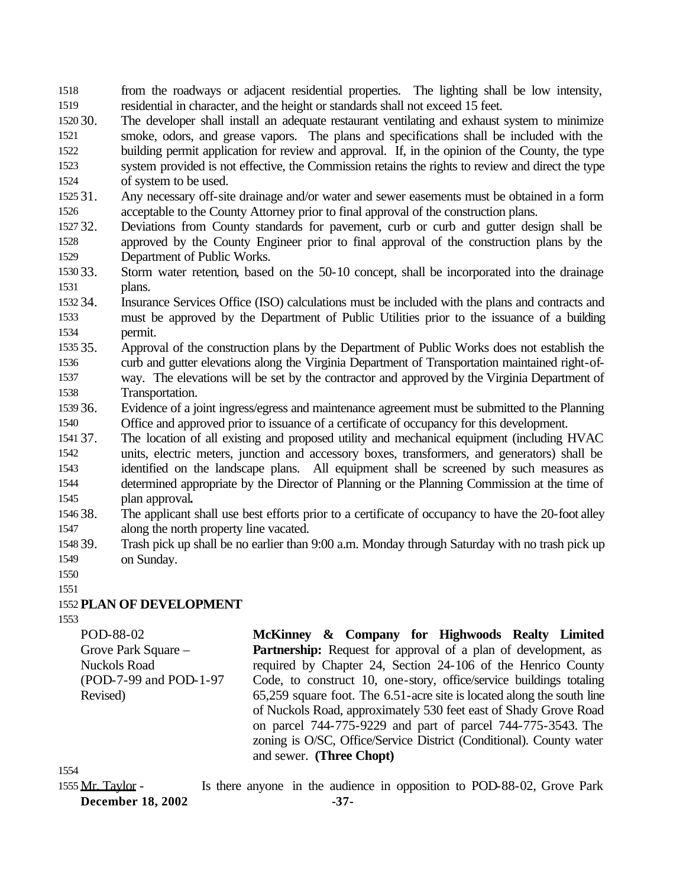from the roadways or adjacent residential properties. The lighting shall be low intensity, residential in character, and the height or standards shall not exceed 15 feet.

30. The developer shall install an adequate restaurant ventilating and exhaust system to minimize smoke, odors, and grease vapors. The plans and specifications shall be included with the building permit application for review and approval. If, in the opinion of the County, the type system provided is not effective, the Commission retains the rights to review and direct the type of system to be used.

31. Any necessary off-site drainage and/or water and sewer easements must be obtained in a form acceptable to the County Attorney prior to final approval of the construction plans.

32. Deviations from County standards for pavement, curb or curb and gutter design shall be approved by the County Engineer prior to final approval of the construction plans by the Department of Public Works.

33. Storm water retention, based on the 50-10 concept, shall be incorporated into the drainage plans.

34. Insurance Services Office (ISO) calculations must be included with the plans and contracts and must be approved by the Department of Public Utilities prior to the issuance of a building permit.

35. Approval of the construction plans by the Department of Public Works does not establish the curb and gutter elevations along the Virginia Department of Transportation maintained right-of-way. The elevations will be set by the contractor and approved by the Virginia Department of Transportation.

36. Evidence of a joint ingress/egress and maintenance agreement must be submitted to the Planning Office and approved prior to issuance of a certificate of occupancy for this development.

37. The location of all existing and proposed utility and mechanical equipment (including HVAC units, electric meters, junction and accessory boxes, transformers, and generators) shall be identified on the landscape plans. All equipment shall be screened by such measures as determined appropriate by the Director of Planning or the Planning Commission at the time of plan approval**.**

38. The applicant shall use best efforts prior to a certificate of occupancy to have the 20-foot alley along the north property line vacated.

39. Trash pick up shall be no earlier than 9:00 a.m. Monday through Saturday with no trash pick up on Sunday.

**PLAN OF DEVELOPMENT**

| | |
|---|---|
| POD-88-02<br>Grove Park Square – Nuckols Road<br>(POD-7-99 and POD-1-97 Revised) | **McKinney & Company for Highwoods Realty Limited Partnership:** Request for approval of a plan of development, as required by Chapter 24, Section 24-106 of the Henrico County Code, to construct 10, one-story, office/service buildings totaling 65,259 square foot. The 6.51-acre site is located along the south line of Nuckols Road, approximately 530 feet east of Shady Grove Road on parcel 744-775-9229 and part of parcel 744-775-3543. The zoning is O/SC, Office/Service District (Conditional). County water and sewer. **(Three Chopt)** |

Mr. Taylor - Is there anyone in the audience in opposition to POD-88-02, Grove Park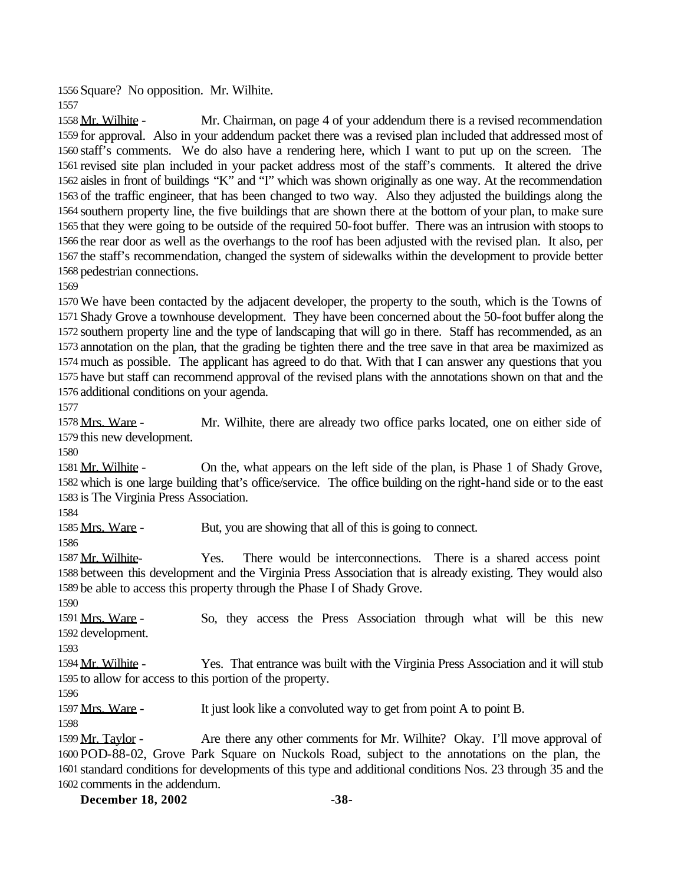Square? No opposition. Mr. Wilhite.

Mr. Wilhite - Mr. Chairman, on page 4 of your addendum there is a revised recommendation for approval. Also in your addendum packet there was a revised plan included that addressed most of staff's comments. We do also have a rendering here, which I want to put up on the screen. The revised site plan included in your packet address most of the staff's comments. It altered the drive aisles in front of buildings "K" and "I" which was shown originally as one way. At the recommendation of the traffic engineer, that has been changed to two way. Also they adjusted the buildings along the southern property line, the five buildings that are shown there at the bottom of your plan, to make sure that they were going to be outside of the required 50-foot buffer. There was an intrusion with stoops to the rear door as well as the overhangs to the roof has been adjusted with the revised plan. It also, per the staff's recommendation, changed the system of sidewalks within the development to provide better pedestrian connections.

We have been contacted by the adjacent developer, the property to the south, which is the Towns of Shady Grove a townhouse development. They have been concerned about the 50-foot buffer along the southern property line and the type of landscaping that will go in there. Staff has recommended, as an annotation on the plan, that the grading be tighten there and the tree save in that area be maximized as much as possible. The applicant has agreed to do that. With that I can answer any questions that you have but staff can recommend approval of the revised plans with the annotations shown on that and the additional conditions on your agenda.

Mrs. Ware - Mr. Wilhite, there are already two office parks located, one on either side of this new development.

Mr. Wilhite - On the, what appears on the left side of the plan, is Phase 1 of Shady Grove, which is one large building that's office/service. The office building on the right-hand side or to the east is The Virginia Press Association.

Mrs. Ware - But, you are showing that all of this is going to connect.

Mr. Wilhite- Yes. There would be interconnections. There is a shared access point between this development and the Virginia Press Association that is already existing. They would also be able to access this property through the Phase I of Shady Grove.

Mrs. Ware - So, they access the Press Association through what will be this new development.

Mr. Wilhite - Yes. That entrance was built with the Virginia Press Association and it will stub to allow for access to this portion of the property.

Mrs. Ware - It just look like a convoluted way to get from point A to point B.

Mr. Taylor - Are there any other comments for Mr. Wilhite? Okay. I'll move approval of POD-88-02, Grove Park Square on Nuckols Road, subject to the annotations on the plan, the standard conditions for developments of this type and additional conditions Nos. 23 through 35 and the comments in the addendum.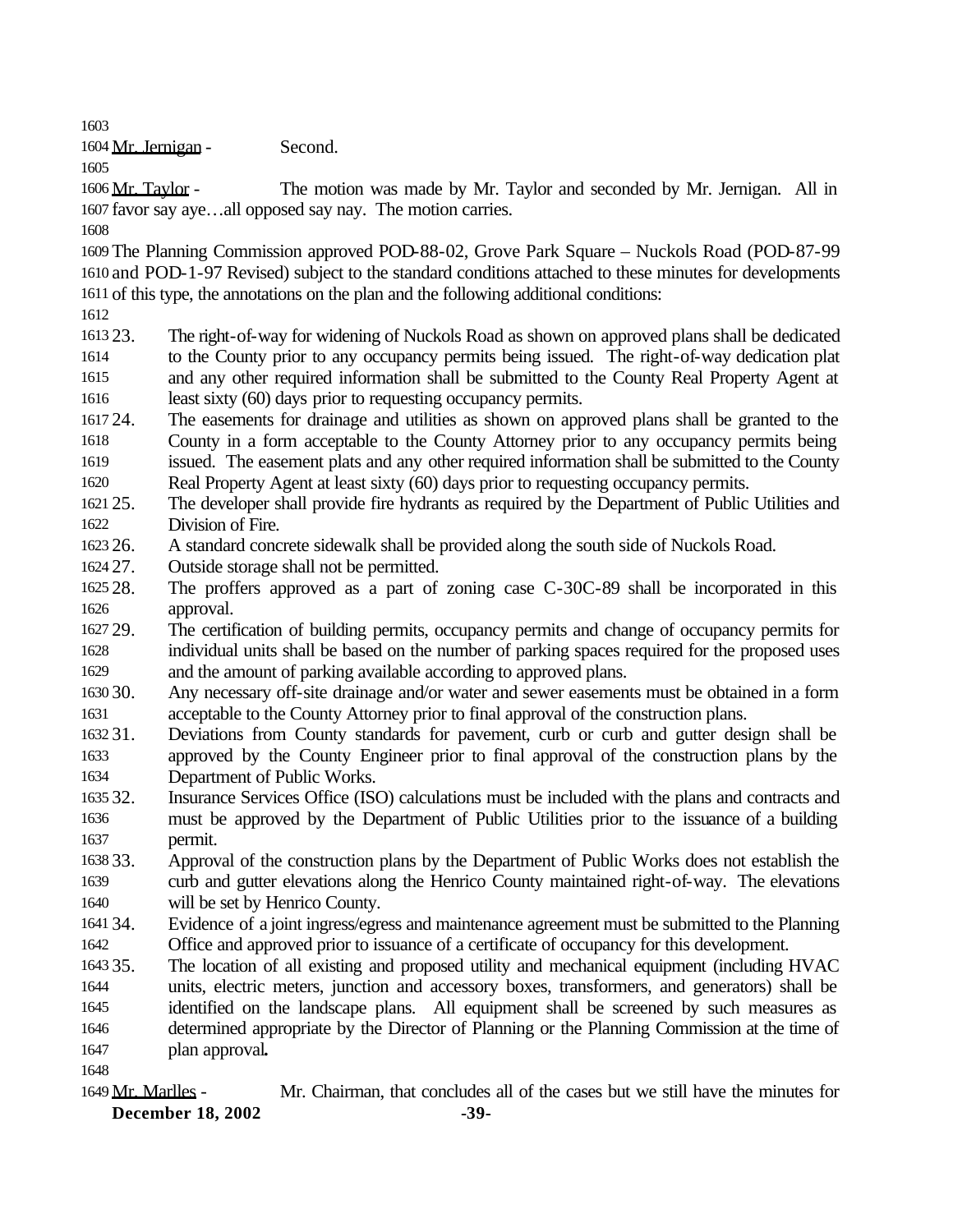Mr. Jernigan - Second.

Mr. Taylor - The motion was made by Mr. Taylor and seconded by Mr. Jernigan. All in favor say aye…all opposed say nay. The motion carries.

The Planning Commission approved POD-88-02, Grove Park Square – Nuckols Road (POD-87-99 and POD-1-97 Revised) subject to the standard conditions attached to these minutes for developments of this type, the annotations on the plan and the following additional conditions:

23. The right-of-way for widening of Nuckols Road as shown on approved plans shall be dedicated to the County prior to any occupancy permits being issued. The right-of-way dedication plat and any other required information shall be submitted to the County Real Property Agent at least sixty (60) days prior to requesting occupancy permits.
24. The easements for drainage and utilities as shown on approved plans shall be granted to the County in a form acceptable to the County Attorney prior to any occupancy permits being issued. The easement plats and any other required information shall be submitted to the County Real Property Agent at least sixty (60) days prior to requesting occupancy permits.
25. The developer shall provide fire hydrants as required by the Department of Public Utilities and Division of Fire.
26. A standard concrete sidewalk shall be provided along the south side of Nuckols Road.
27. Outside storage shall not be permitted.
28. The proffers approved as a part of zoning case C-30C-89 shall be incorporated in this approval.
29. The certification of building permits, occupancy permits and change of occupancy permits for individual units shall be based on the number of parking spaces required for the proposed uses and the amount of parking available according to approved plans.
30. Any necessary off-site drainage and/or water and sewer easements must be obtained in a form acceptable to the County Attorney prior to final approval of the construction plans.
31. Deviations from County standards for pavement, curb or curb and gutter design shall be approved by the County Engineer prior to final approval of the construction plans by the Department of Public Works.
32. Insurance Services Office (ISO) calculations must be included with the plans and contracts and must be approved by the Department of Public Utilities prior to the issuance of a building permit.
33. Approval of the construction plans by the Department of Public Works does not establish the curb and gutter elevations along the Henrico County maintained right-of-way. The elevations will be set by Henrico County.
34. Evidence of a joint ingress/egress and maintenance agreement must be submitted to the Planning Office and approved prior to issuance of a certificate of occupancy for this development.
35. The location of all existing and proposed utility and mechanical equipment (including HVAC units, electric meters, junction and accessory boxes, transformers, and generators) shall be identified on the landscape plans. All equipment shall be screened by such measures as determined appropriate by the Director of Planning or the Planning Commission at the time of plan approval**.**

Mr. Marlles - Mr. Chairman, that concludes all of the cases but we still have the minutes for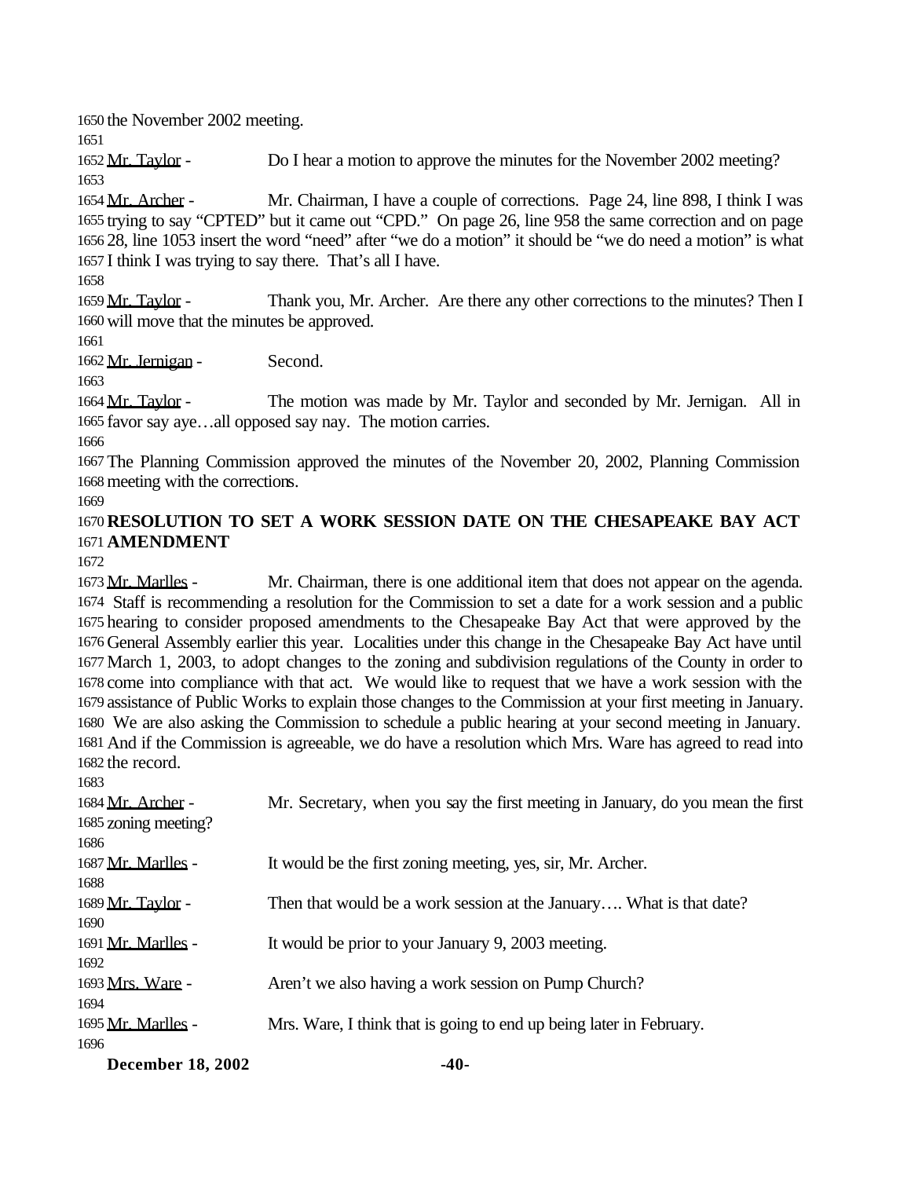the November 2002 meeting.

Mr. Taylor - Do I hear a motion to approve the minutes for the November 2002 meeting?

Mr. Archer - Mr. Chairman, I have a couple of corrections. Page 24, line 898, I think I was trying to say "CPTED" but it came out "CPD." On page 26, line 958 the same correction and on page 28, line 1053 insert the word "need" after "we do a motion" it should be "we do need a motion" is what I think I was trying to say there. That's all I have.

Mr. Taylor - Thank you, Mr. Archer. Are there any other corrections to the minutes? Then I will move that the minutes be approved.

Mr. Jernigan - Second.

Mr. Taylor - The motion was made by Mr. Taylor and seconded by Mr. Jernigan. All in favor say aye…all opposed say nay. The motion carries.

The Planning Commission approved the minutes of the November 20, 2002, Planning Commission meeting with the corrections.

**RESOLUTION TO SET A WORK SESSION DATE ON THE CHESAPEAKE BAY ACT AMENDMENT**

Mr. Marlles - Mr. Chairman, there is one additional item that does not appear on the agenda. Staff is recommending a resolution for the Commission to set a date for a work session and a public hearing to consider proposed amendments to the Chesapeake Bay Act that were approved by the General Assembly earlier this year. Localities under this change in the Chesapeake Bay Act have until March 1, 2003, to adopt changes to the zoning and subdivision regulations of the County in order to come into compliance with that act. We would like to request that we have a work session with the assistance of Public Works to explain those changes to the Commission at your first meeting in January. We are also asking the Commission to schedule a public hearing at your second meeting in January. And if the Commission is agreeable, we do have a resolution which Mrs. Ware has agreed to read into the record.

Mr. Archer - Mr. Secretary, when you say the first meeting in January, do you mean the first zoning meeting?

Mr. Marlles - It would be the first zoning meeting, yes, sir, Mr. Archer.

Mr. Taylor - Then that would be a work session at the January…. What is that date?

Mr. Marlles - It would be prior to your January 9, 2003 meeting.

Mrs. Ware - Aren't we also having a work session on Pump Church?

Mr. Marlles - Mrs. Ware, I think that is going to end up being later in February.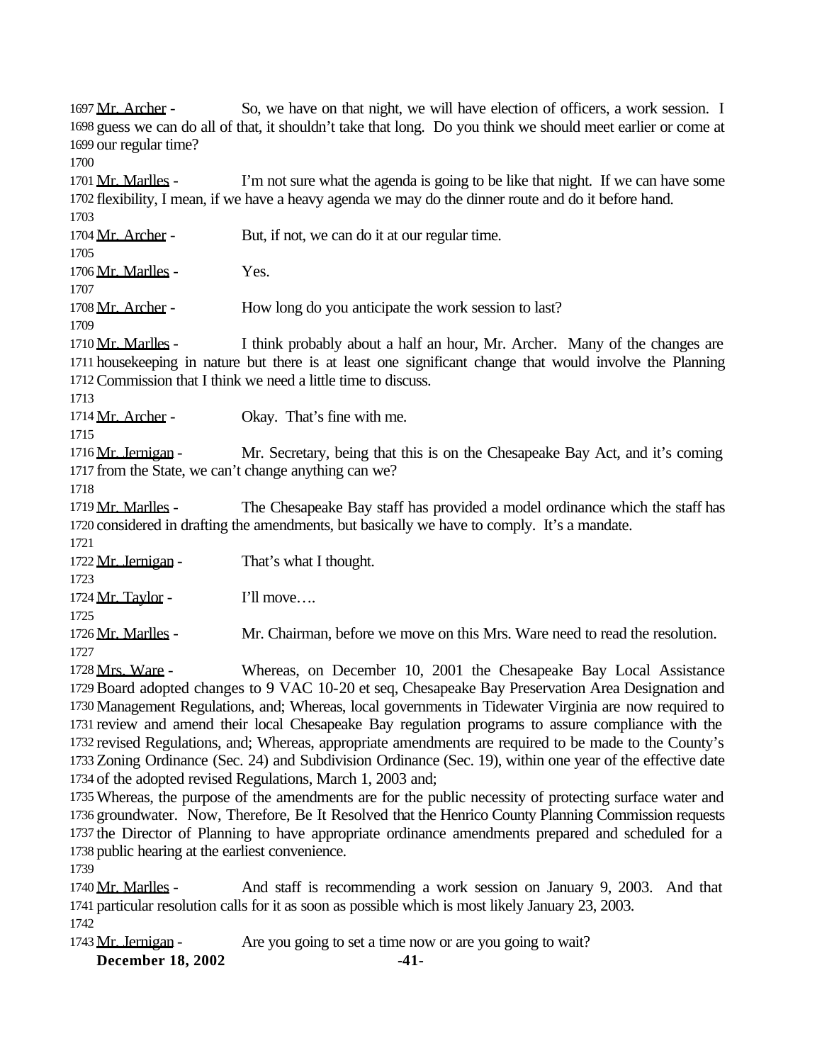1697 Mr. Archer - So, we have on that night, we will have election of officers, a work session. I 1698 guess we can do all of that, it shouldn't take that long. Do you think we should meet earlier or come at 1699 our regular time?
1700
1701 Mr. Marlles - I'm not sure what the agenda is going to be like that night. If we can have some 1702 flexibility, I mean, if we have a heavy agenda we may do the dinner route and do it before hand.
1703
1704 Mr. Archer - But, if not, we can do it at our regular time.
1705
1706 Mr. Marlles - Yes.
1707
1708 Mr. Archer - How long do you anticipate the work session to last?
1709
1710 Mr. Marlles - I think probably about a half an hour, Mr. Archer. Many of the changes are 1711 housekeeping in nature but there is at least one significant change that would involve the Planning 1712 Commission that I think we need a little time to discuss.
1713
1714 Mr. Archer - Okay. That's fine with me.
1715
1716 Mr. Jernigan - Mr. Secretary, being that this is on the Chesapeake Bay Act, and it's coming 1717 from the State, we can't change anything can we?
1718
1719 Mr. Marlles - The Chesapeake Bay staff has provided a model ordinance which the staff has 1720 considered in drafting the amendments, but basically we have to comply. It's a mandate.
1721
1722 Mr. Jernigan - That's what I thought.
1723
1724 Mr. Taylor - I'll move….
1725
1726 Mr. Marlles - Mr. Chairman, before we move on this Mrs. Ware need to read the resolution.
1727
1728 Mrs. Ware - Whereas, on December 10, 2001 the Chesapeake Bay Local Assistance 1729 Board adopted changes to 9 VAC 10-20 et seq, Chesapeake Bay Preservation Area Designation and 1730 Management Regulations, and; Whereas, local governments in Tidewater Virginia are now required to 1731 review and amend their local Chesapeake Bay regulation programs to assure compliance with the 1732 revised Regulations, and; Whereas, appropriate amendments are required to be made to the County's 1733 Zoning Ordinance (Sec. 24) and Subdivision Ordinance (Sec. 19), within one year of the effective date 1734 of the adopted revised Regulations, March 1, 2003 and;
1735 Whereas, the purpose of the amendments are for the public necessity of protecting surface water and 1736 groundwater. Now, Therefore, Be It Resolved that the Henrico County Planning Commission requests 1737 the Director of Planning to have appropriate ordinance amendments prepared and scheduled for a 1738 public hearing at the earliest convenience.
1739
1740 Mr. Marlles - And staff is recommending a work session on January 9, 2003. And that 1741 particular resolution calls for it as soon as possible which is most likely January 23, 2003.
1742
1743 Mr. Jernigan - Are you going to set a time now or are you going to wait?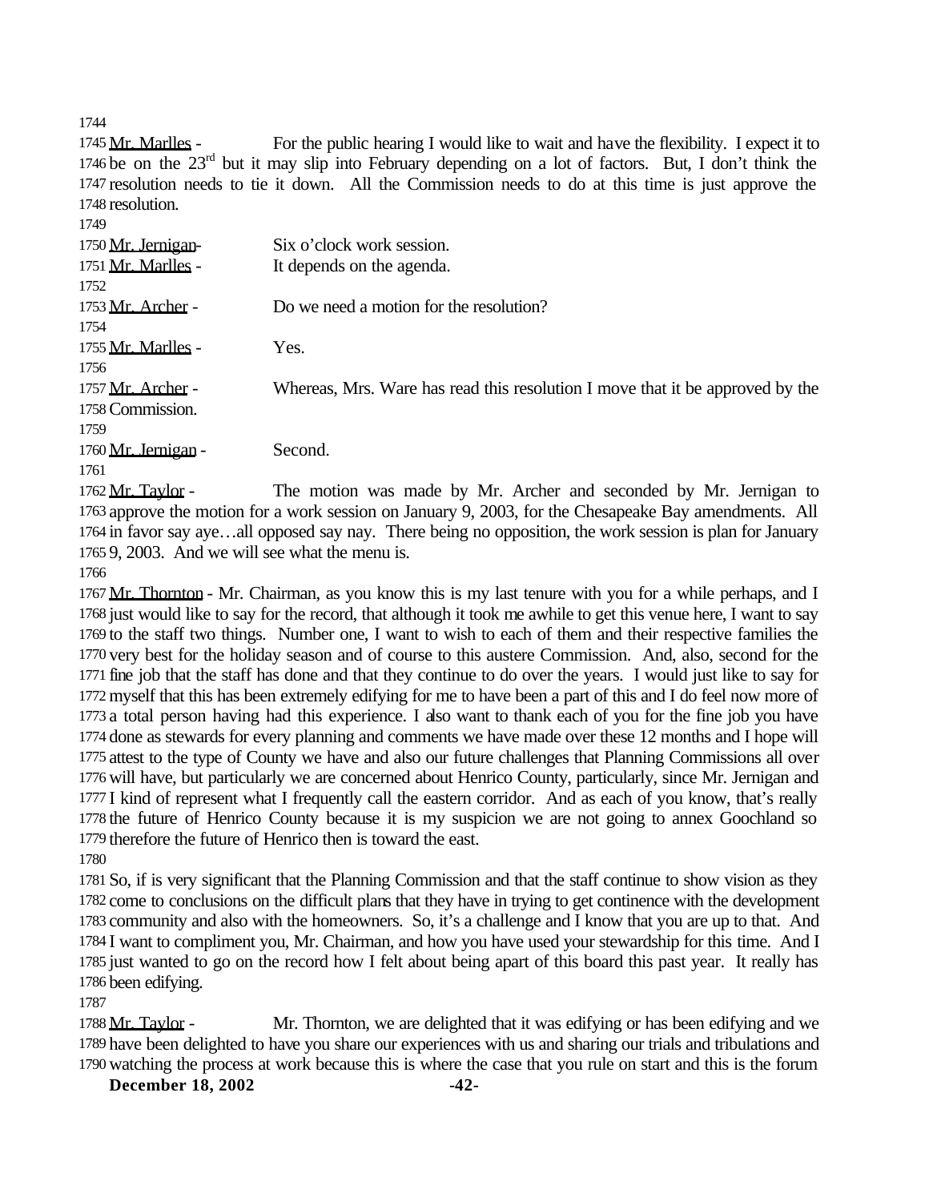Mr. Marlles - For the public hearing I would like to wait and have the flexibility. I expect it to be on the 23rd but it may slip into February depending on a lot of factors. But, I don't think the resolution needs to tie it down. All the Commission needs to do at this time is just approve the resolution.

Mr. Jernigan- Six o'clock work session.

Mr. Marlles - It depends on the agenda.

Mr. Archer - Do we need a motion for the resolution?

Mr. Marlles - Yes.

Mr. Archer - Whereas, Mrs. Ware has read this resolution I move that it be approved by the Commission.

Mr. Jernigan - Second.

Mr. Taylor - The motion was made by Mr. Archer and seconded by Mr. Jernigan to approve the motion for a work session on January 9, 2003, for the Chesapeake Bay amendments. All in favor say aye…all opposed say nay. There being no opposition, the work session is plan for January 9, 2003. And we will see what the menu is.

Mr. Thornton - Mr. Chairman, as you know this is my last tenure with you for a while perhaps, and I just would like to say for the record, that although it took me awhile to get this venue here, I want to say to the staff two things. Number one, I want to wish to each of them and their respective families the very best for the holiday season and of course to this austere Commission. And, also, second for the fine job that the staff has done and that they continue to do over the years. I would just like to say for myself that this has been extremely edifying for me to have been a part of this and I do feel now more of a total person having had this experience. I also want to thank each of you for the fine job you have done as stewards for every planning and comments we have made over these 12 months and I hope will attest to the type of County we have and also our future challenges that Planning Commissions all over will have, but particularly we are concerned about Henrico County, particularly, since Mr. Jernigan and I kind of represent what I frequently call the eastern corridor. And as each of you know, that's really the future of Henrico County because it is my suspicion we are not going to annex Goochland so therefore the future of Henrico then is toward the east.

So, if is very significant that the Planning Commission and that the staff continue to show vision as they come to conclusions on the difficult plans that they have in trying to get continence with the development community and also with the homeowners. So, it's a challenge and I know that you are up to that. And I want to compliment you, Mr. Chairman, and how you have used your stewardship for this time. And I just wanted to go on the record how I felt about being apart of this board this past year. It really has been edifying.

Mr. Taylor - Mr. Thornton, we are delighted that it was edifying or has been edifying and we have been delighted to have you share our experiences with us and sharing our trials and tribulations and watching the process at work because this is where the case that you rule on start and this is the forum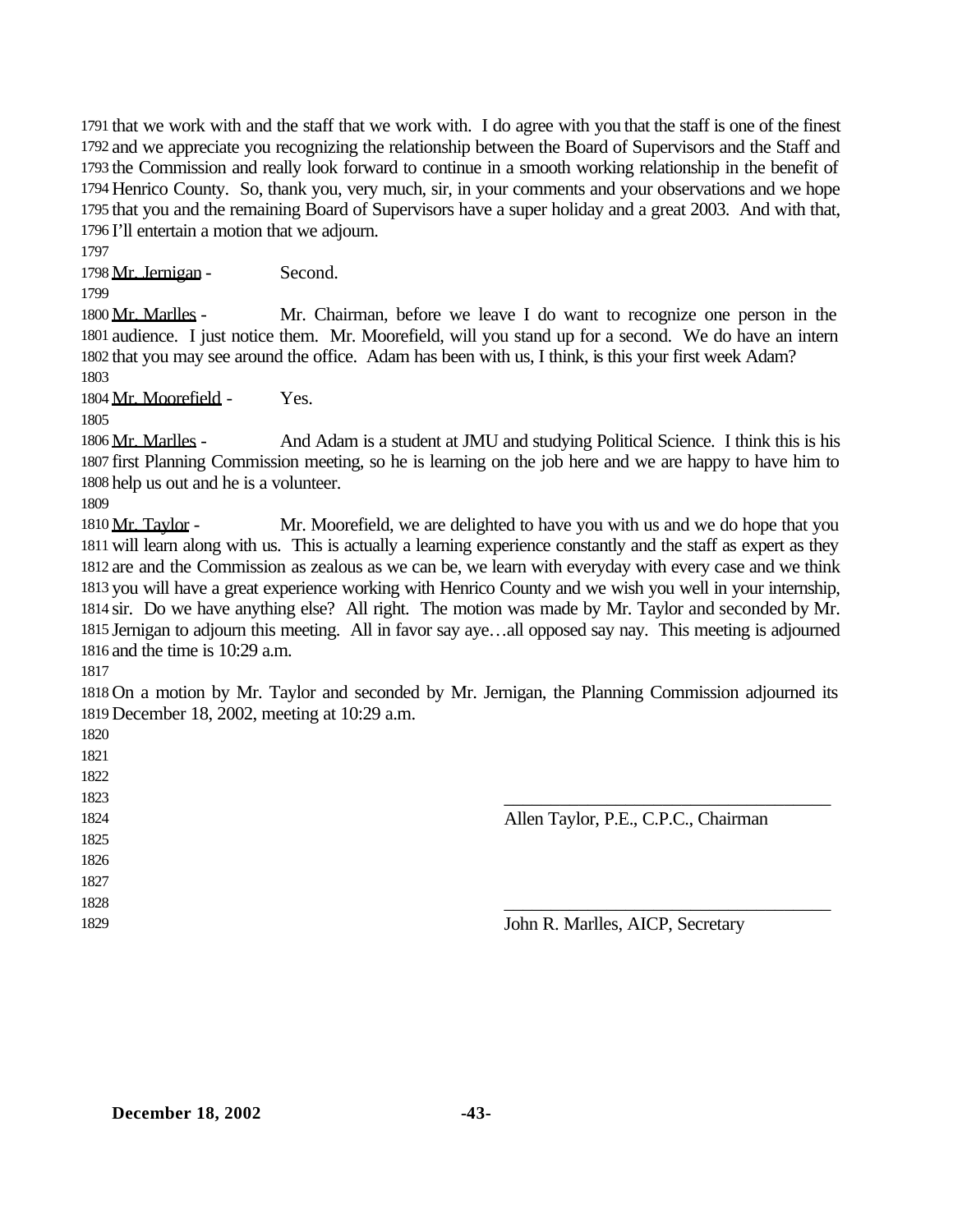that we work with and the staff that we work with. I do agree with you that the staff is one of the finest and we appreciate you recognizing the relationship between the Board of Supervisors and the Staff and the Commission and really look forward to continue in a smooth working relationship in the benefit of Henrico County. So, thank you, very much, sir, in your comments and your observations and we hope that you and the remaining Board of Supervisors have a super holiday and a great 2003. And with that, I'll entertain a motion that we adjourn.

Mr. Jernigan - Second.

Mr. Marlles - Mr. Chairman, before we leave I do want to recognize one person in the audience. I just notice them. Mr. Moorefield, will you stand up for a second. We do have an intern that you may see around the office. Adam has been with us, I think, is this your first week Adam?

Mr. Moorefield - Yes.

Mr. Marlles - And Adam is a student at JMU and studying Political Science. I think this is his first Planning Commission meeting, so he is learning on the job here and we are happy to have him to help us out and he is a volunteer.

Mr. Taylor - Mr. Moorefield, we are delighted to have you with us and we do hope that you will learn along with us. This is actually a learning experience constantly and the staff as expert as they are and the Commission as zealous as we can be, we learn with everyday with every case and we think you will have a great experience working with Henrico County and we wish you well in your internship, sir. Do we have anything else? All right. The motion was made by Mr. Taylor and seconded by Mr. Jernigan to adjourn this meeting. All in favor say aye…all opposed say nay. This meeting is adjourned and the time is 10:29 a.m.

On a motion by Mr. Taylor and seconded by Mr. Jernigan, the Planning Commission adjourned its December 18, 2002, meeting at 10:29 a.m.

\_\_\_\_\_\_\_\_\_\_\_\_\_\_\_\_\_\_\_\_\_\_\_\_\_\_\_\_\_\_\_\_\_\_\_\_

Allen Taylor, P.E., C.P.C., Chairman

\_\_\_\_\_\_\_\_\_\_\_\_\_\_\_\_\_\_\_\_\_\_\_\_\_\_\_\_\_\_\_\_\_\_\_\_

John R. Marlles, AICP, Secretary